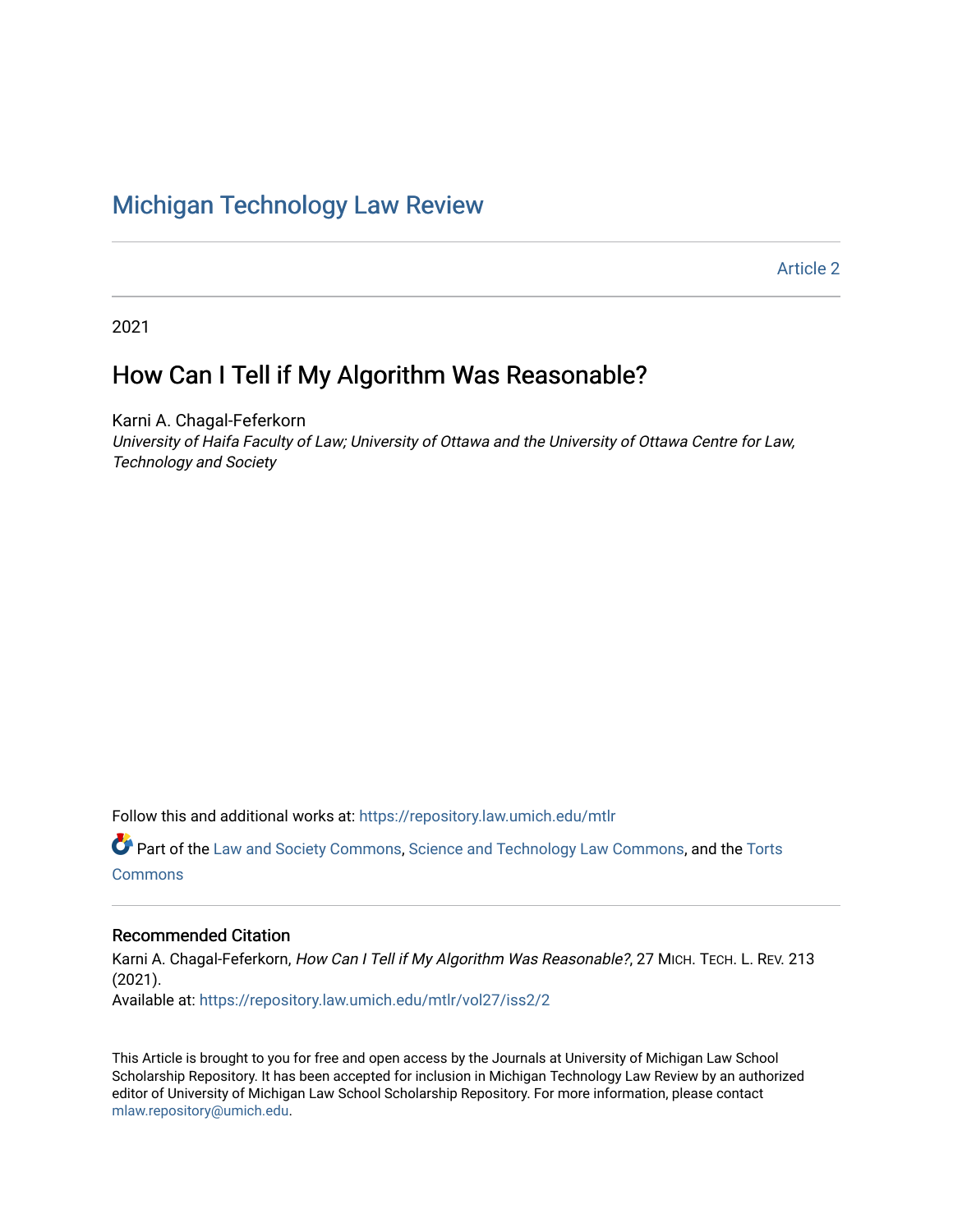# Michigan Technology Law Review

Article 2

2021

## How Can I Tell if My Algorithm Was Reasonable?

Karni A. Chagal-Feferkorn
*University of Haifa Faculty of Law; University of Ottawa and the University of Ottawa Centre for Law, Technology and Society*

Follow this and additional works at: https://repository.law.umich.edu/mtlr

Part of the Law and Society Commons, Science and Technology Law Commons, and the Torts Commons

### Recommended Citation

Karni A. Chagal-Feferkorn, *How Can I Tell if My Algorithm Was Reasonable?*, 27 MICH. TECH. L. REV. 213 (2021).
Available at: https://repository.law.umich.edu/mtlr/vol27/iss2/2

This Article is brought to you for free and open access by the Journals at University of Michigan Law School Scholarship Repository. It has been accepted for inclusion in Michigan Technology Law Review by an authorized editor of University of Michigan Law School Scholarship Repository. For more information, please contact mlaw.repository@umich.edu.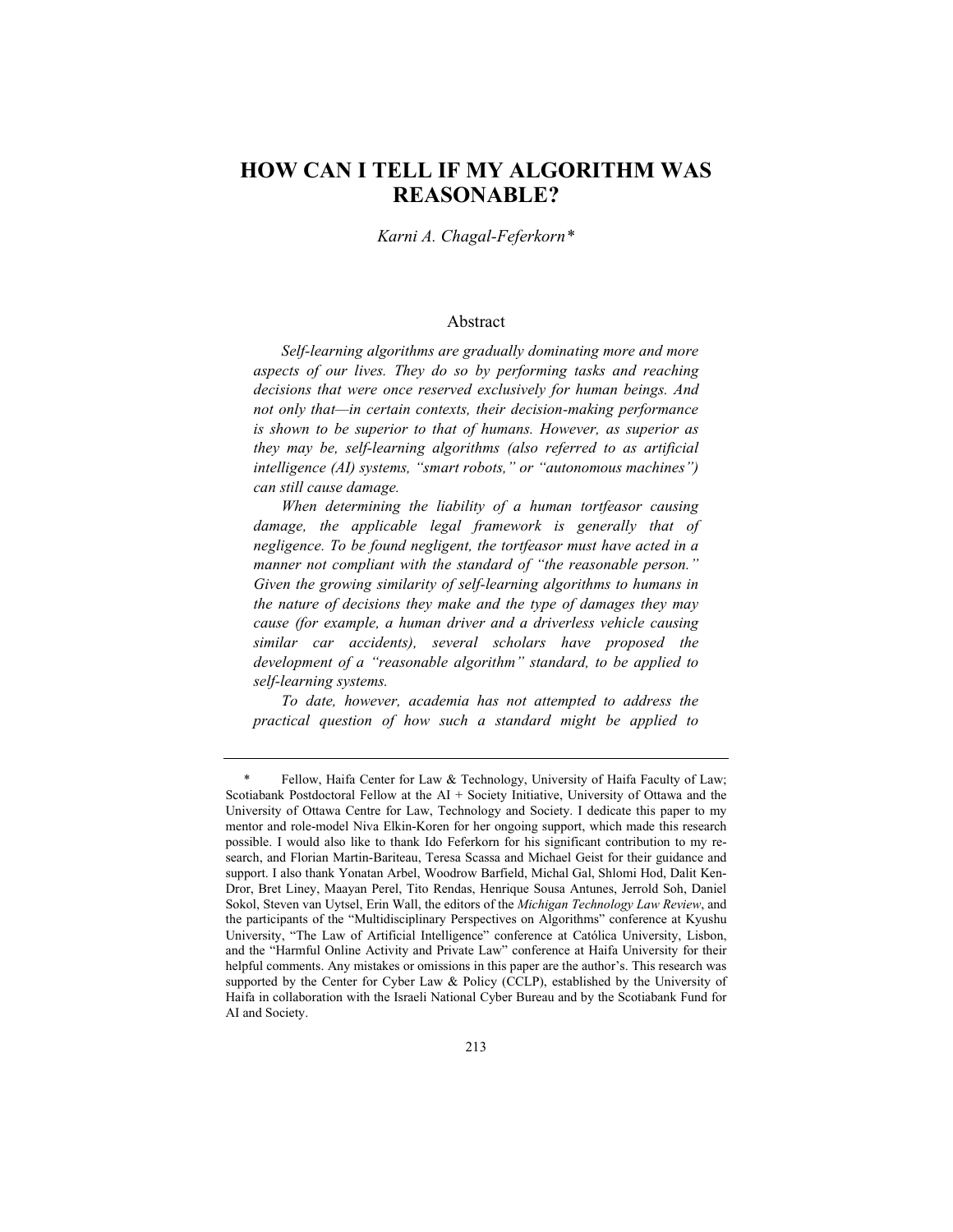# HOW CAN I TELL IF MY ALGORITHM WAS REASONABLE?

*Karni A. Chagal-Feferkorn\**

## Abstract

*Self-learning algorithms are gradually dominating more and more aspects of our lives. They do so by performing tasks and reaching decisions that were once reserved exclusively for human beings. And not only that—in certain contexts, their decision-making performance is shown to be superior to that of humans. However, as superior as they may be, self-learning algorithms (also referred to as artificial intelligence (AI) systems, "smart robots," or "autonomous machines") can still cause damage.*

*When determining the liability of a human tortfeasor causing damage, the applicable legal framework is generally that of negligence. To be found negligent, the tortfeasor must have acted in a manner not compliant with the standard of "the reasonable person." Given the growing similarity of self-learning algorithms to humans in the nature of decisions they make and the type of damages they may cause (for example, a human driver and a driverless vehicle causing similar car accidents), several scholars have proposed the development of a "reasonable algorithm" standard, to be applied to self-learning systems.*

*To date, however, academia has not attempted to address the practical question of how such a standard might be applied to*

---

\* Fellow, Haifa Center for Law & Technology, University of Haifa Faculty of Law; Scotiabank Postdoctoral Fellow at the AI + Society Initiative, University of Ottawa and the University of Ottawa Centre for Law, Technology and Society. I dedicate this paper to my mentor and role-model Niva Elkin-Koren for her ongoing support, which made this research possible. I would also like to thank Ido Feferkorn for his significant contribution to my research, and Florian Martin-Bariteau, Teresa Scassa and Michael Geist for their guidance and support. I also thank Yonatan Arbel, Woodrow Barfield, Michal Gal, Shlomi Hod, Dalit Ken-Dror, Bret Liney, Maayan Perel, Tito Rendas, Henrique Sousa Antunes, Jerrold Soh, Daniel Sokol, Steven van Uytsel, Erin Wall, the editors of the *Michigan Technology Law Review*, and the participants of the "Multidisciplinary Perspectives on Algorithms" conference at Kyushu University, "The Law of Artificial Intelligence" conference at Católica University, Lisbon, and the "Harmful Online Activity and Private Law" conference at Haifa University for their helpful comments. Any mistakes or omissions in this paper are the author's. This research was supported by the Center for Cyber Law & Policy (CCLP), established by the University of Haifa in collaboration with the Israeli National Cyber Bureau and by the Scotiabank Fund for AI and Society.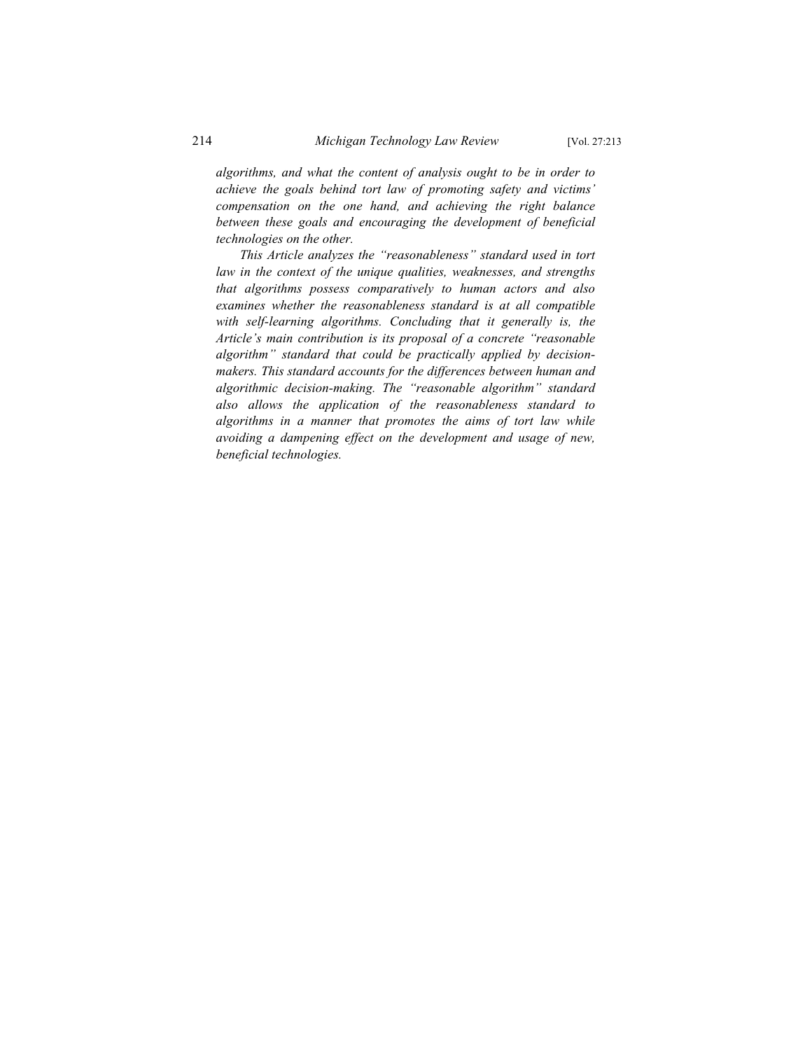*algorithms, and what the content of analysis ought to be in order to achieve the goals behind tort law of promoting safety and victims' compensation on the one hand, and achieving the right balance between these goals and encouraging the development of beneficial technologies on the other.*

*This Article analyzes the "reasonableness" standard used in tort law in the context of the unique qualities, weaknesses, and strengths that algorithms possess comparatively to human actors and also examines whether the reasonableness standard is at all compatible with self-learning algorithms. Concluding that it generally is, the Article's main contribution is its proposal of a concrete "reasonable algorithm" standard that could be practically applied by decision-makers. This standard accounts for the differences between human and algorithmic decision-making. The "reasonable algorithm" standard also allows the application of the reasonableness standard to algorithms in a manner that promotes the aims of tort law while avoiding a dampening effect on the development and usage of new, beneficial technologies.*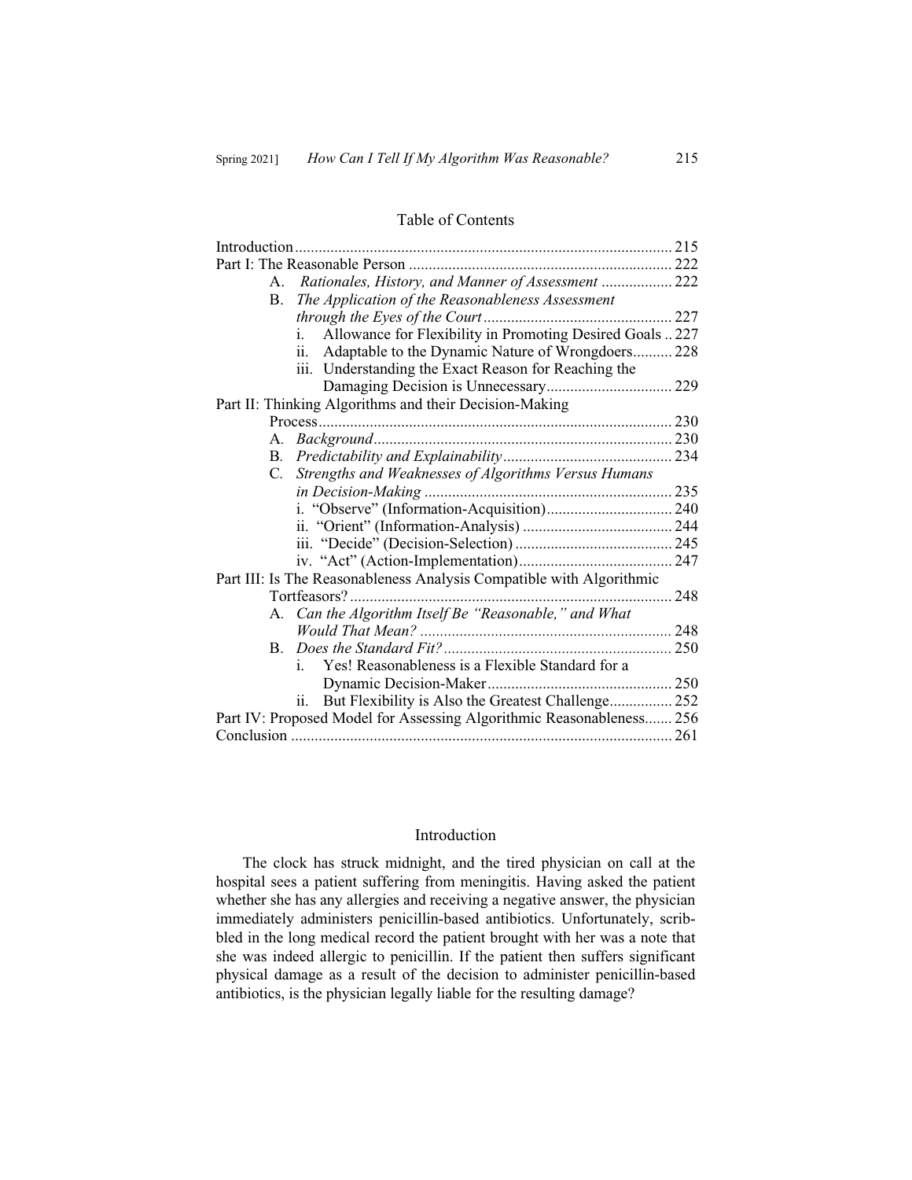## Table of Contents

| | |
|---|---|
| Introduction | 215 |
| Part I: The Reasonable Person | 222 |
| A. *Rationales, History, and Manner of Assessment* | 222 |
| B. *The Application of the Reasonableness Assessment through the Eyes of the Court* | 227 |
| i. Allowance for Flexibility in Promoting Desired Goals | 227 |
| ii. Adaptable to the Dynamic Nature of Wrongdoers | 228 |
| iii. Understanding the Exact Reason for Reaching the Damaging Decision is Unnecessary | 229 |
| Part II: Thinking Algorithms and their Decision-Making Process | 230 |
| A. *Background* | 230 |
| B. *Predictability and Explainability* | 234 |
| C. *Strengths and Weaknesses of Algorithms Versus Humans in Decision-Making* | 235 |
| i. "Observe" (Information-Acquisition) | 240 |
| ii. "Orient" (Information-Analysis) | 244 |
| iii. "Decide" (Decision-Selection) | 245 |
| iv. "Act" (Action-Implementation) | 247 |
| Part III: Is The Reasonableness Analysis Compatible with Algorithmic Tortfeasors? | 248 |
| A. *Can the Algorithm Itself Be "Reasonable," and What Would That Mean?* | 248 |
| B. *Does the Standard Fit?* | 250 |
| i. Yes! Reasonableness is a Flexible Standard for a Dynamic Decision-Maker | 250 |
| ii. But Flexibility is Also the Greatest Challenge | 252 |
| Part IV: Proposed Model for Assessing Algorithmic Reasonableness | 256 |
| Conclusion | 261 |

## Introduction

The clock has struck midnight, and the tired physician on call at the hospital sees a patient suffering from meningitis. Having asked the patient whether she has any allergies and receiving a negative answer, the physician immediately administers penicillin-based antibiotics. Unfortunately, scribbled in the long medical record the patient brought with her was a note that she was indeed allergic to penicillin. If the patient then suffers significant physical damage as a result of the decision to administer penicillin-based antibiotics, is the physician legally liable for the resulting damage?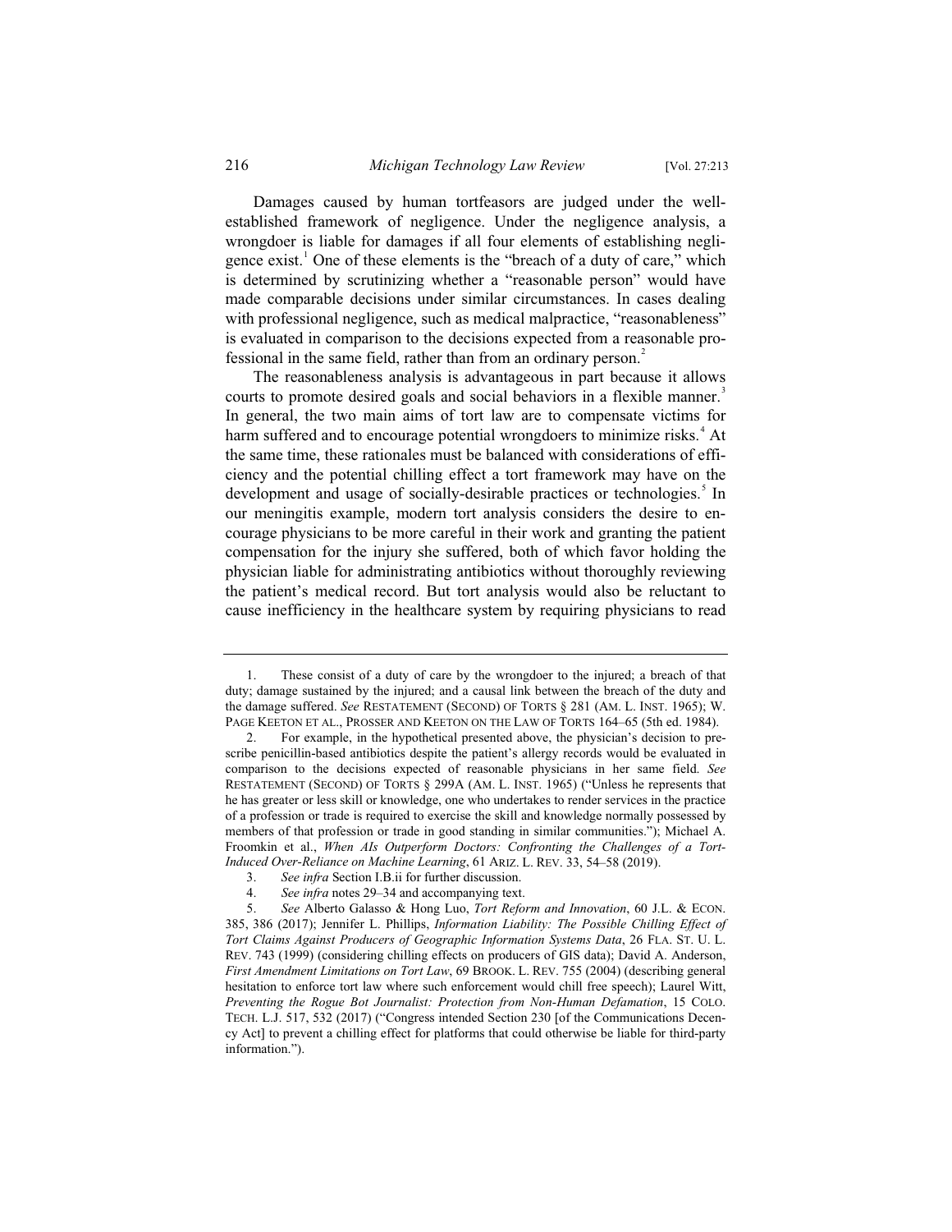Damages caused by human tortfeasors are judged under the well-established framework of negligence. Under the negligence analysis, a wrongdoer is liable for damages if all four elements of establishing negligence exist.[1] One of these elements is the "breach of a duty of care," which is determined by scrutinizing whether a "reasonable person" would have made comparable decisions under similar circumstances. In cases dealing with professional negligence, such as medical malpractice, "reasonableness" is evaluated in comparison to the decisions expected from a reasonable professional in the same field, rather than from an ordinary person.[2]

The reasonableness analysis is advantageous in part because it allows courts to promote desired goals and social behaviors in a flexible manner.[3] In general, the two main aims of tort law are to compensate victims for harm suffered and to encourage potential wrongdoers to minimize risks.[4] At the same time, these rationales must be balanced with considerations of efficiency and the potential chilling effect a tort framework may have on the development and usage of socially-desirable practices or technologies.[5] In our meningitis example, modern tort analysis considers the desire to encourage physicians to be more careful in their work and granting the patient compensation for the injury she suffered, both of which favor holding the physician liable for administrating antibiotics without thoroughly reviewing the patient's medical record. But tort analysis would also be reluctant to cause inefficiency in the healthcare system by requiring physicians to read

---

1. These consist of a duty of care by the wrongdoer to the injured; a breach of that duty; damage sustained by the injured; and a causal link between the breach of the duty and the damage suffered. *See* RESTATEMENT (SECOND) OF TORTS § 281 (AM. L. INST. 1965); W. PAGE KEETON ET AL., PROSSER AND KEETON ON THE LAW OF TORTS 164–65 (5th ed. 1984).

2. For example, in the hypothetical presented above, the physician's decision to prescribe penicillin-based antibiotics despite the patient's allergy records would be evaluated in comparison to the decisions expected of reasonable physicians in her same field. *See* RESTATEMENT (SECOND) OF TORTS § 299A (AM. L. INST. 1965) ("Unless he represents that he has greater or less skill or knowledge, one who undertakes to render services in the practice of a profession or trade is required to exercise the skill and knowledge normally possessed by members of that profession or trade in good standing in similar communities."); Michael A. Froomkin et al., *When AIs Outperform Doctors: Confronting the Challenges of a Tort-Induced Over-Reliance on Machine Learning*, 61 ARIZ. L. REV. 33, 54–58 (2019).

3. *See infra* Section I.B.ii for further discussion.

4. *See infra* notes 29–34 and accompanying text.

5. *See* Alberto Galasso & Hong Luo, *Tort Reform and Innovation*, 60 J.L. & ECON. 385, 386 (2017); Jennifer L. Phillips, *Information Liability: The Possible Chilling Effect of Tort Claims Against Producers of Geographic Information Systems Data*, 26 FLA. ST. U. L. REV. 743 (1999) (considering chilling effects on producers of GIS data); David A. Anderson, *First Amendment Limitations on Tort Law*, 69 BROOK. L. REV. 755 (2004) (describing general hesitation to enforce tort law where such enforcement would chill free speech); Laurel Witt, *Preventing the Rogue Bot Journalist: Protection from Non-Human Defamation*, 15 COLO. TECH. L.J. 517, 532 (2017) ("Congress intended Section 230 [of the Communications Decency Act] to prevent a chilling effect for platforms that could otherwise be liable for third-party information.").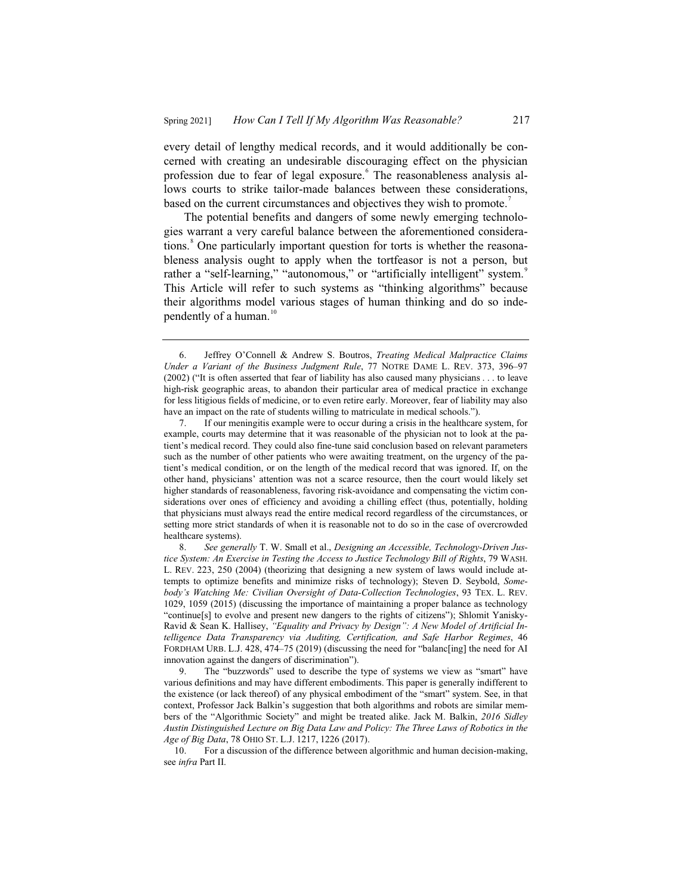every detail of lengthy medical records, and it would additionally be concerned with creating an undesirable discouraging effect on the physician profession due to fear of legal exposure.[6] The reasonableness analysis allows courts to strike tailor-made balances between these considerations, based on the current circumstances and objectives they wish to promote.[7]

The potential benefits and dangers of some newly emerging technologies warrant a very careful balance between the aforementioned considerations.[8] One particularly important question for torts is whether the reasonableness analysis ought to apply when the tortfeasor is not a person, but rather a "self-learning," "autonomous," or "artificially intelligent" system.[9] This Article will refer to such systems as "thinking algorithms" because their algorithms model various stages of human thinking and do so independently of a human.[10]

---

6. Jeffrey O'Connell & Andrew S. Boutros, *Treating Medical Malpractice Claims Under a Variant of the Business Judgment Rule*, 77 NOTRE DAME L. REV. 373, 396–97 (2002) ("It is often asserted that fear of liability has also caused many physicians . . . to leave high-risk geographic areas, to abandon their particular area of medical practice in exchange for less litigious fields of medicine, or to even retire early. Moreover, fear of liability may also have an impact on the rate of students willing to matriculate in medical schools.").

7. If our meningitis example were to occur during a crisis in the healthcare system, for example, courts may determine that it was reasonable of the physician not to look at the patient's medical record. They could also fine-tune said conclusion based on relevant parameters such as the number of other patients who were awaiting treatment, on the urgency of the patient's medical condition, or on the length of the medical record that was ignored. If, on the other hand, physicians' attention was not a scarce resource, then the court would likely set higher standards of reasonableness, favoring risk-avoidance and compensating the victim considerations over ones of efficiency and avoiding a chilling effect (thus, potentially, holding that physicians must always read the entire medical record regardless of the circumstances, or setting more strict standards of when it is reasonable not to do so in the case of overcrowded healthcare systems).

8. *See generally* T. W. Small et al., *Designing an Accessible, Technology-Driven Justice System: An Exercise in Testing the Access to Justice Technology Bill of Rights*, 79 WASH. L. REV. 223, 250 (2004) (theorizing that designing a new system of laws would include attempts to optimize benefits and minimize risks of technology); Steven D. Seybold, *Somebody's Watching Me: Civilian Oversight of Data-Collection Technologies*, 93 TEX. L. REV. 1029, 1059 (2015) (discussing the importance of maintaining a proper balance as technology "continue[s] to evolve and present new dangers to the rights of citizens"); Shlomit Yanisky-Ravid & Sean K. Hallisey, *"Equality and Privacy by Design": A New Model of Artificial Intelligence Data Transparency via Auditing, Certification, and Safe Harbor Regimes*, 46 FORDHAM URB. L.J. 428, 474–75 (2019) (discussing the need for "balanc[ing] the need for AI innovation against the dangers of discrimination").

9. The "buzzwords" used to describe the type of systems we view as "smart" have various definitions and may have different embodiments. This paper is generally indifferent to the existence (or lack thereof) of any physical embodiment of the "smart" system. See, in that context, Professor Jack Balkin's suggestion that both algorithms and robots are similar members of the "Algorithmic Society" and might be treated alike. Jack M. Balkin, *2016 Sidley Austin Distinguished Lecture on Big Data Law and Policy: The Three Laws of Robotics in the Age of Big Data*, 78 OHIO ST. L.J. 1217, 1226 (2017).

10. For a discussion of the difference between algorithmic and human decision-making, see *infra* Part II.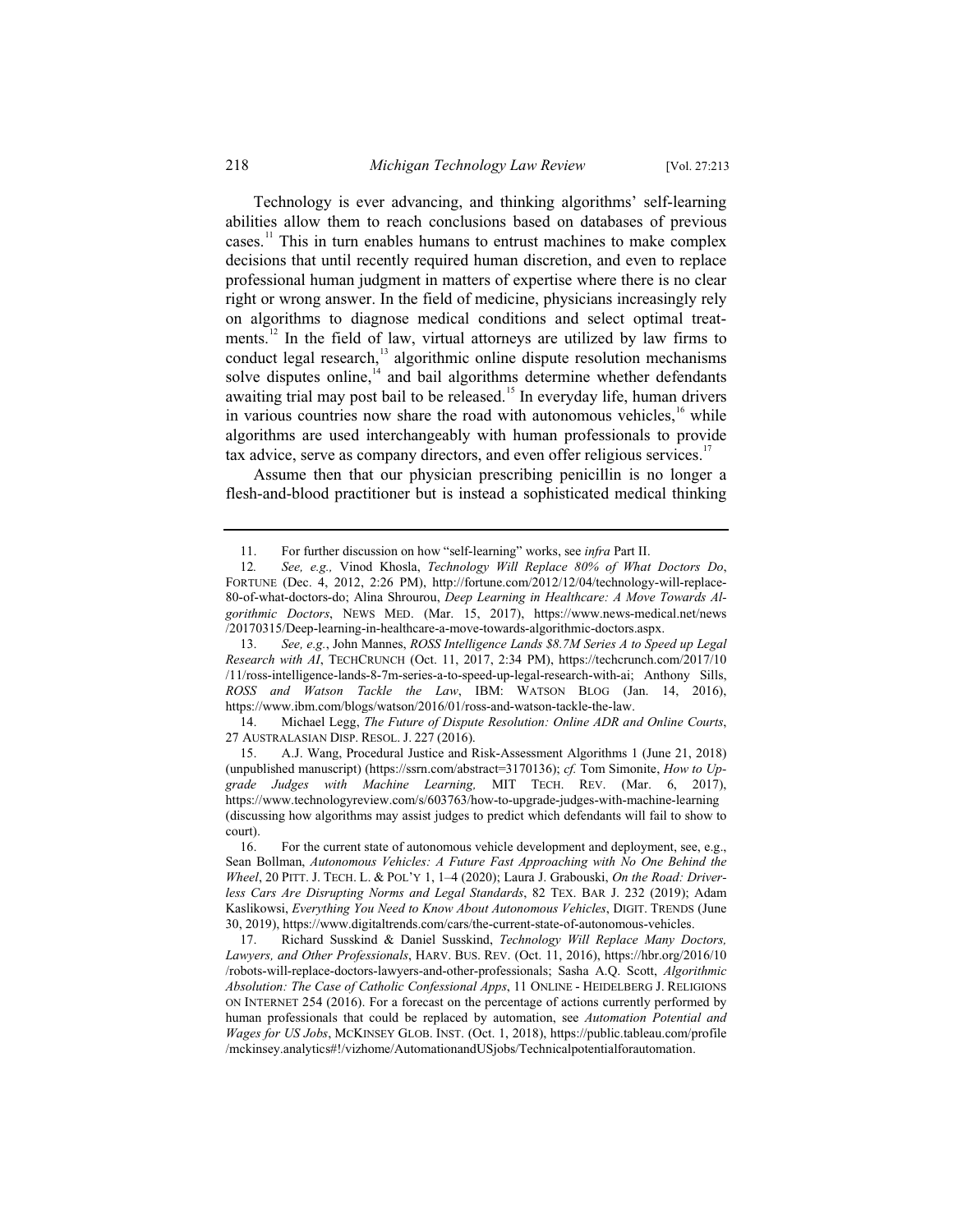Technology is ever advancing, and thinking algorithms' self-learning abilities allow them to reach conclusions based on databases of previous cases.[11] This in turn enables humans to entrust machines to make complex decisions that until recently required human discretion, and even to replace professional human judgment in matters of expertise where there is no clear right or wrong answer. In the field of medicine, physicians increasingly rely on algorithms to diagnose medical conditions and select optimal treatments.[12] In the field of law, virtual attorneys are utilized by law firms to conduct legal research,[13] algorithmic online dispute resolution mechanisms solve disputes online,[14] and bail algorithms determine whether defendants awaiting trial may post bail to be released.[15] In everyday life, human drivers in various countries now share the road with autonomous vehicles,[16] while algorithms are used interchangeably with human professionals to provide tax advice, serve as company directors, and even offer religious services.[17]

Assume then that our physician prescribing penicillin is no longer a flesh-and-blood practitioner but is instead a sophisticated medical thinking

---

11. For further discussion on how "self-learning" works, see *infra* Part II.

12. *See, e.g.,* Vinod Khosla, *Technology Will Replace 80% of What Doctors Do*, FORTUNE (Dec. 4, 2012, 2:26 PM), http://fortune.com/2012/12/04/technology-will-replace-80-of-what-doctors-do; Alina Shrourou, *Deep Learning in Healthcare: A Move Towards Algorithmic Doctors*, NEWS MED. (Mar. 15, 2017), https://www.news-medical.net/news/20170315/Deep-learning-in-healthcare-a-move-towards-algorithmic-doctors.aspx.

13. *See, e.g.*, John Mannes, *ROSS Intelligence Lands $8.7M Series A to Speed up Legal Research with AI*, TECHCRUNCH (Oct. 11, 2017, 2:34 PM), https://techcrunch.com/2017/10/11/ross-intelligence-lands-8-7m-series-a-to-speed-up-legal-research-with-ai; Anthony Sills, *ROSS and Watson Tackle the Law*, IBM: WATSON BLOG (Jan. 14, 2016), https://www.ibm.com/blogs/watson/2016/01/ross-and-watson-tackle-the-law.

14. Michael Legg, *The Future of Dispute Resolution: Online ADR and Online Courts*, 27 AUSTRALASIAN DISP. RESOL. J. 227 (2016).

15. A.J. Wang, Procedural Justice and Risk-Assessment Algorithms 1 (June 21, 2018) (unpublished manuscript) (https://ssrn.com/abstract=3170136); *cf.* Tom Simonite, *How to Upgrade Judges with Machine Learning,* MIT TECH. REV. (Mar. 6, 2017), https://www.technologyreview.com/s/603763/how-to-upgrade-judges-with-machine-learning (discussing how algorithms may assist judges to predict which defendants will fail to show to court).

16. For the current state of autonomous vehicle development and deployment, see, e.g., Sean Bollman, *Autonomous Vehicles: A Future Fast Approaching with No One Behind the Wheel*, 20 PITT. J. TECH. L. & POL'Y 1, 1–4 (2020); Laura J. Grabouski, *On the Road: Driverless Cars Are Disrupting Norms and Legal Standards*, 82 TEX. BAR J. 232 (2019); Adam Kaslikowsi, *Everything You Need to Know About Autonomous Vehicles*, DIGIT. TRENDS (June 30, 2019), https://www.digitaltrends.com/cars/the-current-state-of-autonomous-vehicles.

17. Richard Susskind & Daniel Susskind, *Technology Will Replace Many Doctors, Lawyers, and Other Professionals*, HARV. BUS. REV. (Oct. 11, 2016), https://hbr.org/2016/10/robots-will-replace-doctors-lawyers-and-other-professionals; Sasha A.Q. Scott, *Algorithmic Absolution: The Case of Catholic Confessional Apps*, 11 ONLINE - HEIDELBERG J. RELIGIONS ON INTERNET 254 (2016). For a forecast on the percentage of actions currently performed by human professionals that could be replaced by automation, see *Automation Potential and Wages for US Jobs*, MCKINSEY GLOB. INST. (Oct. 1, 2018), https://public.tableau.com/profile/mckinsey.analytics#!/vizhome/AutomationandUSjobs/Technicalpotentialforautomation.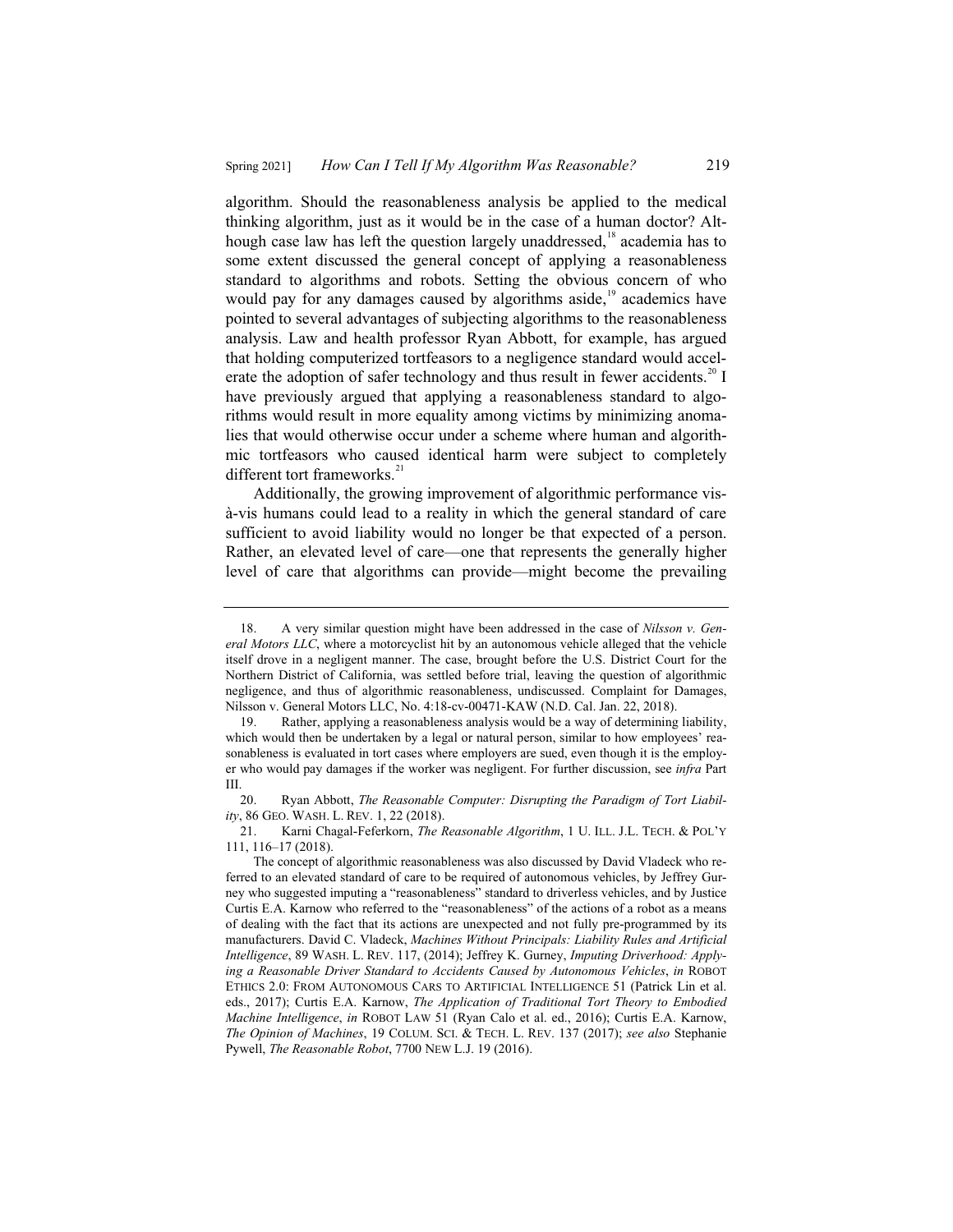algorithm. Should the reasonableness analysis be applied to the medical thinking algorithm, just as it would be in the case of a human doctor? Although case law has left the question largely unaddressed,[18] academia has to some extent discussed the general concept of applying a reasonableness standard to algorithms and robots. Setting the obvious concern of who would pay for any damages caused by algorithms aside,[19] academics have pointed to several advantages of subjecting algorithms to the reasonableness analysis. Law and health professor Ryan Abbott, for example, has argued that holding computerized tortfeasors to a negligence standard would accelerate the adoption of safer technology and thus result in fewer accidents.[20] I have previously argued that applying a reasonableness standard to algorithms would result in more equality among victims by minimizing anomalies that would otherwise occur under a scheme where human and algorithmic tortfeasors who caused identical harm were subject to completely different tort frameworks.[21]

Additionally, the growing improvement of algorithmic performance vis-à-vis humans could lead to a reality in which the general standard of care sufficient to avoid liability would no longer be that expected of a person. Rather, an elevated level of care—one that represents the generally higher level of care that algorithms can provide—might become the prevailing

---

18. A very similar question might have been addressed in the case of *Nilsson v. General Motors LLC*, where a motorcyclist hit by an autonomous vehicle alleged that the vehicle itself drove in a negligent manner. The case, brought before the U.S. District Court for the Northern District of California, was settled before trial, leaving the question of algorithmic negligence, and thus of algorithmic reasonableness, undiscussed. Complaint for Damages, Nilsson v. General Motors LLC, No. 4:18-cv-00471-KAW (N.D. Cal. Jan. 22, 2018).

19. Rather, applying a reasonableness analysis would be a way of determining liability, which would then be undertaken by a legal or natural person, similar to how employees' reasonableness is evaluated in tort cases where employers are sued, even though it is the employer who would pay damages if the worker was negligent. For further discussion, see *infra* Part III.

20. Ryan Abbott, *The Reasonable Computer: Disrupting the Paradigm of Tort Liability*, 86 GEO. WASH. L. REV. 1, 22 (2018).

21. Karni Chagal-Feferkorn, *The Reasonable Algorithm*, 1 U. ILL. J.L. TECH. & POL'Y 111, 116–17 (2018).

The concept of algorithmic reasonableness was also discussed by David Vladeck who referred to an elevated standard of care to be required of autonomous vehicles, by Jeffrey Gurney who suggested imputing a "reasonableness" standard to driverless vehicles, and by Justice Curtis E.A. Karnow who referred to the "reasonableness" of the actions of a robot as a means of dealing with the fact that its actions are unexpected and not fully pre-programmed by its manufacturers. David C. Vladeck, *Machines Without Principals: Liability Rules and Artificial Intelligence*, 89 WASH. L. REV. 117, (2014); Jeffrey K. Gurney, *Imputing Driverhood: Applying a Reasonable Driver Standard to Accidents Caused by Autonomous Vehicles*, *in* ROBOT ETHICS 2.0: FROM AUTONOMOUS CARS TO ARTIFICIAL INTELLIGENCE 51 (Patrick Lin et al. eds., 2017); Curtis E.A. Karnow, *The Application of Traditional Tort Theory to Embodied Machine Intelligence*, *in* ROBOT LAW 51 (Ryan Calo et al. ed., 2016); Curtis E.A. Karnow, *The Opinion of Machines*, 19 COLUM. SCI. & TECH. L. REV. 137 (2017); *see also* Stephanie Pywell, *The Reasonable Robot*, 7700 NEW L.J. 19 (2016).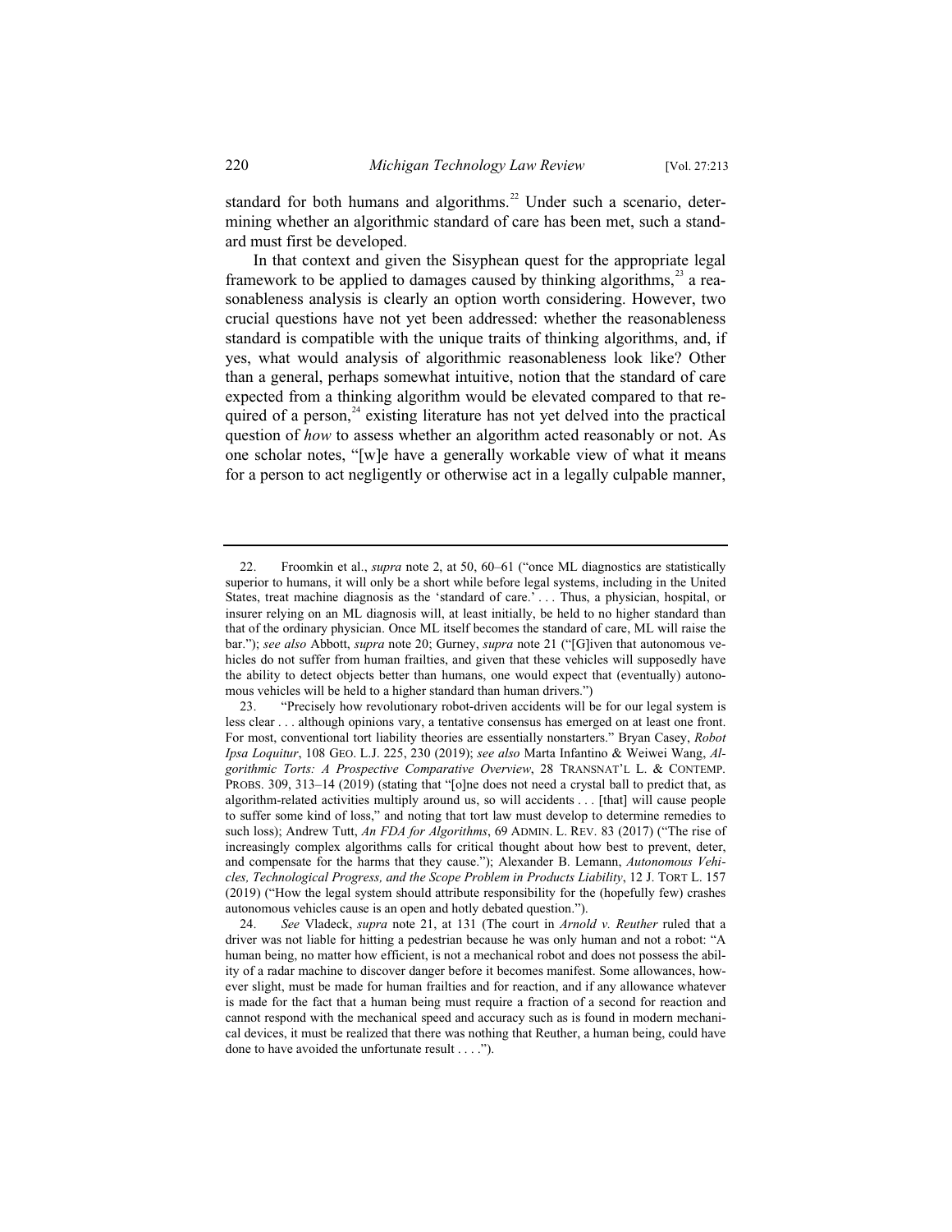standard for both humans and algorithms.[22] Under such a scenario, determining whether an algorithmic standard of care has been met, such a standard must first be developed.

In that context and given the Sisyphean quest for the appropriate legal framework to be applied to damages caused by thinking algorithms,[23] a reasonableness analysis is clearly an option worth considering. However, two crucial questions have not yet been addressed: whether the reasonableness standard is compatible with the unique traits of thinking algorithms, and, if yes, what would analysis of algorithmic reasonableness look like? Other than a general, perhaps somewhat intuitive, notion that the standard of care expected from a thinking algorithm would be elevated compared to that required of a person,[24] existing literature has not yet delved into the practical question of *how* to assess whether an algorithm acted reasonably or not. As one scholar notes, "[w]e have a generally workable view of what it means for a person to act negligently or otherwise act in a legally culpable manner,

---

22. Froomkin et al., *supra* note 2, at 50, 60–61 ("once ML diagnostics are statistically superior to humans, it will only be a short while before legal systems, including in the United States, treat machine diagnosis as the 'standard of care.' . . . Thus, a physician, hospital, or insurer relying on an ML diagnosis will, at least initially, be held to no higher standard than that of the ordinary physician. Once ML itself becomes the standard of care, ML will raise the bar."); *see also* Abbott, *supra* note 20; Gurney, *supra* note 21 ("[G]iven that autonomous vehicles do not suffer from human frailties, and given that these vehicles will supposedly have the ability to detect objects better than humans, one would expect that (eventually) autonomous vehicles will be held to a higher standard than human drivers.")

23. "Precisely how revolutionary robot-driven accidents will be for our legal system is less clear . . . although opinions vary, a tentative consensus has emerged on at least one front. For most, conventional tort liability theories are essentially nonstarters." Bryan Casey, *Robot Ipsa Loquitur*, 108 GEO. L.J. 225, 230 (2019); *see also* Marta Infantino & Weiwei Wang, *Algorithmic Torts: A Prospective Comparative Overview*, 28 TRANSNAT'L L. & CONTEMP. PROBS. 309, 313–14 (2019) (stating that "[o]ne does not need a crystal ball to predict that, as algorithm-related activities multiply around us, so will accidents . . . [that] will cause people to suffer some kind of loss," and noting that tort law must develop to determine remedies to such loss); Andrew Tutt, *An FDA for Algorithms*, 69 ADMIN. L. REV. 83 (2017) ("The rise of increasingly complex algorithms calls for critical thought about how best to prevent, deter, and compensate for the harms that they cause."); Alexander B. Lemann, *Autonomous Vehicles, Technological Progress, and the Scope Problem in Products Liability*, 12 J. TORT L. 157 (2019) ("How the legal system should attribute responsibility for the (hopefully few) crashes autonomous vehicles cause is an open and hotly debated question.").

24. *See* Vladeck, *supra* note 21, at 131 (The court in *Arnold v. Reuther* ruled that a driver was not liable for hitting a pedestrian because he was only human and not a robot: "A human being, no matter how efficient, is not a mechanical robot and does not possess the ability of a radar machine to discover danger before it becomes manifest. Some allowances, however slight, must be made for human frailties and for reaction, and if any allowance whatever is made for the fact that a human being must require a fraction of a second for reaction and cannot respond with the mechanical speed and accuracy such as is found in modern mechanical devices, it must be realized that there was nothing that Reuther, a human being, could have done to have avoided the unfortunate result . . . .").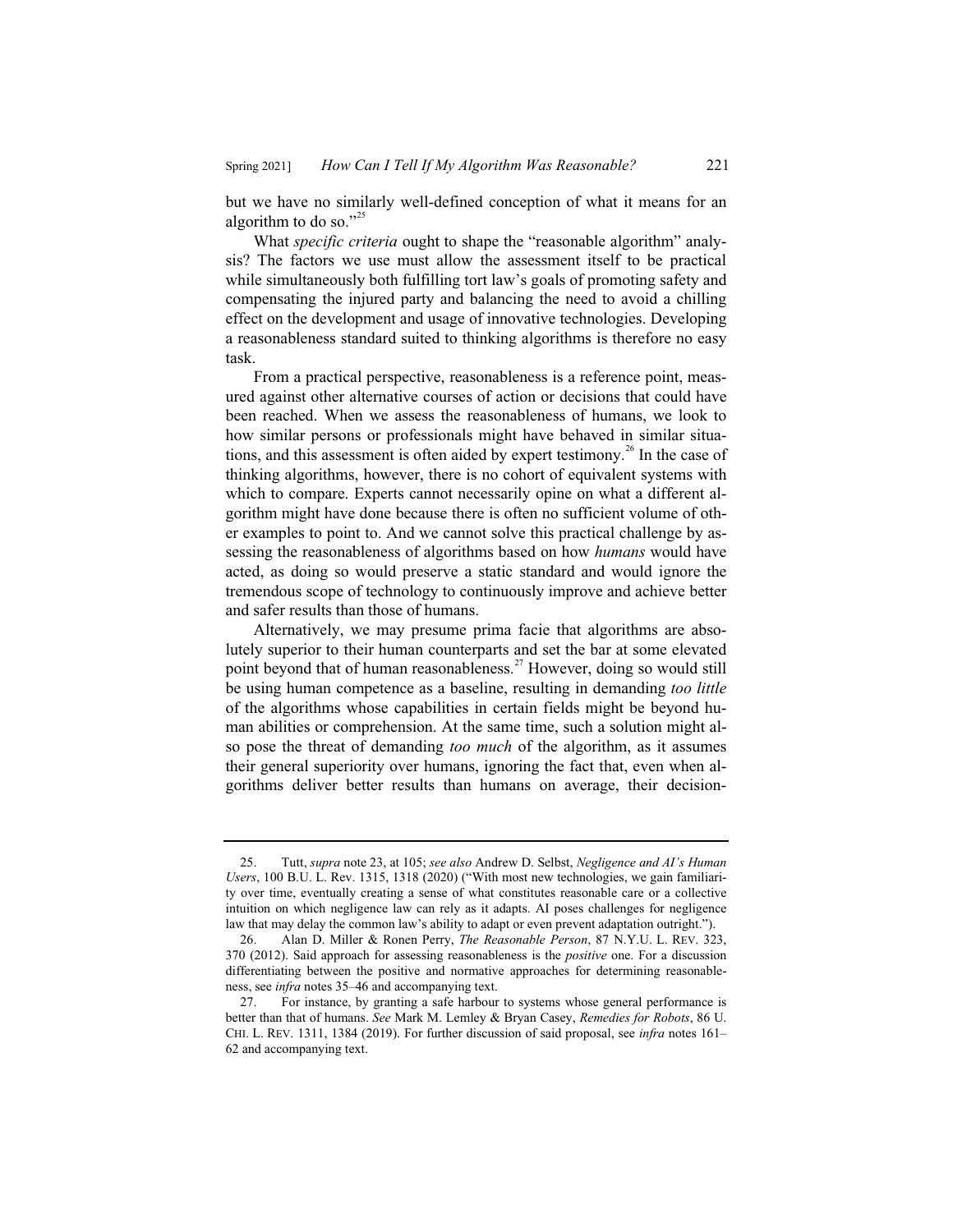but we have no similarly well-defined conception of what it means for an algorithm to do so."[25]

What *specific criteria* ought to shape the "reasonable algorithm" analysis? The factors we use must allow the assessment itself to be practical while simultaneously both fulfilling tort law's goals of promoting safety and compensating the injured party and balancing the need to avoid a chilling effect on the development and usage of innovative technologies. Developing a reasonableness standard suited to thinking algorithms is therefore no easy task.

From a practical perspective, reasonableness is a reference point, measured against other alternative courses of action or decisions that could have been reached. When we assess the reasonableness of humans, we look to how similar persons or professionals might have behaved in similar situations, and this assessment is often aided by expert testimony.[26] In the case of thinking algorithms, however, there is no cohort of equivalent systems with which to compare. Experts cannot necessarily opine on what a different algorithm might have done because there is often no sufficient volume of other examples to point to. And we cannot solve this practical challenge by assessing the reasonableness of algorithms based on how *humans* would have acted, as doing so would preserve a static standard and would ignore the tremendous scope of technology to continuously improve and achieve better and safer results than those of humans.

Alternatively, we may presume prima facie that algorithms are absolutely superior to their human counterparts and set the bar at some elevated point beyond that of human reasonableness.[27] However, doing so would still be using human competence as a baseline, resulting in demanding *too little* of the algorithms whose capabilities in certain fields might be beyond human abilities or comprehension. At the same time, such a solution might also pose the threat of demanding *too much* of the algorithm, as it assumes their general superiority over humans, ignoring the fact that, even when algorithms deliver better results than humans on average, their decision-

---

25. Tutt, *supra* note 23, at 105; *see also* Andrew D. Selbst, *Negligence and AI's Human Users*, 100 B.U. L. Rev. 1315, 1318 (2020) ("With most new technologies, we gain familiarity over time, eventually creating a sense of what constitutes reasonable care or a collective intuition on which negligence law can rely as it adapts. AI poses challenges for negligence law that may delay the common law's ability to adapt or even prevent adaptation outright.").

26. Alan D. Miller & Ronen Perry, *The Reasonable Person*, 87 N.Y.U. L. REV. 323, 370 (2012). Said approach for assessing reasonableness is the *positive* one. For a discussion differentiating between the positive and normative approaches for determining reasonableness, see *infra* notes 35–46 and accompanying text.

27. For instance, by granting a safe harbour to systems whose general performance is better than that of humans. *See* Mark M. Lemley & Bryan Casey, *Remedies for Robots*, 86 U. CHI. L. REV. 1311, 1384 (2019). For further discussion of said proposal, see *infra* notes 161–62 and accompanying text.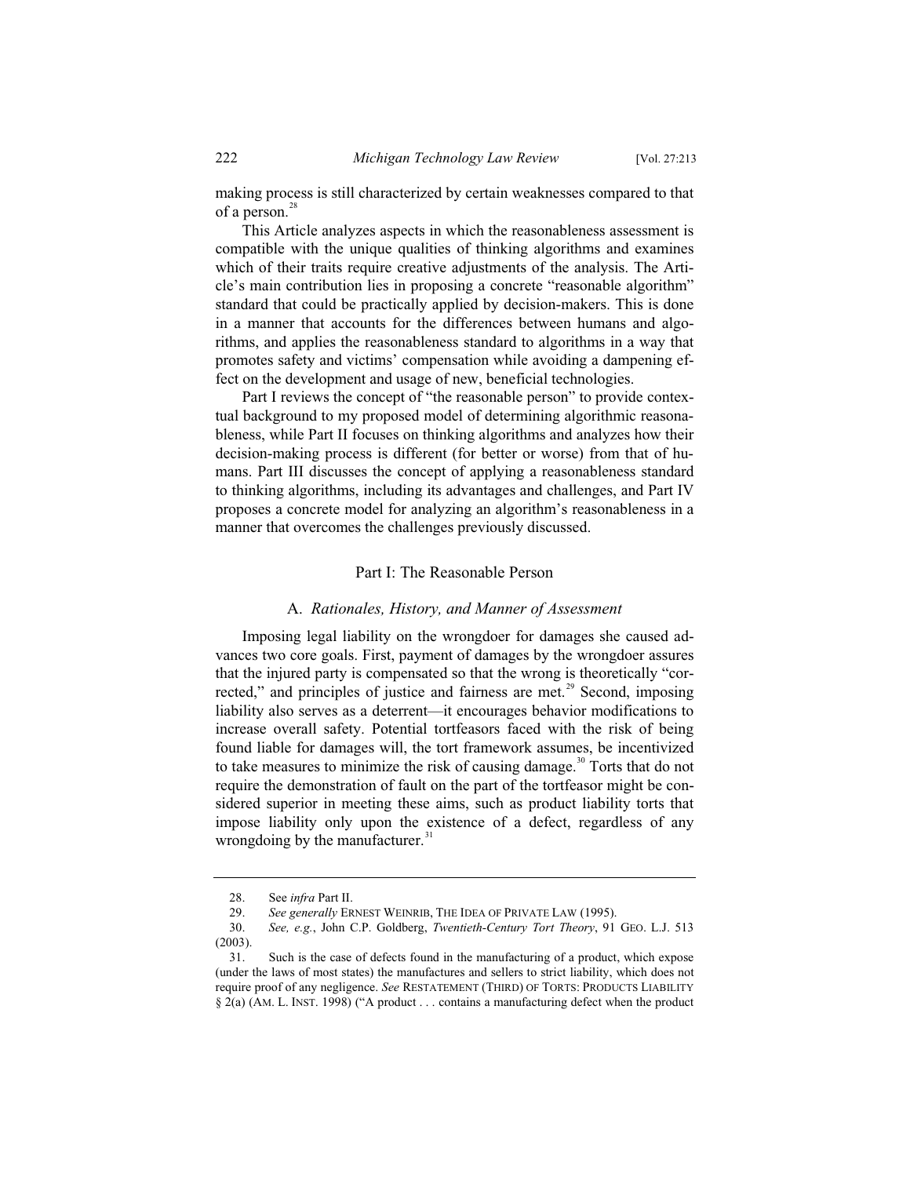making process is still characterized by certain weaknesses compared to that of a person.[28]

This Article analyzes aspects in which the reasonableness assessment is compatible with the unique qualities of thinking algorithms and examines which of their traits require creative adjustments of the analysis. The Article's main contribution lies in proposing a concrete "reasonable algorithm" standard that could be practically applied by decision-makers. This is done in a manner that accounts for the differences between humans and algorithms, and applies the reasonableness standard to algorithms in a way that promotes safety and victims' compensation while avoiding a dampening effect on the development and usage of new, beneficial technologies.

Part I reviews the concept of "the reasonable person" to provide contextual background to my proposed model of determining algorithmic reasonableness, while Part II focuses on thinking algorithms and analyzes how their decision-making process is different (for better or worse) from that of humans. Part III discusses the concept of applying a reasonableness standard to thinking algorithms, including its advantages and challenges, and Part IV proposes a concrete model for analyzing an algorithm's reasonableness in a manner that overcomes the challenges previously discussed.

## Part I: The Reasonable Person

### A. *Rationales, History, and Manner of Assessment*

Imposing legal liability on the wrongdoer for damages she caused advances two core goals. First, payment of damages by the wrongdoer assures that the injured party is compensated so that the wrong is theoretically "corrected," and principles of justice and fairness are met.[29] Second, imposing liability also serves as a deterrent—it encourages behavior modifications to increase overall safety. Potential tortfeasors faced with the risk of being found liable for damages will, the tort framework assumes, be incentivized to take measures to minimize the risk of causing damage.[30] Torts that do not require the demonstration of fault on the part of the tortfeasor might be considered superior in meeting these aims, such as product liability torts that impose liability only upon the existence of a defect, regardless of any wrongdoing by the manufacturer.[31]

---

28. See *infra* Part II.

29. *See generally* ERNEST WEINRIB, THE IDEA OF PRIVATE LAW (1995).

30. *See, e.g.*, John C.P. Goldberg, *Twentieth-Century Tort Theory*, 91 GEO. L.J. 513 (2003).

31. Such is the case of defects found in the manufacturing of a product, which expose (under the laws of most states) the manufactures and sellers to strict liability, which does not require proof of any negligence. *See* RESTATEMENT (THIRD) OF TORTS: PRODUCTS LIABILITY § 2(a) (AM. L. INST. 1998) ("A product . . . contains a manufacturing defect when the product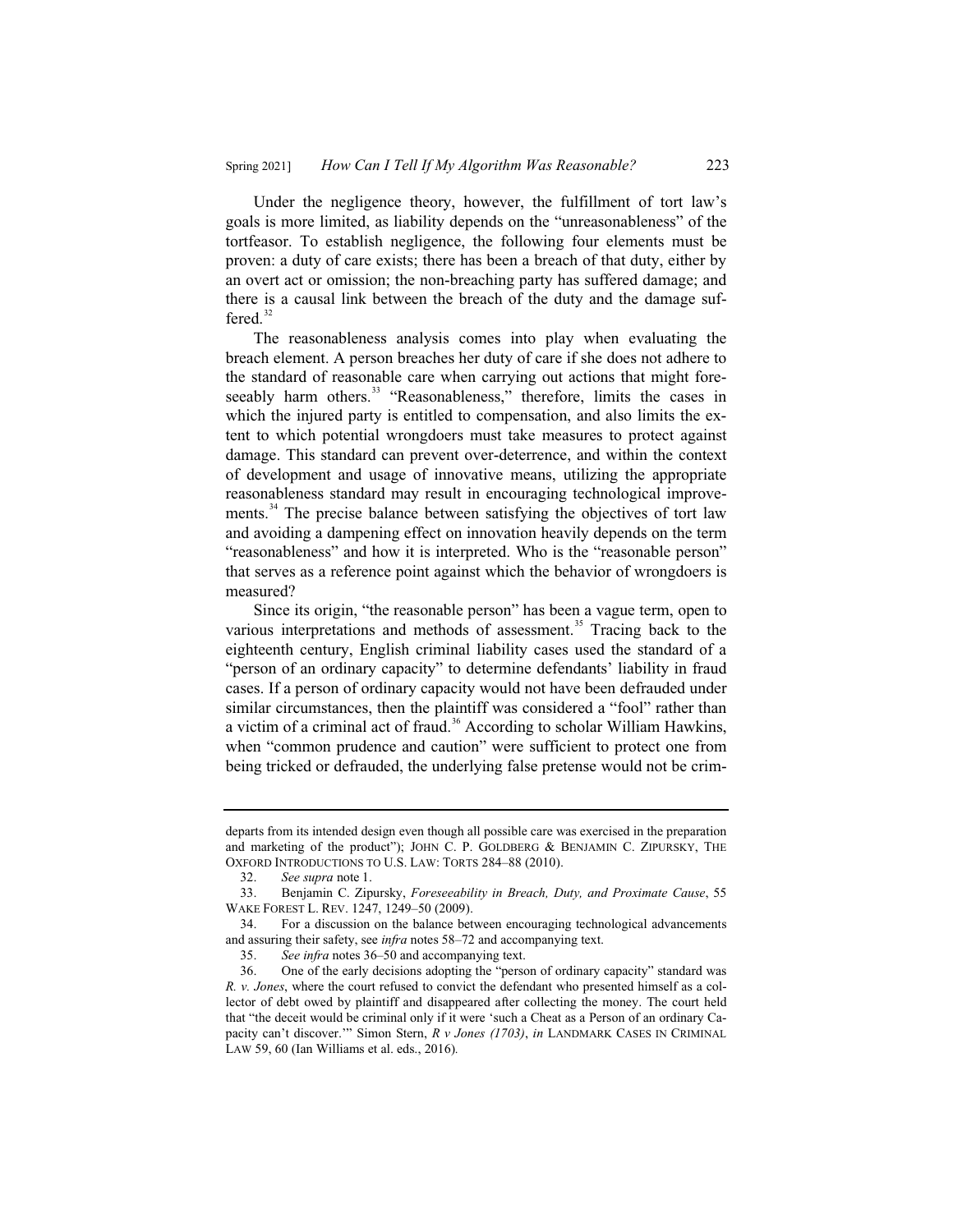Under the negligence theory, however, the fulfillment of tort law's goals is more limited, as liability depends on the "unreasonableness" of the tortfeasor. To establish negligence, the following four elements must be proven: a duty of care exists; there has been a breach of that duty, either by an overt act or omission; the non-breaching party has suffered damage; and there is a causal link between the breach of the duty and the damage suffered.[32]

The reasonableness analysis comes into play when evaluating the breach element. A person breaches her duty of care if she does not adhere to the standard of reasonable care when carrying out actions that might foreseeably harm others.[33] "Reasonableness," therefore, limits the cases in which the injured party is entitled to compensation, and also limits the extent to which potential wrongdoers must take measures to protect against damage. This standard can prevent over-deterrence, and within the context of development and usage of innovative means, utilizing the appropriate reasonableness standard may result in encouraging technological improvements.[34] The precise balance between satisfying the objectives of tort law and avoiding a dampening effect on innovation heavily depends on the term "reasonableness" and how it is interpreted. Who is the "reasonable person" that serves as a reference point against which the behavior of wrongdoers is measured?

Since its origin, "the reasonable person" has been a vague term, open to various interpretations and methods of assessment.[35] Tracing back to the eighteenth century, English criminal liability cases used the standard of a "person of an ordinary capacity" to determine defendants' liability in fraud cases. If a person of ordinary capacity would not have been defrauded under similar circumstances, then the plaintiff was considered a "fool" rather than a victim of a criminal act of fraud.[36] According to scholar William Hawkins, when "common prudence and caution" were sufficient to protect one from being tricked or defrauded, the underlying false pretense would not be crim-

---

departs from its intended design even though all possible care was exercised in the preparation and marketing of the product"); JOHN C. P. GOLDBERG & BENJAMIN C. ZIPURSKY, THE OXFORD INTRODUCTIONS TO U.S. LAW: TORTS 284–88 (2010).

32. *See supra* note 1.

33. Benjamin C. Zipursky, *Foreseeability in Breach, Duty, and Proximate Cause*, 55 WAKE FOREST L. REV. 1247, 1249–50 (2009).

34. For a discussion on the balance between encouraging technological advancements and assuring their safety, see *infra* notes 58–72 and accompanying text.

35. *See infra* notes 36–50 and accompanying text.

36. One of the early decisions adopting the "person of ordinary capacity" standard was *R. v. Jones*, where the court refused to convict the defendant who presented himself as a collector of debt owed by plaintiff and disappeared after collecting the money. The court held that "the deceit would be criminal only if it were 'such a Cheat as a Person of an ordinary Capacity can't discover.'" Simon Stern, *R v Jones (1703)*, *in* LANDMARK CASES IN CRIMINAL LAW 59, 60 (Ian Williams et al. eds., 2016).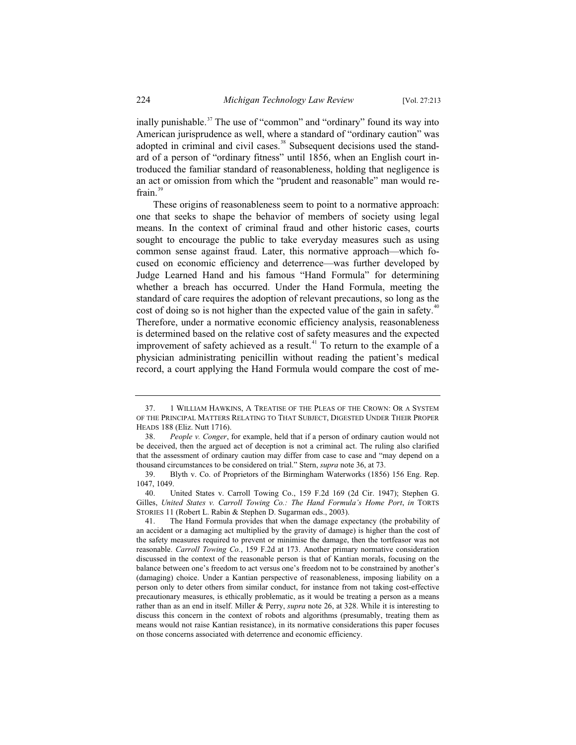inally punishable.[37] The use of "common" and "ordinary" found its way into American jurisprudence as well, where a standard of "ordinary caution" was adopted in criminal and civil cases.[38] Subsequent decisions used the standard of a person of "ordinary fitness" until 1856, when an English court introduced the familiar standard of reasonableness, holding that negligence is an act or omission from which the "prudent and reasonable" man would refrain.[39]

These origins of reasonableness seem to point to a normative approach: one that seeks to shape the behavior of members of society using legal means. In the context of criminal fraud and other historic cases, courts sought to encourage the public to take everyday measures such as using common sense against fraud. Later, this normative approach—which focused on economic efficiency and deterrence—was further developed by Judge Learned Hand and his famous "Hand Formula" for determining whether a breach has occurred. Under the Hand Formula, meeting the standard of care requires the adoption of relevant precautions, so long as the cost of doing so is not higher than the expected value of the gain in safety.[40] Therefore, under a normative economic efficiency analysis, reasonableness is determined based on the relative cost of safety measures and the expected improvement of safety achieved as a result.[41] To return to the example of a physician administrating penicillin without reading the patient's medical record, a court applying the Hand Formula would compare the cost of me-

---

37. 1 WILLIAM HAWKINS, A TREATISE OF THE PLEAS OF THE CROWN: OR A SYSTEM OF THE PRINCIPAL MATTERS RELATING TO THAT SUBJECT, DIGESTED UNDER THEIR PROPER HEADS 188 (Eliz. Nutt 1716).

38. *People v. Conger*, for example, held that if a person of ordinary caution would not be deceived, then the argued act of deception is not a criminal act. The ruling also clarified that the assessment of ordinary caution may differ from case to case and "may depend on a thousand circumstances to be considered on trial." Stern, *supra* note 36, at 73.

39. Blyth v. Co. of Proprietors of the Birmingham Waterworks (1856) 156 Eng. Rep. 1047, 1049.

40. United States v. Carroll Towing Co., 159 F.2d 169 (2d Cir. 1947); Stephen G. Gilles, *United States v. Carroll Towing Co.: The Hand Formula's Home Port*, *in* TORTS STORIES 11 (Robert L. Rabin & Stephen D. Sugarman eds., 2003).

41. The Hand Formula provides that when the damage expectancy (the probability of an accident or a damaging act multiplied by the gravity of damage) is higher than the cost of the safety measures required to prevent or minimise the damage, then the tortfeasor was not reasonable. *Carroll Towing Co.*, 159 F.2d at 173. Another primary normative consideration discussed in the context of the reasonable person is that of Kantian morals, focusing on the balance between one's freedom to act versus one's freedom not to be constrained by another's (damaging) choice. Under a Kantian perspective of reasonableness, imposing liability on a person only to deter others from similar conduct, for instance from not taking cost-effective precautionary measures, is ethically problematic, as it would be treating a person as a means rather than as an end in itself. Miller & Perry, *supra* note 26, at 328. While it is interesting to discuss this concern in the context of robots and algorithms (presumably, treating them as means would not raise Kantian resistance), in its normative considerations this paper focuses on those concerns associated with deterrence and economic efficiency.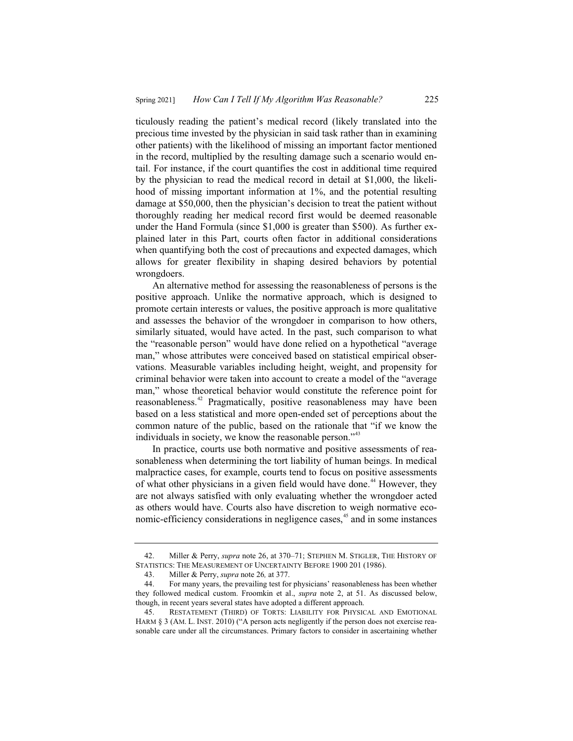ticulously reading the patient's medical record (likely translated into the precious time invested by the physician in said task rather than in examining other patients) with the likelihood of missing an important factor mentioned in the record, multiplied by the resulting damage such a scenario would entail. For instance, if the court quantifies the cost in additional time required by the physician to read the medical record in detail at $1,000, the likelihood of missing important information at 1%, and the potential resulting damage at $50,000, then the physician's decision to treat the patient without thoroughly reading her medical record first would be deemed reasonable under the Hand Formula (since $1,000 is greater than $500). As further explained later in this Part, courts often factor in additional considerations when quantifying both the cost of precautions and expected damages, which allows for greater flexibility in shaping desired behaviors by potential wrongdoers.

An alternative method for assessing the reasonableness of persons is the positive approach. Unlike the normative approach, which is designed to promote certain interests or values, the positive approach is more qualitative and assesses the behavior of the wrongdoer in comparison to how others, similarly situated, would have acted. In the past, such comparison to what the "reasonable person" would have done relied on a hypothetical "average man," whose attributes were conceived based on statistical empirical observations. Measurable variables including height, weight, and propensity for criminal behavior were taken into account to create a model of the "average man," whose theoretical behavior would constitute the reference point for reasonableness.[42] Pragmatically, positive reasonableness may have been based on a less statistical and more open-ended set of perceptions about the common nature of the public, based on the rationale that "if we know the individuals in society, we know the reasonable person."[43]

In practice, courts use both normative and positive assessments of reasonableness when determining the tort liability of human beings. In medical malpractice cases, for example, courts tend to focus on positive assessments of what other physicians in a given field would have done.[44] However, they are not always satisfied with only evaluating whether the wrongdoer acted as others would have. Courts also have discretion to weigh normative economic-efficiency considerations in negligence cases,[45] and in some instances

---

42. Miller & Perry, *supra* note 26, at 370–71; STEPHEN M. STIGLER, THE HISTORY OF STATISTICS: THE MEASUREMENT OF UNCERTAINTY BEFORE 1900 201 (1986).

43. Miller & Perry, *supra* note 26*,* at 377.

44. For many years, the prevailing test for physicians' reasonableness has been whether they followed medical custom. Froomkin et al., *supra* note 2, at 51. As discussed below, though, in recent years several states have adopted a different approach.

45. RESTATEMENT (THIRD) OF TORTS: LIABILITY FOR PHYSICAL AND EMOTIONAL HARM § 3 (AM. L. INST. 2010) ("A person acts negligently if the person does not exercise reasonable care under all the circumstances. Primary factors to consider in ascertaining whether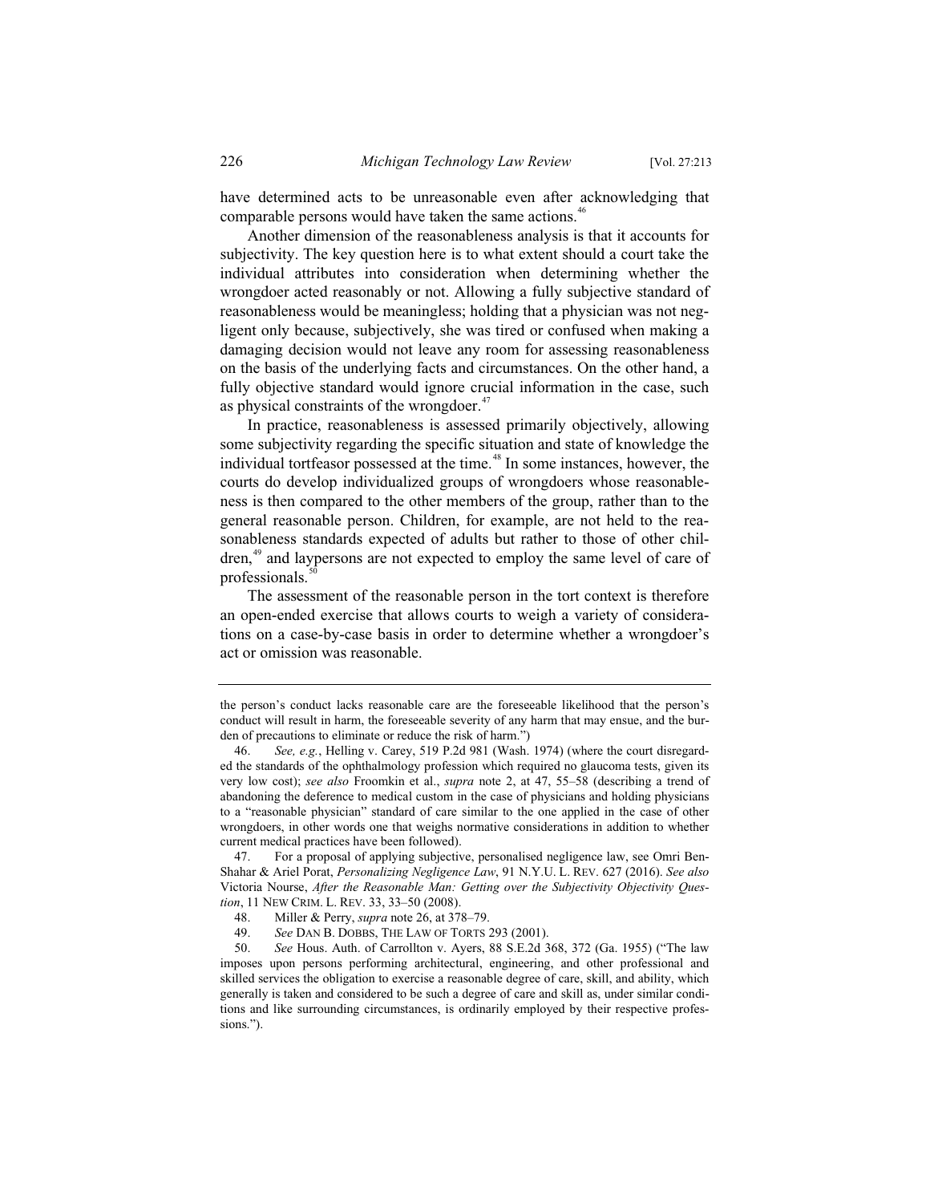have determined acts to be unreasonable even after acknowledging that comparable persons would have taken the same actions.[46]

Another dimension of the reasonableness analysis is that it accounts for subjectivity. The key question here is to what extent should a court take the individual attributes into consideration when determining whether the wrongdoer acted reasonably or not. Allowing a fully subjective standard of reasonableness would be meaningless; holding that a physician was not negligent only because, subjectively, she was tired or confused when making a damaging decision would not leave any room for assessing reasonableness on the basis of the underlying facts and circumstances. On the other hand, a fully objective standard would ignore crucial information in the case, such as physical constraints of the wrongdoer.[47]

In practice, reasonableness is assessed primarily objectively, allowing some subjectivity regarding the specific situation and state of knowledge the individual tortfeasor possessed at the time.[48] In some instances, however, the courts do develop individualized groups of wrongdoers whose reasonableness is then compared to the other members of the group, rather than to the general reasonable person. Children, for example, are not held to the reasonableness standards expected of adults but rather to those of other children,[49] and laypersons are not expected to employ the same level of care of professionals.[50]

The assessment of the reasonable person in the tort context is therefore an open-ended exercise that allows courts to weigh a variety of considerations on a case-by-case basis in order to determine whether a wrongdoer's act or omission was reasonable.

---

the person's conduct lacks reasonable care are the foreseeable likelihood that the person's conduct will result in harm, the foreseeable severity of any harm that may ensue, and the burden of precautions to eliminate or reduce the risk of harm.")

46. *See, e.g.*, Helling v. Carey, 519 P.2d 981 (Wash. 1974) (where the court disregarded the standards of the ophthalmology profession which required no glaucoma tests, given its very low cost); *see also* Froomkin et al., *supra* note 2, at 47, 55–58 (describing a trend of abandoning the deference to medical custom in the case of physicians and holding physicians to a "reasonable physician" standard of care similar to the one applied in the case of other wrongdoers, in other words one that weighs normative considerations in addition to whether current medical practices have been followed).

47. For a proposal of applying subjective, personalised negligence law, see Omri Ben-Shahar & Ariel Porat, *Personalizing Negligence Law*, 91 N.Y.U. L. REV. 627 (2016). *See also* Victoria Nourse, *After the Reasonable Man: Getting over the Subjectivity Objectivity Question*, 11 NEW CRIM. L. REV. 33, 33–50 (2008).

48. Miller & Perry, *supra* note 26, at 378–79.

49. *See* DAN B. DOBBS, THE LAW OF TORTS 293 (2001).

50. *See* Hous. Auth. of Carrollton v. Ayers, 88 S.E.2d 368, 372 (Ga. 1955) ("The law imposes upon persons performing architectural, engineering, and other professional and skilled services the obligation to exercise a reasonable degree of care, skill, and ability, which generally is taken and considered to be such a degree of care and skill as, under similar conditions and like surrounding circumstances, is ordinarily employed by their respective professions.").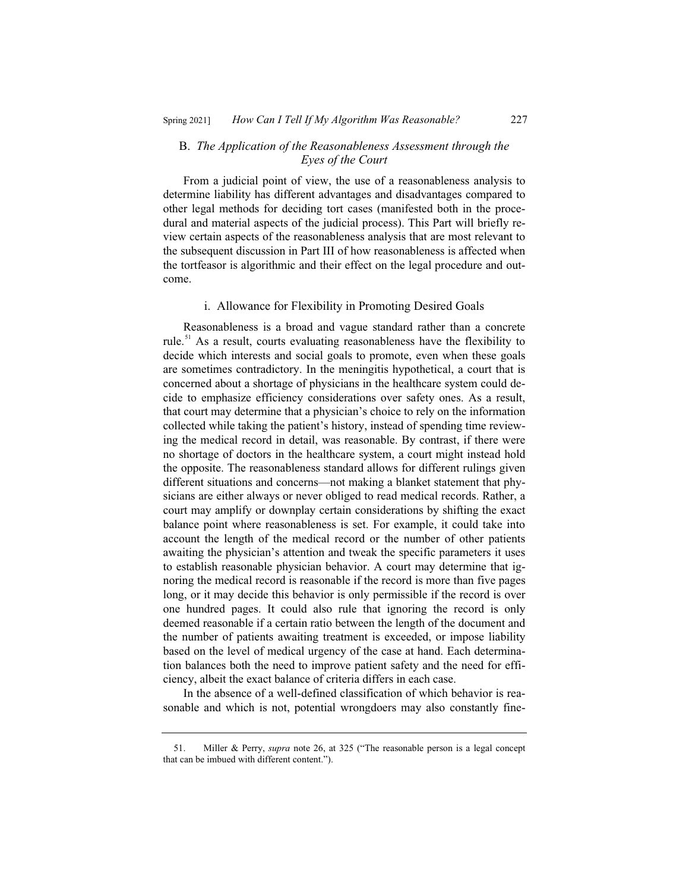### B. *The Application of the Reasonableness Assessment through the Eyes of the Court*

From a judicial point of view, the use of a reasonableness analysis to determine liability has different advantages and disadvantages compared to other legal methods for deciding tort cases (manifested both in the procedural and material aspects of the judicial process). This Part will briefly review certain aspects of the reasonableness analysis that are most relevant to the subsequent discussion in Part III of how reasonableness is affected when the tortfeasor is algorithmic and their effect on the legal procedure and outcome.

#### i. Allowance for Flexibility in Promoting Desired Goals

Reasonableness is a broad and vague standard rather than a concrete rule.[51] As a result, courts evaluating reasonableness have the flexibility to decide which interests and social goals to promote, even when these goals are sometimes contradictory. In the meningitis hypothetical, a court that is concerned about a shortage of physicians in the healthcare system could decide to emphasize efficiency considerations over safety ones. As a result, that court may determine that a physician's choice to rely on the information collected while taking the patient's history, instead of spending time reviewing the medical record in detail, was reasonable. By contrast, if there were no shortage of doctors in the healthcare system, a court might instead hold the opposite. The reasonableness standard allows for different rulings given different situations and concerns—not making a blanket statement that physicians are either always or never obliged to read medical records. Rather, a court may amplify or downplay certain considerations by shifting the exact balance point where reasonableness is set. For example, it could take into account the length of the medical record or the number of other patients awaiting the physician's attention and tweak the specific parameters it uses to establish reasonable physician behavior. A court may determine that ignoring the medical record is reasonable if the record is more than five pages long, or it may decide this behavior is only permissible if the record is over one hundred pages. It could also rule that ignoring the record is only deemed reasonable if a certain ratio between the length of the document and the number of patients awaiting treatment is exceeded, or impose liability based on the level of medical urgency of the case at hand. Each determination balances both the need to improve patient safety and the need for efficiency, albeit the exact balance of criteria differs in each case.

In the absence of a well-defined classification of which behavior is reasonable and which is not, potential wrongdoers may also constantly fine-

---

51. Miller & Perry, *supra* note 26, at 325 ("The reasonable person is a legal concept that can be imbued with different content.").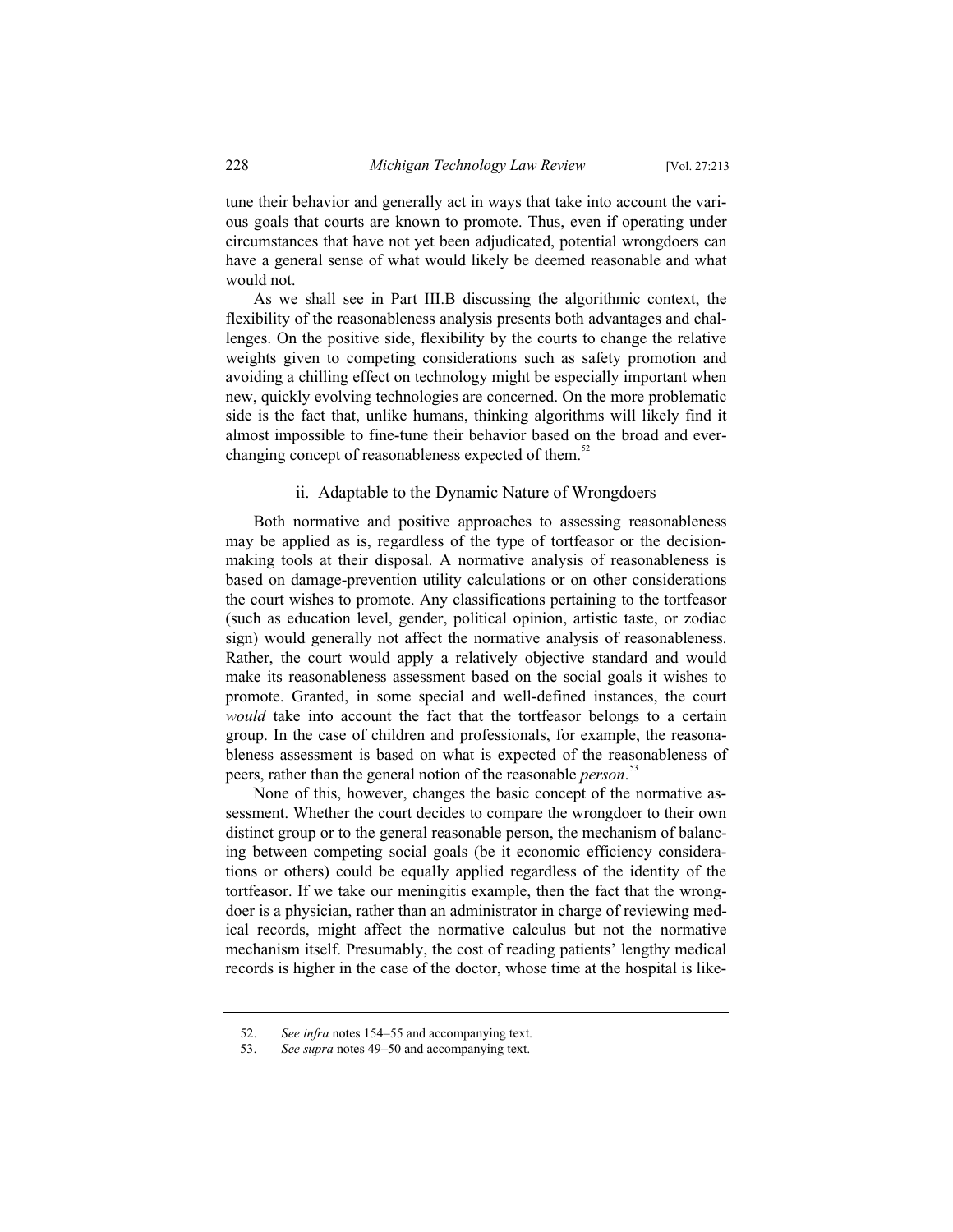tune their behavior and generally act in ways that take into account the various goals that courts are known to promote. Thus, even if operating under circumstances that have not yet been adjudicated, potential wrongdoers can have a general sense of what would likely be deemed reasonable and what would not.

As we shall see in Part III.B discussing the algorithmic context, the flexibility of the reasonableness analysis presents both advantages and challenges. On the positive side, flexibility by the courts to change the relative weights given to competing considerations such as safety promotion and avoiding a chilling effect on technology might be especially important when new, quickly evolving technologies are concerned. On the more problematic side is the fact that, unlike humans, thinking algorithms will likely find it almost impossible to fine-tune their behavior based on the broad and ever-changing concept of reasonableness expected of them.[52]

### ii. Adaptable to the Dynamic Nature of Wrongdoers

Both normative and positive approaches to assessing reasonableness may be applied as is, regardless of the type of tortfeasor or the decision-making tools at their disposal. A normative analysis of reasonableness is based on damage-prevention utility calculations or on other considerations the court wishes to promote. Any classifications pertaining to the tortfeasor (such as education level, gender, political opinion, artistic taste, or zodiac sign) would generally not affect the normative analysis of reasonableness. Rather, the court would apply a relatively objective standard and would make its reasonableness assessment based on the social goals it wishes to promote. Granted, in some special and well-defined instances, the court *would* take into account the fact that the tortfeasor belongs to a certain group. In the case of children and professionals, for example, the reasonableness assessment is based on what is expected of the reasonableness of peers, rather than the general notion of the reasonable *person*.[53]

None of this, however, changes the basic concept of the normative assessment. Whether the court decides to compare the wrongdoer to their own distinct group or to the general reasonable person, the mechanism of balancing between competing social goals (be it economic efficiency considerations or others) could be equally applied regardless of the identity of the tortfeasor. If we take our meningitis example, then the fact that the wrongdoer is a physician, rather than an administrator in charge of reviewing medical records, might affect the normative calculus but not the normative mechanism itself. Presumably, the cost of reading patients' lengthy medical records is higher in the case of the doctor, whose time at the hospital is like-

---

52. *See infra* notes 154–55 and accompanying text.

53. *See supra* notes 49–50 and accompanying text.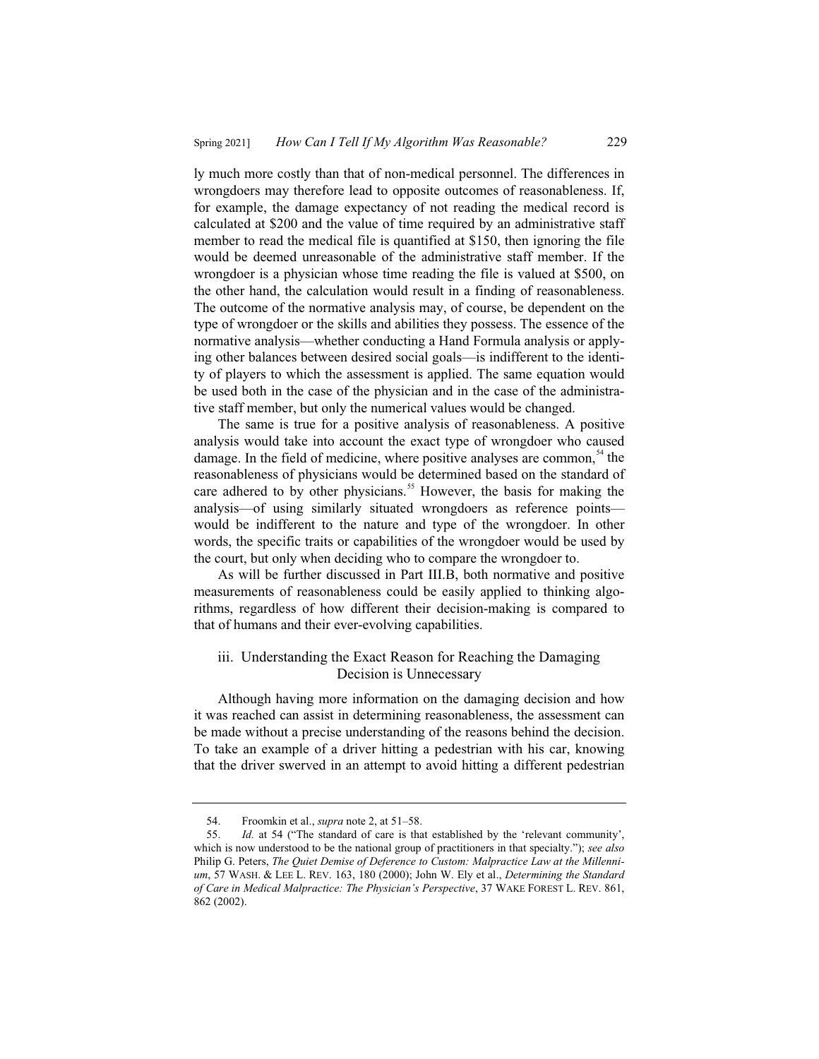ly much more costly than that of non-medical personnel. The differences in wrongdoers may therefore lead to opposite outcomes of reasonableness. If, for example, the damage expectancy of not reading the medical record is calculated at $200 and the value of time required by an administrative staff member to read the medical file is quantified at $150, then ignoring the file would be deemed unreasonable of the administrative staff member. If the wrongdoer is a physician whose time reading the file is valued at $500, on the other hand, the calculation would result in a finding of reasonableness. The outcome of the normative analysis may, of course, be dependent on the type of wrongdoer or the skills and abilities they possess. The essence of the normative analysis—whether conducting a Hand Formula analysis or applying other balances between desired social goals—is indifferent to the identity of players to which the assessment is applied. The same equation would be used both in the case of the physician and in the case of the administrative staff member, but only the numerical values would be changed.

The same is true for a positive analysis of reasonableness. A positive analysis would take into account the exact type of wrongdoer who caused damage. In the field of medicine, where positive analyses are common,[54] the reasonableness of physicians would be determined based on the standard of care adhered to by other physicians.[55] However, the basis for making the analysis—of using similarly situated wrongdoers as reference points—would be indifferent to the nature and type of the wrongdoer. In other words, the specific traits or capabilities of the wrongdoer would be used by the court, but only when deciding who to compare the wrongdoer to.

As will be further discussed in Part III.B, both normative and positive measurements of reasonableness could be easily applied to thinking algorithms, regardless of how different their decision-making is compared to that of humans and their ever-evolving capabilities.

### iii. Understanding the Exact Reason for Reaching the Damaging Decision is Unnecessary

Although having more information on the damaging decision and how it was reached can assist in determining reasonableness, the assessment can be made without a precise understanding of the reasons behind the decision. To take an example of a driver hitting a pedestrian with his car, knowing that the driver swerved in an attempt to avoid hitting a different pedestrian

---

54. Froomkin et al., *supra* note 2, at 51–58.

55. *Id.* at 54 ("The standard of care is that established by the 'relevant community', which is now understood to be the national group of practitioners in that specialty."); *see also* Philip G. Peters, *The Quiet Demise of Deference to Custom: Malpractice Law at the Millennium*, 57 WASH. & LEE L. REV. 163, 180 (2000); John W. Ely et al., *Determining the Standard of Care in Medical Malpractice: The Physician's Perspective*, 37 WAKE FOREST L. REV. 861, 862 (2002).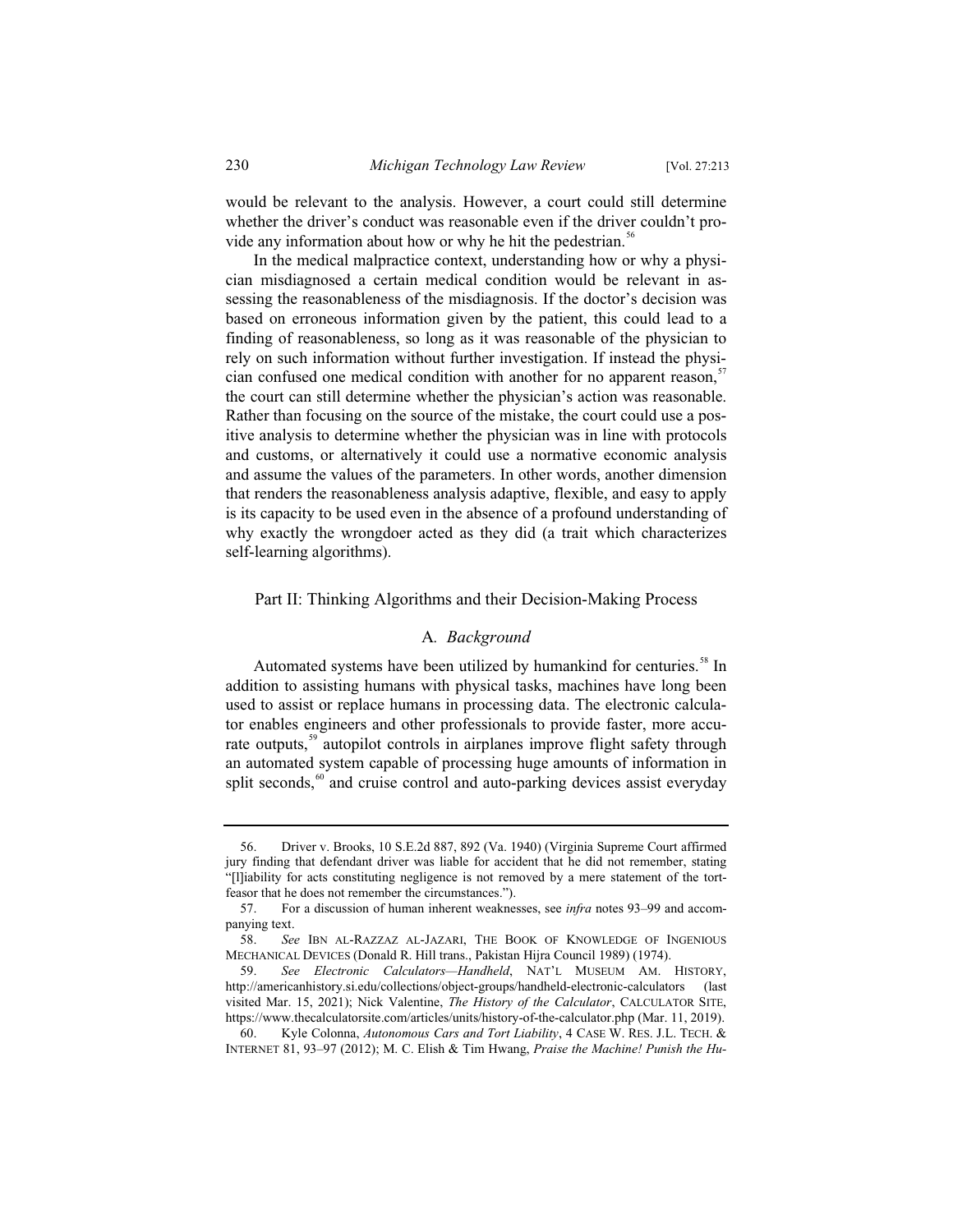would be relevant to the analysis. However, a court could still determine whether the driver's conduct was reasonable even if the driver couldn't provide any information about how or why he hit the pedestrian.[56]

In the medical malpractice context, understanding how or why a physician misdiagnosed a certain medical condition would be relevant in assessing the reasonableness of the misdiagnosis. If the doctor's decision was based on erroneous information given by the patient, this could lead to a finding of reasonableness, so long as it was reasonable of the physician to rely on such information without further investigation. If instead the physician confused one medical condition with another for no apparent reason,[57] the court can still determine whether the physician's action was reasonable. Rather than focusing on the source of the mistake, the court could use a positive analysis to determine whether the physician was in line with protocols and customs, or alternatively it could use a normative economic analysis and assume the values of the parameters. In other words, another dimension that renders the reasonableness analysis adaptive, flexible, and easy to apply is its capacity to be used even in the absence of a profound understanding of why exactly the wrongdoer acted as they did (a trait which characterizes self-learning algorithms).

## Part II: Thinking Algorithms and their Decision-Making Process

### A. *Background*

Automated systems have been utilized by humankind for centuries.[58] In addition to assisting humans with physical tasks, machines have long been used to assist or replace humans in processing data. The electronic calculator enables engineers and other professionals to provide faster, more accurate outputs,[59] autopilot controls in airplanes improve flight safety through an automated system capable of processing huge amounts of information in split seconds,[60] and cruise control and auto-parking devices assist everyday

---

56. Driver v. Brooks, 10 S.E.2d 887, 892 (Va. 1940) (Virginia Supreme Court affirmed jury finding that defendant driver was liable for accident that he did not remember, stating "[l]iability for acts constituting negligence is not removed by a mere statement of the tortfeasor that he does not remember the circumstances.").

57. For a discussion of human inherent weaknesses, see *infra* notes 93–99 and accompanying text.

58. *See* IBN AL-RAZZAZ AL-JAZARI, THE BOOK OF KNOWLEDGE OF INGENIOUS MECHANICAL DEVICES (Donald R. Hill trans., Pakistan Hijra Council 1989) (1974).

59. *See Electronic Calculators—Handheld*, NAT'L MUSEUM AM. HISTORY, http://americanhistory.si.edu/collections/object-groups/handheld-electronic-calculators (last visited Mar. 15, 2021); Nick Valentine, *The History of the Calculator*, CALCULATOR SITE, https://www.thecalculatorsite.com/articles/units/history-of-the-calculator.php (Mar. 11, 2019).

60. Kyle Colonna, *Autonomous Cars and Tort Liability*, 4 CASE W. RES. J.L. TECH. & INTERNET 81, 93–97 (2012); M. C. Elish & Tim Hwang, *Praise the Machine! Punish the Hu-*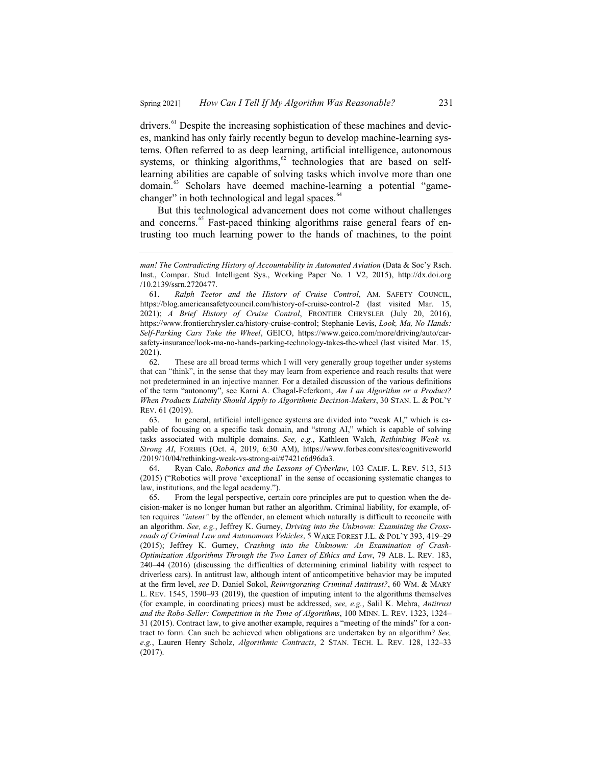drivers.[61] Despite the increasing sophistication of these machines and devices, mankind has only fairly recently begun to develop machine-learning systems. Often referred to as deep learning, artificial intelligence, autonomous systems, or thinking algorithms,[62] technologies that are based on self-learning abilities are capable of solving tasks which involve more than one domain.[63] Scholars have deemed machine-learning a potential "game-changer" in both technological and legal spaces.[64]

But this technological advancement does not come without challenges and concerns.[65] Fast-paced thinking algorithms raise general fears of entrusting too much learning power to the hands of machines, to the point

---

*man! The Contradicting History of Accountability in Automated Aviation* (Data & Soc'y Rsch. Inst., Compar. Stud. Intelligent Sys., Working Paper No. 1 V2, 2015), http://dx.doi.org/10.2139/ssrn.2720477.

61. *Ralph Teetor and the History of Cruise Control*, AM. SAFETY COUNCIL, https://blog.americansafetycouncil.com/history-of-cruise-control-2 (last visited Mar. 15, 2021); *A Brief History of Cruise Control*, FRONTIER CHRYSLER (July 20, 2016), https://www.frontierchrysler.ca/history-cruise-control; Stephanie Levis, *Look, Ma, No Hands: Self-Parking Cars Take the Wheel*, GEICO, https://www.geico.com/more/driving/auto/car-safety-insurance/look-ma-no-hands-parking-technology-takes-the-wheel (last visited Mar. 15, 2021).

62. These are all broad terms which I will very generally group together under systems that can "think", in the sense that they may learn from experience and reach results that were not predetermined in an injective manner. For a detailed discussion of the various definitions of the term "autonomy", see Karni A. Chagal-Feferkorn, *Am I an Algorithm or a Product? When Products Liability Should Apply to Algorithmic Decision-Makers*, 30 STAN. L. & POL'Y REV. 61 (2019).

63. In general, artificial intelligence systems are divided into "weak AI," which is capable of focusing on a specific task domain, and "strong AI," which is capable of solving tasks associated with multiple domains. *See, e.g.*, Kathleen Walch, *Rethinking Weak vs. Strong AI*, FORBES (Oct. 4, 2019, 6:30 AM), https://www.forbes.com/sites/cognitiveworld/2019/10/04/rethinking-weak-vs-strong-ai/#7421c6d96da3.

64. Ryan Calo, *Robotics and the Lessons of Cyberlaw*, 103 CALIF. L. REV. 513, 513 (2015) ("Robotics will prove 'exceptional' in the sense of occasioning systematic changes to law, institutions, and the legal academy.").

65. From the legal perspective, certain core principles are put to question when the decision-maker is no longer human but rather an algorithm. Criminal liability, for example, often requires *"intent"* by the offender, an element which naturally is difficult to reconcile with an algorithm. *See, e.g.*, Jeffrey K. Gurney, *Driving into the Unknown: Examining the Crossroads of Criminal Law and Autonomous Vehicles*, 5 WAKE FOREST J.L. & POL'Y 393, 419–29 (2015); Jeffrey K. Gurney, *Crashing into the Unknown: An Examination of Crash-Optimization Algorithms Through the Two Lanes of Ethics and Law*, 79 ALB. L. REV. 183, 240–44 (2016) (discussing the difficulties of determining criminal liability with respect to driverless cars). In antitrust law, although intent of anticompetitive behavior may be imputed at the firm level, *see* D. Daniel Sokol, *Reinvigorating Criminal Antitrust?*, 60 WM. & MARY L. REV. 1545, 1590–93 (2019), the question of imputing intent to the algorithms themselves (for example, in coordinating prices) must be addressed, *see, e.g.*, Salil K. Mehra, *Antitrust and the Robo-Seller: Competition in the Time of Algorithms*, 100 MINN. L. REV. 1323, 1324–31 (2015). Contract law, to give another example, requires a "meeting of the minds" for a contract to form. Can such be achieved when obligations are undertaken by an algorithm? *See, e.g.*, Lauren Henry Scholz, *Algorithmic Contracts*, 2 STAN. TECH. L. REV. 128, 132–33 (2017).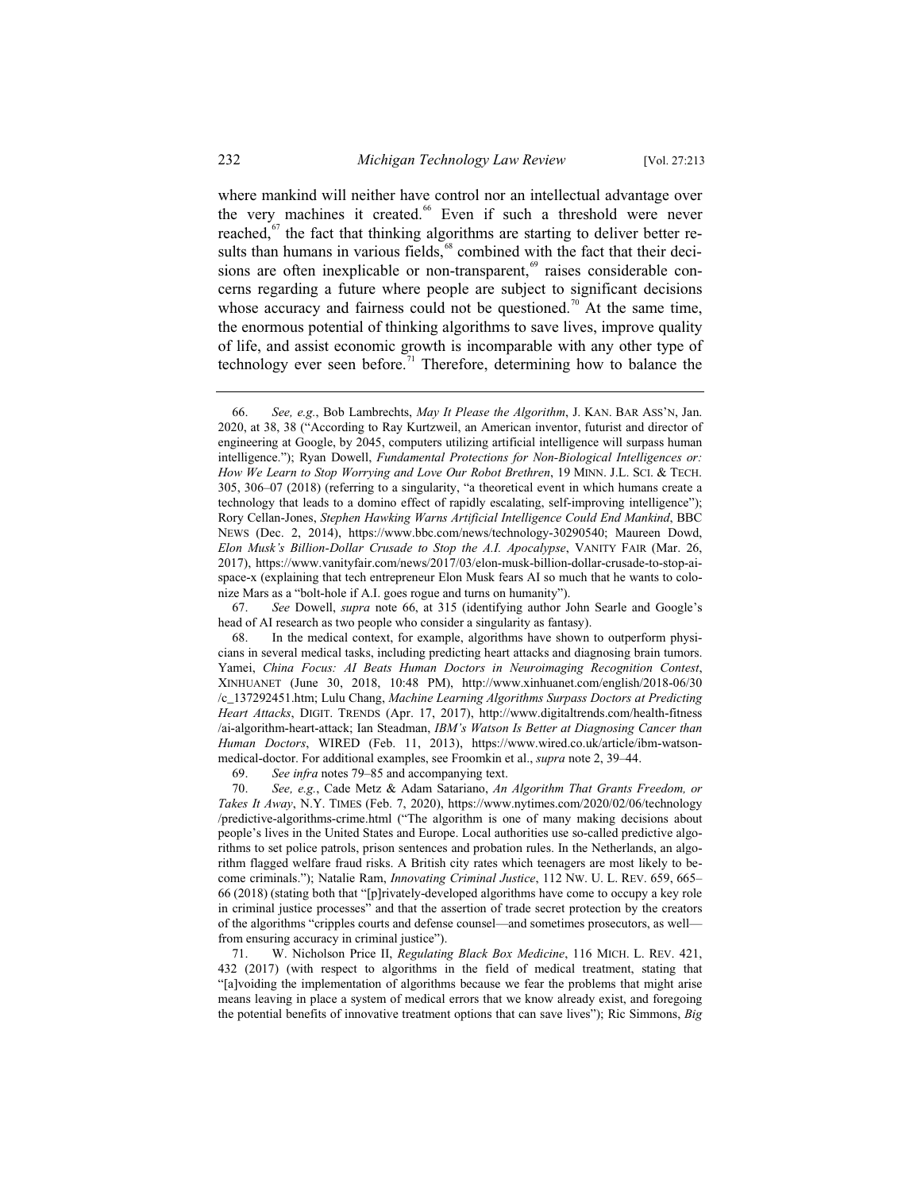where mankind will neither have control nor an intellectual advantage over the very machines it created.[66] Even if such a threshold were never reached,[67] the fact that thinking algorithms are starting to deliver better results than humans in various fields,[68] combined with the fact that their decisions are often inexplicable or non-transparent,[69] raises considerable concerns regarding a future where people are subject to significant decisions whose accuracy and fairness could not be questioned.[70] At the same time, the enormous potential of thinking algorithms to save lives, improve quality of life, and assist economic growth is incomparable with any other type of technology ever seen before.[71] Therefore, determining how to balance the

---

66. *See, e.g.*, Bob Lambrechts, *May It Please the Algorithm*, J. KAN. BAR ASS'N, Jan. 2020, at 38, 38 ("According to Ray Kurtzweil, an American inventor, futurist and director of engineering at Google, by 2045, computers utilizing artificial intelligence will surpass human intelligence."); Ryan Dowell, *Fundamental Protections for Non-Biological Intelligences or: How We Learn to Stop Worrying and Love Our Robot Brethren*, 19 MINN. J.L. SCI. & TECH. 305, 306–07 (2018) (referring to a singularity, "a theoretical event in which humans create a technology that leads to a domino effect of rapidly escalating, self-improving intelligence"); Rory Cellan-Jones, *Stephen Hawking Warns Artificial Intelligence Could End Mankind*, BBC NEWS (Dec. 2, 2014), https://www.bbc.com/news/technology-30290540; Maureen Dowd, *Elon Musk's Billion-Dollar Crusade to Stop the A.I. Apocalypse*, VANITY FAIR (Mar. 26, 2017), https://www.vanityfair.com/news/2017/03/elon-musk-billion-dollar-crusade-to-stop-ai-space-x (explaining that tech entrepreneur Elon Musk fears AI so much that he wants to colonize Mars as a "bolt-hole if A.I. goes rogue and turns on humanity").

67. *See* Dowell, *supra* note 66, at 315 (identifying author John Searle and Google's head of AI research as two people who consider a singularity as fantasy).

68. In the medical context, for example, algorithms have shown to outperform physicians in several medical tasks, including predicting heart attacks and diagnosing brain tumors. Yamei, *China Focus: AI Beats Human Doctors in Neuroimaging Recognition Contest*, XINHUANET (June 30, 2018, 10:48 PM), http://www.xinhuanet.com/english/2018-06/30/c_137292451.htm; Lulu Chang, *Machine Learning Algorithms Surpass Doctors at Predicting Heart Attacks*, DIGIT. TRENDS (Apr. 17, 2017), http://www.digitaltrends.com/health-fitness/ai-algorithm-heart-attack; Ian Steadman, *IBM's Watson Is Better at Diagnosing Cancer than Human Doctors*, WIRED (Feb. 11, 2013), https://www.wired.co.uk/article/ibm-watson-medical-doctor. For additional examples, see Froomkin et al., *supra* note 2, 39–44.

69. *See infra* notes 79–85 and accompanying text.

70. *See, e.g.*, Cade Metz & Adam Satariano, *An Algorithm That Grants Freedom, or Takes It Away*, N.Y. TIMES (Feb. 7, 2020), https://www.nytimes.com/2020/02/06/technology/predictive-algorithms-crime.html ("The algorithm is one of many making decisions about people's lives in the United States and Europe. Local authorities use so-called predictive algorithms to set police patrols, prison sentences and probation rules. In the Netherlands, an algorithm flagged welfare fraud risks. A British city rates which teenagers are most likely to become criminals."); Natalie Ram, *Innovating Criminal Justice*, 112 NW. U. L. REV. 659, 665–66 (2018) (stating both that "[p]rivately-developed algorithms have come to occupy a key role in criminal justice processes" and that the assertion of trade secret protection by the creators of the algorithms "cripples courts and defense counsel—and sometimes prosecutors, as well—from ensuring accuracy in criminal justice").

71. W. Nicholson Price II, *Regulating Black Box Medicine*, 116 MICH. L. REV. 421, 432 (2017) (with respect to algorithms in the field of medical treatment, stating that "[a]voiding the implementation of algorithms because we fear the problems that might arise means leaving in place a system of medical errors that we know already exist, and foregoing the potential benefits of innovative treatment options that can save lives"); Ric Simmons, *Big*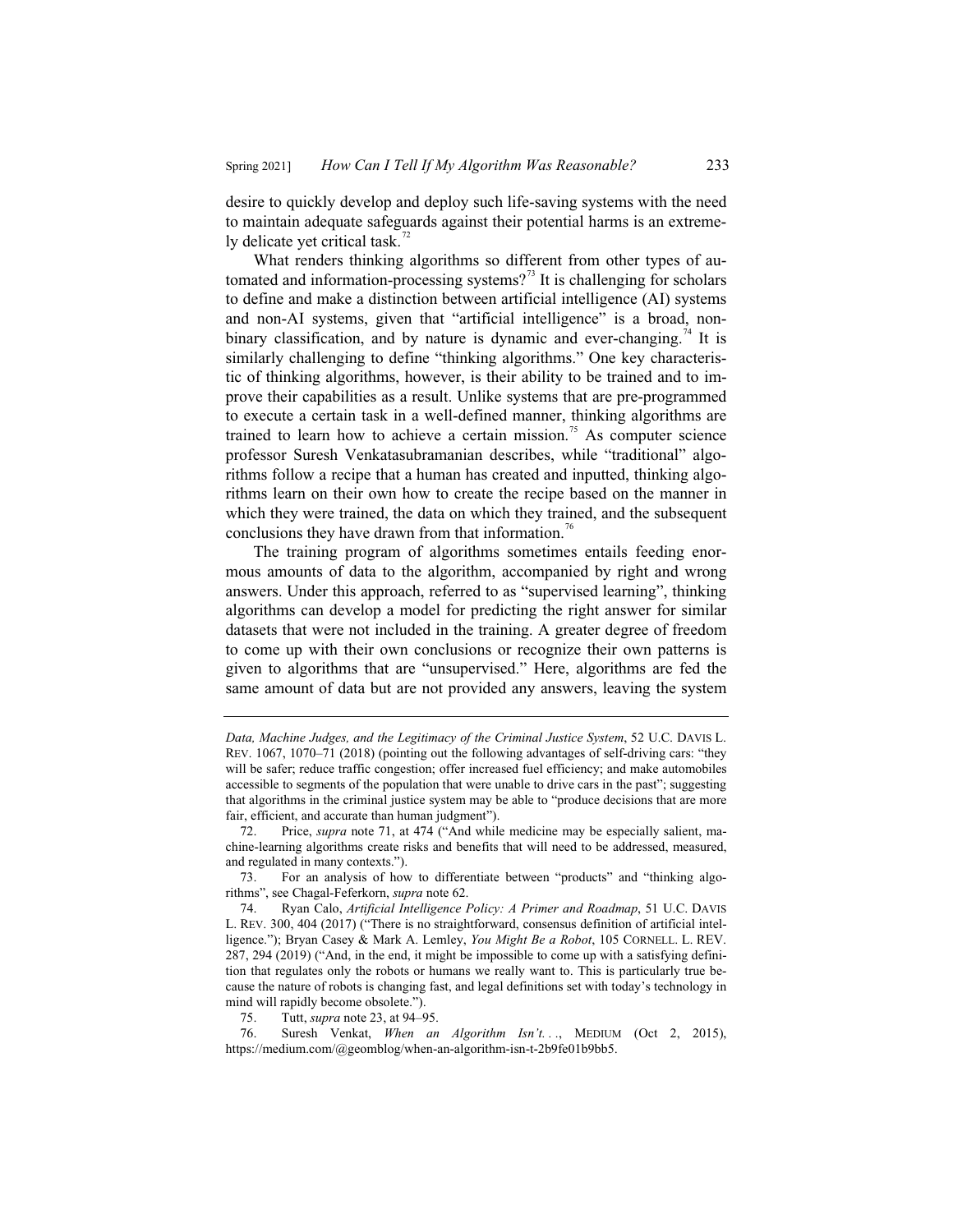desire to quickly develop and deploy such life-saving systems with the need to maintain adequate safeguards against their potential harms is an extremely delicate yet critical task.[72]

What renders thinking algorithms so different from other types of automated and information-processing systems?[73] It is challenging for scholars to define and make a distinction between artificial intelligence (AI) systems and non-AI systems, given that "artificial intelligence" is a broad, non-binary classification, and by nature is dynamic and ever-changing.[74] It is similarly challenging to define "thinking algorithms." One key characteristic of thinking algorithms, however, is their ability to be trained and to improve their capabilities as a result. Unlike systems that are pre-programmed to execute a certain task in a well-defined manner, thinking algorithms are trained to learn how to achieve a certain mission.[75] As computer science professor Suresh Venkatasubramanian describes, while "traditional" algorithms follow a recipe that a human has created and inputted, thinking algorithms learn on their own how to create the recipe based on the manner in which they were trained, the data on which they trained, and the subsequent conclusions they have drawn from that information.[76]

The training program of algorithms sometimes entails feeding enormous amounts of data to the algorithm, accompanied by right and wrong answers. Under this approach, referred to as "supervised learning", thinking algorithms can develop a model for predicting the right answer for similar datasets that were not included in the training. A greater degree of freedom to come up with their own conclusions or recognize their own patterns is given to algorithms that are "unsupervised." Here, algorithms are fed the same amount of data but are not provided any answers, leaving the system

---

*Data, Machine Judges, and the Legitimacy of the Criminal Justice System*, 52 U.C. DAVIS L. REV. 1067, 1070–71 (2018) (pointing out the following advantages of self-driving cars: "they will be safer; reduce traffic congestion; offer increased fuel efficiency; and make automobiles accessible to segments of the population that were unable to drive cars in the past"; suggesting that algorithms in the criminal justice system may be able to "produce decisions that are more fair, efficient, and accurate than human judgment").

72. Price, *supra* note 71, at 474 ("And while medicine may be especially salient, machine-learning algorithms create risks and benefits that will need to be addressed, measured, and regulated in many contexts.").

73. For an analysis of how to differentiate between "products" and "thinking algorithms", see Chagal-Feferkorn, *supra* note 62.

74. Ryan Calo, *Artificial Intelligence Policy: A Primer and Roadmap*, 51 U.C. DAVIS L. REV. 300, 404 (2017) ("There is no straightforward, consensus definition of artificial intelligence."); Bryan Casey & Mark A. Lemley, *You Might Be a Robot*, 105 CORNELL. L. REV. 287, 294 (2019) ("And, in the end, it might be impossible to come up with a satisfying definition that regulates only the robots or humans we really want to. This is particularly true because the nature of robots is changing fast, and legal definitions set with today's technology in mind will rapidly become obsolete.").

75. Tutt, *supra* note 23, at 94–95.

76. Suresh Venkat, *When an Algorithm Isn't. . .*, MEDIUM (Oct 2, 2015), https://medium.com/@geomblog/when-an-algorithm-isn-t-2b9fe01b9bb5.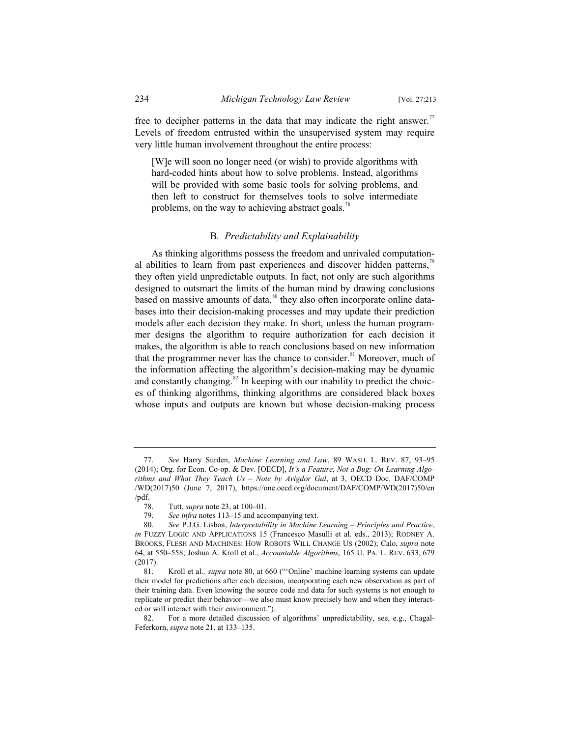free to decipher patterns in the data that may indicate the right answer.[77] Levels of freedom entrusted within the unsupervised system may require very little human involvement throughout the entire process:

> [W]e will soon no longer need (or wish) to provide algorithms with hard-coded hints about how to solve problems. Instead, algorithms will be provided with some basic tools for solving problems, and then left to construct for themselves tools to solve intermediate problems, on the way to achieving abstract goals.[78]

### B. *Predictability and Explainability*

As thinking algorithms possess the freedom and unrivaled computational abilities to learn from past experiences and discover hidden patterns,[79] they often yield unpredictable outputs. In fact, not only are such algorithms designed to outsmart the limits of the human mind by drawing conclusions based on massive amounts of data,[80] they also often incorporate online databases into their decision-making processes and may update their prediction models after each decision they make. In short, unless the human programmer designs the algorithm to require authorization for each decision it makes, the algorithm is able to reach conclusions based on new information that the programmer never has the chance to consider.[81] Moreover, much of the information affecting the algorithm's decision-making may be dynamic and constantly changing.[82] In keeping with our inability to predict the choices of thinking algorithms, thinking algorithms are considered black boxes whose inputs and outputs are known but whose decision-making process

---

77. *See* Harry Surden, *Machine Learning and Law*, 89 WASH. L. REV. 87, 93–95 (2014); Org. for Econ. Co-op. & Dev. [OECD], *It's a Feature, Not a Bug: On Learning Algorithms and What They Teach Us – Note by Avigdor Gal*, at 3, OECD Doc. DAF/COMP/WD(2017)50 (June 7, 2017), https://one.oecd.org/document/DAF/COMP/WD(2017)50/en/pdf.

78. Tutt, *supra* note 23, at 100–01.

79. *See infra* notes 113–15 and accompanying text.

80. *See* P.J.G. Lisboa, *Interpretability in Machine Learning – Principles and Practice*, *in* FUZZY LOGIC AND APPLICATIONS 15 (Francesco Masulli et al. eds., 2013); RODNEY A. BROOKS, FLESH AND MACHINES: HOW ROBOTS WILL CHANGE US (2002); Calo, *supra* note 64, at 550–558; Joshua A. Kroll et al., *Accountable Algorithms*, 165 U. PA. L. REV. 633, 679 (2017).

81. Kroll et al*., supra* note 80, at 660 ("'Online' machine learning systems can update their model for predictions after each decision, incorporating each new observation as part of their training data. Even knowing the source code and data for such systems is not enough to replicate or predict their behavior—we also must know precisely how and when they interacted or will interact with their environment.").

82. For a more detailed discussion of algorithms' unpredictability, see, e.g., Chagal-Feferkorn, *supra* note 21, at 133–135.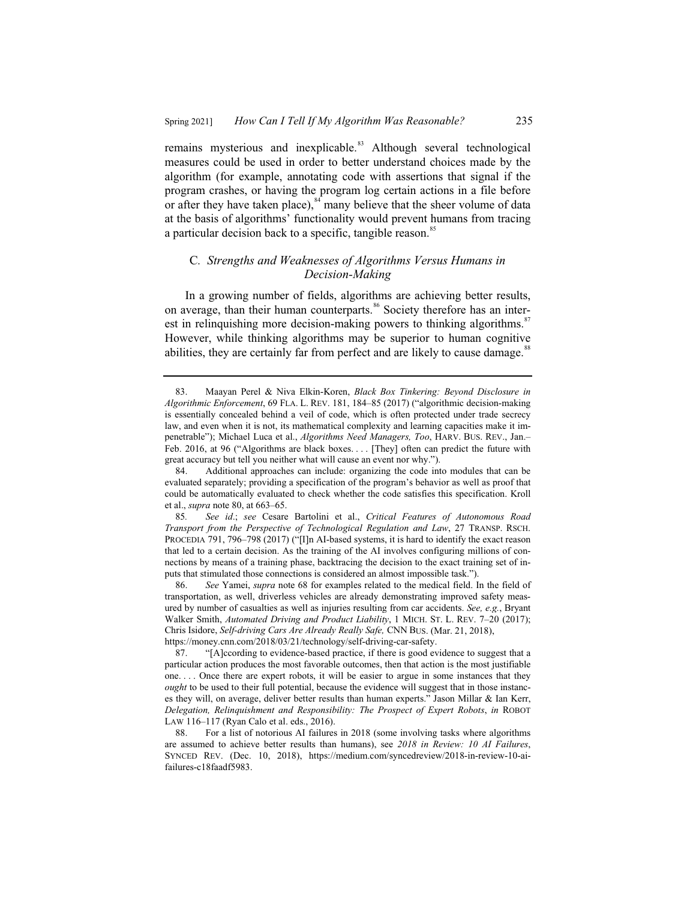remains mysterious and inexplicable.[83] Although several technological measures could be used in order to better understand choices made by the algorithm (for example, annotating code with assertions that signal if the program crashes, or having the program log certain actions in a file before or after they have taken place),[84] many believe that the sheer volume of data at the basis of algorithms' functionality would prevent humans from tracing a particular decision back to a specific, tangible reason.[85]

### C. *Strengths and Weaknesses of Algorithms Versus Humans in Decision-Making*

In a growing number of fields, algorithms are achieving better results, on average, than their human counterparts.[86] Society therefore has an interest in relinquishing more decision-making powers to thinking algorithms.[87] However, while thinking algorithms may be superior to human cognitive abilities, they are certainly far from perfect and are likely to cause damage.[88]

---

83. Maayan Perel & Niva Elkin-Koren, *Black Box Tinkering: Beyond Disclosure in Algorithmic Enforcement*, 69 FLA. L. REV. 181, 184–85 (2017) ("algorithmic decision-making is essentially concealed behind a veil of code, which is often protected under trade secrecy law, and even when it is not, its mathematical complexity and learning capacities make it impenetrable"); Michael Luca et al., *Algorithms Need Managers, Too*, HARV. BUS. REV., Jan.–Feb. 2016, at 96 ("Algorithms are black boxes. . . . [They] often can predict the future with great accuracy but tell you neither what will cause an event nor why.").

84. Additional approaches can include: organizing the code into modules that can be evaluated separately; providing a specification of the program's behavior as well as proof that could be automatically evaluated to check whether the code satisfies this specification. Kroll et al., *supra* note 80, at 663–65.

85. *See id*.; *see* Cesare Bartolini et al., *Critical Features of Autonomous Road Transport from the Perspective of Technological Regulation and Law*, 27 TRANSP. RSCH. PROCEDIA 791, 796–798 (2017) ("[I]n AI-based systems, it is hard to identify the exact reason that led to a certain decision. As the training of the AI involves configuring millions of connections by means of a training phase, backtracing the decision to the exact training set of inputs that stimulated those connections is considered an almost impossible task.").

86. *See* Yamei, *supra* note 68 for examples related to the medical field. In the field of transportation, as well, driverless vehicles are already demonstrating improved safety measured by number of casualties as well as injuries resulting from car accidents. *See, e.g.*, Bryant Walker Smith, *Automated Driving and Product Liability*, 1 MICH. ST. L. REV. 7–20 (2017); Chris Isidore, *Self-driving Cars Are Already Really Safe,* CNN BUS. (Mar. 21, 2018), https://money.cnn.com/2018/03/21/technology/self-driving-car-safety.

87. "[A]ccording to evidence-based practice, if there is good evidence to suggest that a particular action produces the most favorable outcomes, then that action is the most justifiable one. . . . Once there are expert robots, it will be easier to argue in some instances that they *ought* to be used to their full potential, because the evidence will suggest that in those instances they will, on average, deliver better results than human experts." Jason Millar & Ian Kerr, *Delegation, Relinquishment and Responsibility: The Prospect of Expert Robots*, *in* ROBOT LAW 116–117 (Ryan Calo et al. eds., 2016).

88. For a list of notorious AI failures in 2018 (some involving tasks where algorithms are assumed to achieve better results than humans), see *2018 in Review: 10 AI Failures*, SYNCED REV. (Dec. 10, 2018), https://medium.com/syncedreview/2018-in-review-10-ai-failures-c18faadf5983.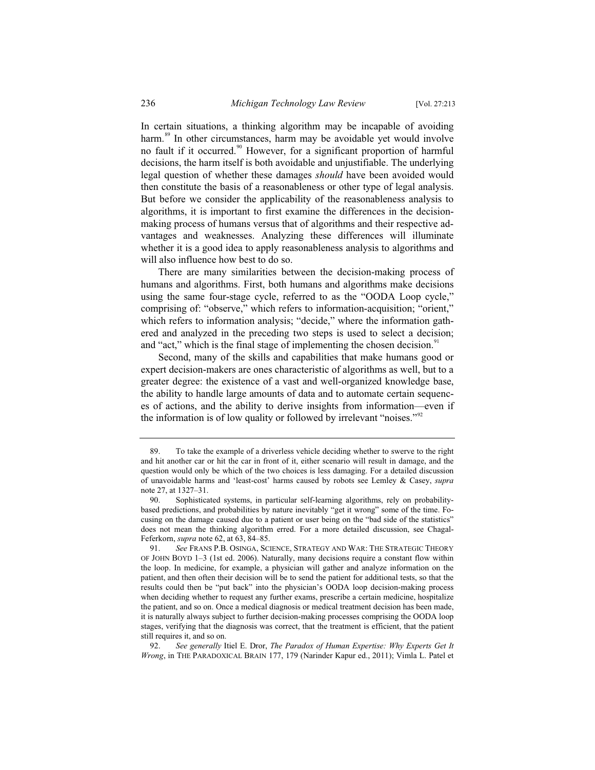In certain situations, a thinking algorithm may be incapable of avoiding harm.[89] In other circumstances, harm may be avoidable yet would involve no fault if it occurred.[90] However, for a significant proportion of harmful decisions, the harm itself is both avoidable and unjustifiable. The underlying legal question of whether these damages *should* have been avoided would then constitute the basis of a reasonableness or other type of legal analysis. But before we consider the applicability of the reasonableness analysis to algorithms, it is important to first examine the differences in the decision-making process of humans versus that of algorithms and their respective advantages and weaknesses. Analyzing these differences will illuminate whether it is a good idea to apply reasonableness analysis to algorithms and will also influence how best to do so.

There are many similarities between the decision-making process of humans and algorithms. First, both humans and algorithms make decisions using the same four-stage cycle, referred to as the "OODA Loop cycle," comprising of: "observe," which refers to information-acquisition; "orient," which refers to information analysis; "decide," where the information gathered and analyzed in the preceding two steps is used to select a decision; and "act," which is the final stage of implementing the chosen decision.[91]

Second, many of the skills and capabilities that make humans good or expert decision-makers are ones characteristic of algorithms as well, but to a greater degree: the existence of a vast and well-organized knowledge base, the ability to handle large amounts of data and to automate certain sequences of actions, and the ability to derive insights from information—even if the information is of low quality or followed by irrelevant "noises."[92]

---

89. To take the example of a driverless vehicle deciding whether to swerve to the right and hit another car or hit the car in front of it, either scenario will result in damage, and the question would only be which of the two choices is less damaging. For a detailed discussion of unavoidable harms and 'least-cost' harms caused by robots see Lemley & Casey, *supra* note 27, at 1327–31.

90. Sophisticated systems, in particular self-learning algorithms, rely on probability-based predictions, and probabilities by nature inevitably "get it wrong" some of the time. Focusing on the damage caused due to a patient or user being on the "bad side of the statistics" does not mean the thinking algorithm erred. For a more detailed discussion, see Chagal-Feferkorn, *supra* note 62, at 63, 84–85.

91. *See* FRANS P.B. OSINGA, SCIENCE, STRATEGY AND WAR: THE STRATEGIC THEORY OF JOHN BOYD 1–3 (1st ed. 2006). Naturally, many decisions require a constant flow within the loop. In medicine, for example, a physician will gather and analyze information on the patient, and then often their decision will be to send the patient for additional tests, so that the results could then be "put back" into the physician's OODA loop decision-making process when deciding whether to request any further exams, prescribe a certain medicine, hospitalize the patient, and so on. Once a medical diagnosis or medical treatment decision has been made, it is naturally always subject to further decision-making processes comprising the OODA loop stages, verifying that the diagnosis was correct, that the treatment is efficient, that the patient still requires it, and so on.

92. *See generally* Itiel E. Dror, *The Paradox of Human Expertise: Why Experts Get It Wrong*, in THE PARADOXICAL BRAIN 177, 179 (Narinder Kapur ed., 2011); Vimla L. Patel et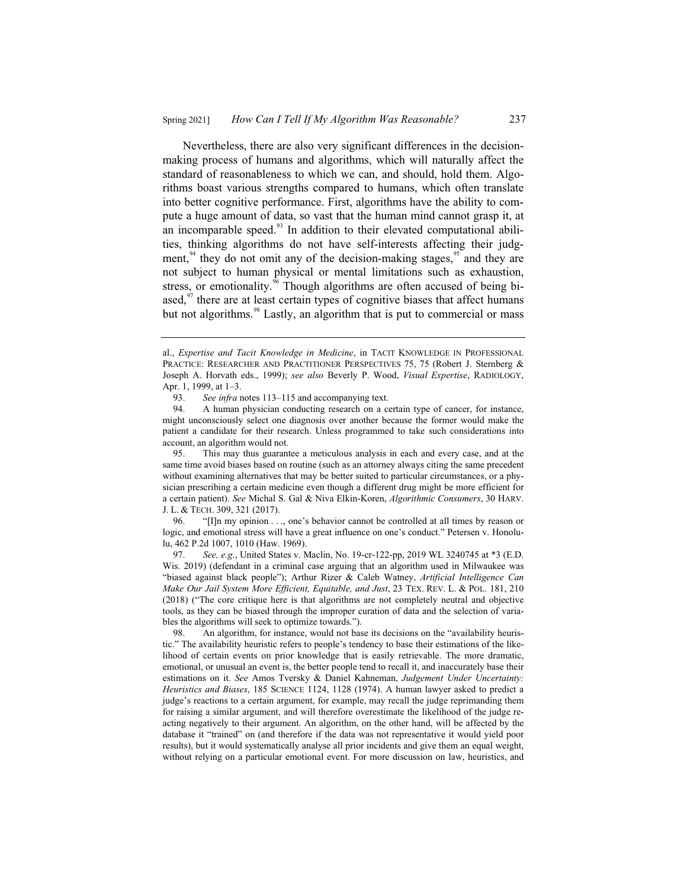Nevertheless, there are also very significant differences in the decision-making process of humans and algorithms, which will naturally affect the standard of reasonableness to which we can, and should, hold them. Algorithms boast various strengths compared to humans, which often translate into better cognitive performance. First, algorithms have the ability to compute a huge amount of data, so vast that the human mind cannot grasp it, at an incomparable speed.[93] In addition to their elevated computational abilities, thinking algorithms do not have self-interests affecting their judgment,[94] they do not omit any of the decision-making stages,[95] and they are not subject to human physical or mental limitations such as exhaustion, stress, or emotionality.[96] Though algorithms are often accused of being biased,[97] there are at least certain types of cognitive biases that affect humans but not algorithms.[98] Lastly, an algorithm that is put to commercial or mass

---

al., *Expertise and Tacit Knowledge in Medicine*, in TACIT KNOWLEDGE IN PROFESSIONAL PRACTICE: RESEARCHER AND PRACTITIONER PERSPECTIVES 75, 75 (Robert J. Sternberg & Joseph A. Horvath eds., 1999); *see also* Beverly P. Wood, *Visual Expertise*, RADIOLOGY, Apr. 1, 1999, at 1–3.

93. *See infra* notes 113–115 and accompanying text.

94. A human physician conducting research on a certain type of cancer, for instance, might unconsciously select one diagnosis over another because the former would make the patient a candidate for their research. Unless programmed to take such considerations into account, an algorithm would not.

95. This may thus guarantee a meticulous analysis in each and every case, and at the same time avoid biases based on routine (such as an attorney always citing the same precedent without examining alternatives that may be better suited to particular circumstances, or a physician prescribing a certain medicine even though a different drug might be more efficient for a certain patient). *See* Michal S. Gal & Niva Elkin-Koren, *Algorithmic Consumers*, 30 HARV. J. L. & TECH. 309, 321 (2017).

96. "[I]n my opinion . . ., one's behavior cannot be controlled at all times by reason or logic, and emotional stress will have a great influence on one's conduct." Petersen v. Honolulu, 462 P.2d 1007, 1010 (Haw. 1969).

97. *See, e.g.*, United States v. Maclin, No. 19-cr-122-pp, 2019 WL 3240745 at *3 (E.D. Wis. 2019) (defendant in a criminal case arguing that an algorithm used in Milwaukee was "biased against black people"); Arthur Rizer & Caleb Watney, *Artificial Intelligence Can Make Our Jail System More Efficient, Equitable, and Just*, 23 TEX. REV. L. & POL. 181, 210 (2018) ("The core critique here is that algorithms are not completely neutral and objective tools, as they can be biased through the improper curation of data and the selection of variables the algorithms will seek to optimize towards.").

98. An algorithm, for instance, would not base its decisions on the "availability heuristic." The availability heuristic refers to people's tendency to base their estimations of the likelihood of certain events on prior knowledge that is easily retrievable. The more dramatic, emotional, or unusual an event is, the better people tend to recall it, and inaccurately base their estimations on it. *See* Amos Tversky & Daniel Kahneman, *Judgement Under Uncertainty: Heuristics and Biases*, 185 SCIENCE 1124, 1128 (1974). A human lawyer asked to predict a judge's reactions to a certain argument, for example, may recall the judge reprimanding them for raising a similar argument, and will therefore overestimate the likelihood of the judge reacting negatively to their argument. An algorithm, on the other hand, will be affected by the database it "trained" on (and therefore if the data was not representative it would yield poor results), but it would systematically analyse all prior incidents and give them an equal weight, without relying on a particular emotional event. For more discussion on law, heuristics, and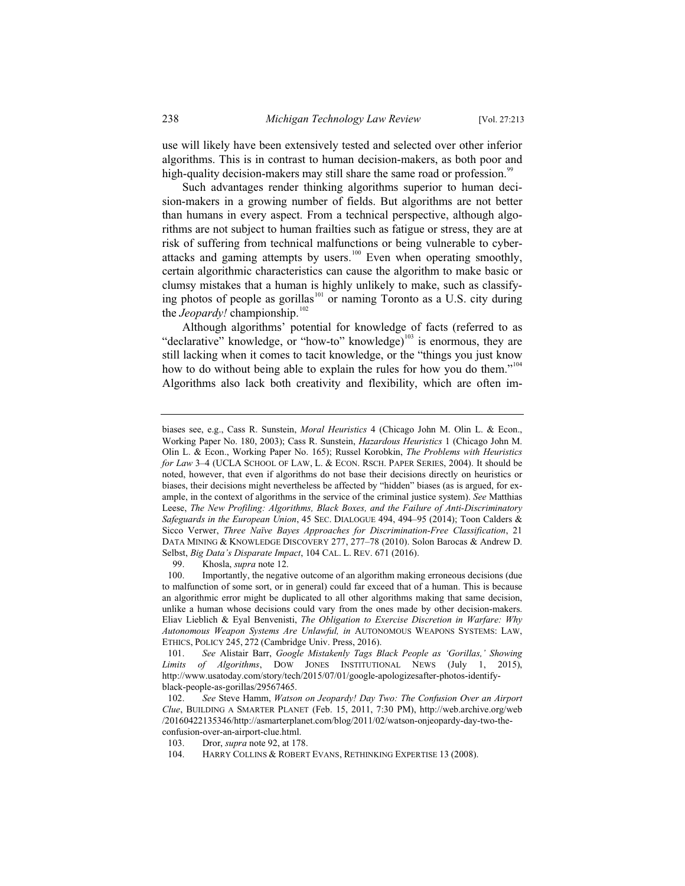use will likely have been extensively tested and selected over other inferior algorithms. This is in contrast to human decision-makers, as both poor and high-quality decision-makers may still share the same road or profession.[99]

Such advantages render thinking algorithms superior to human decision-makers in a growing number of fields. But algorithms are not better than humans in every aspect. From a technical perspective, although algorithms are not subject to human frailties such as fatigue or stress, they are at risk of suffering from technical malfunctions or being vulnerable to cyber-attacks and gaming attempts by users.[100] Even when operating smoothly, certain algorithmic characteristics can cause the algorithm to make basic or clumsy mistakes that a human is highly unlikely to make, such as classifying photos of people as gorillas[101] or naming Toronto as a U.S. city during the *Jeopardy!* championship.[102]

Although algorithms' potential for knowledge of facts (referred to as "declarative" knowledge, or "how-to" knowledge)[103] is enormous, they are still lacking when it comes to tacit knowledge, or the "things you just know how to do without being able to explain the rules for how you do them."[104] Algorithms also lack both creativity and flexibility, which are often im-

---

biases see, e.g., Cass R. Sunstein, *Moral Heuristics* 4 (Chicago John M. Olin L. & Econ., Working Paper No. 180, 2003); Cass R. Sunstein, *Hazardous Heuristics* 1 (Chicago John M. Olin L. & Econ., Working Paper No. 165); Russel Korobkin, *The Problems with Heuristics for Law* 3–4 (UCLA SCHOOL OF LAW, L. & ECON. RSCH. PAPER SERIES, 2004). It should be noted, however, that even if algorithms do not base their decisions directly on heuristics or biases, their decisions might nevertheless be affected by "hidden" biases (as is argued, for example, in the context of algorithms in the service of the criminal justice system). *See* Matthias Leese, *The New Profiling: Algorithms, Black Boxes, and the Failure of Anti-Discriminatory Safeguards in the European Union*, 45 SEC. DIALOGUE 494, 494–95 (2014); Toon Calders & Sicco Verwer, *Three Naïve Bayes Approaches for Discrimination-Free Classification*, 21 DATA MINING & KNOWLEDGE DISCOVERY 277, 277–78 (2010). Solon Barocas & Andrew D. Selbst, *Big Data's Disparate Impact*, 104 CAL. L. REV. 671 (2016).

99. Khosla, *supra* note 12.

100. Importantly, the negative outcome of an algorithm making erroneous decisions (due to malfunction of some sort, or in general) could far exceed that of a human. This is because an algorithmic error might be duplicated to all other algorithms making that same decision, unlike a human whose decisions could vary from the ones made by other decision-makers. Eliav Lieblich & Eyal Benvenisti, *The Obligation to Exercise Discretion in Warfare: Why Autonomous Weapon Systems Are Unlawful, in* AUTONOMOUS WEAPONS SYSTEMS: LAW, ETHICS, POLICY 245, 272 (Cambridge Univ. Press, 2016).

101. *See* Alistair Barr, *Google Mistakenly Tags Black People as 'Gorillas,' Showing Limits of Algorithms*, DOW JONES INSTITUTIONAL NEWS (July 1, 2015), http://www.usatoday.com/story/tech/2015/07/01/google-apologizesafter-photos-identify-black-people-as-gorillas/29567465.

102. *See* Steve Hamm, *Watson on Jeopardy! Day Two: The Confusion Over an Airport Clue*, BUILDING A SMARTER PLANET (Feb. 15, 2011, 7:30 PM), http://web.archive.org/web/20160422135346/http://asmarterplanet.com/blog/2011/02/watson-onjeopardy-day-two-the-confusion-over-an-airport-clue.html.

103. Dror, *supra* note 92, at 178.

104. HARRY COLLINS & ROBERT EVANS, RETHINKING EXPERTISE 13 (2008).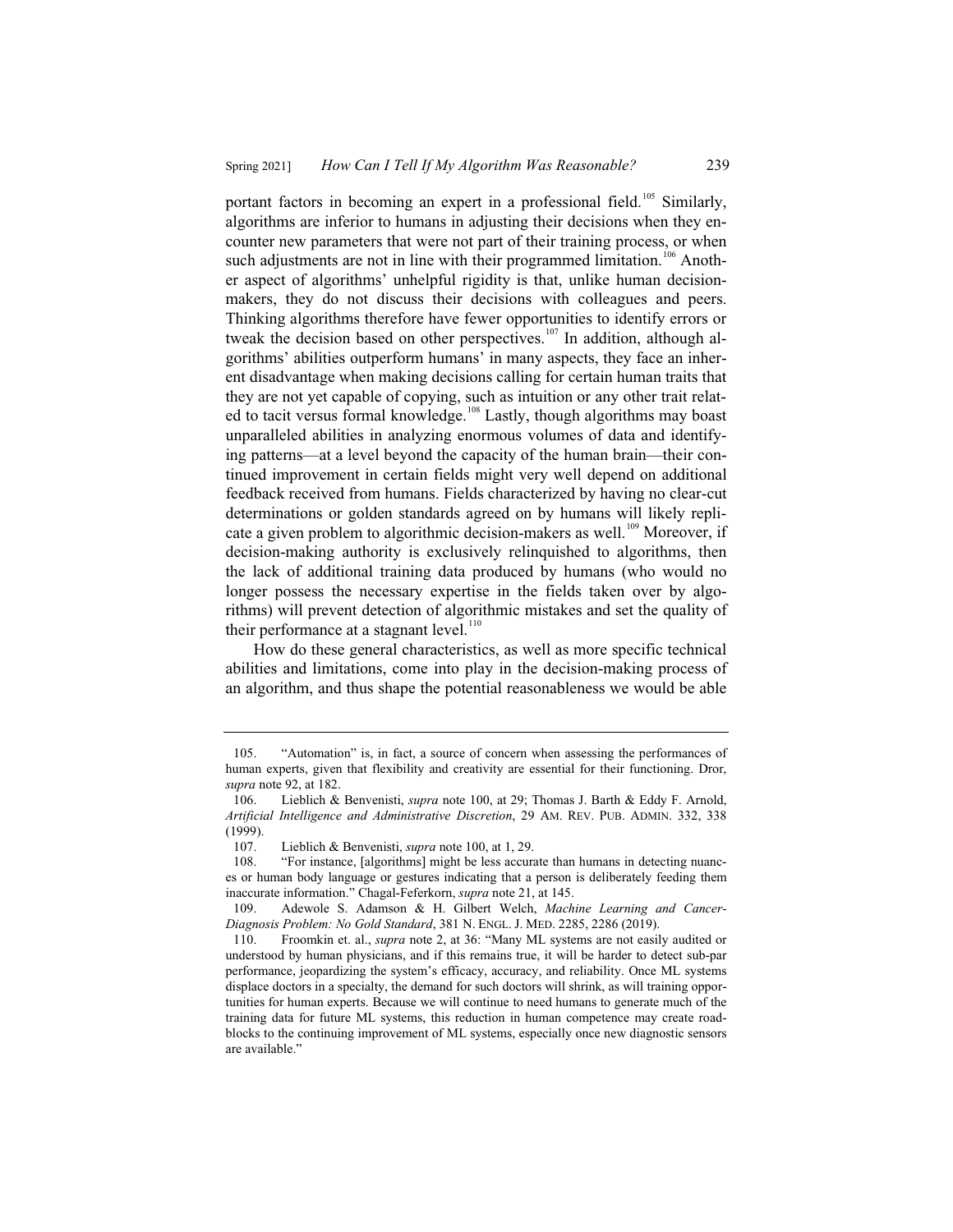portant factors in becoming an expert in a professional field.[105] Similarly, algorithms are inferior to humans in adjusting their decisions when they encounter new parameters that were not part of their training process, or when such adjustments are not in line with their programmed limitation.[106] Another aspect of algorithms' unhelpful rigidity is that, unlike human decision-makers, they do not discuss their decisions with colleagues and peers. Thinking algorithms therefore have fewer opportunities to identify errors or tweak the decision based on other perspectives.[107] In addition, although algorithms' abilities outperform humans' in many aspects, they face an inherent disadvantage when making decisions calling for certain human traits that they are not yet capable of copying, such as intuition or any other trait related to tacit versus formal knowledge.[108] Lastly, though algorithms may boast unparalleled abilities in analyzing enormous volumes of data and identifying patterns—at a level beyond the capacity of the human brain—their continued improvement in certain fields might very well depend on additional feedback received from humans. Fields characterized by having no clear-cut determinations or golden standards agreed on by humans will likely replicate a given problem to algorithmic decision-makers as well.[109] Moreover, if decision-making authority is exclusively relinquished to algorithms, then the lack of additional training data produced by humans (who would no longer possess the necessary expertise in the fields taken over by algorithms) will prevent detection of algorithmic mistakes and set the quality of their performance at a stagnant level.[110]

How do these general characteristics, as well as more specific technical abilities and limitations, come into play in the decision-making process of an algorithm, and thus shape the potential reasonableness we would be able

---

105. "Automation" is, in fact, a source of concern when assessing the performances of human experts, given that flexibility and creativity are essential for their functioning. Dror, *supra* note 92, at 182.

106. Lieblich & Benvenisti, *supra* note 100, at 29; Thomas J. Barth & Eddy F. Arnold, *Artificial Intelligence and Administrative Discretion*, 29 AM. REV. PUB. ADMIN. 332, 338 (1999).

107. Lieblich & Benvenisti, *supra* note 100, at 1, 29.

108. "For instance, [algorithms] might be less accurate than humans in detecting nuances or human body language or gestures indicating that a person is deliberately feeding them inaccurate information." Chagal-Feferkorn, *supra* note 21, at 145.

109. Adewole S. Adamson & H. Gilbert Welch, *Machine Learning and Cancer-Diagnosis Problem: No Gold Standard*, 381 N. ENGL. J. MED. 2285, 2286 (2019).

110. Froomkin et. al., *supra* note 2, at 36: "Many ML systems are not easily audited or understood by human physicians, and if this remains true, it will be harder to detect sub-par performance, jeopardizing the system's efficacy, accuracy, and reliability. Once ML systems displace doctors in a specialty, the demand for such doctors will shrink, as will training opportunities for human experts. Because we will continue to need humans to generate much of the training data for future ML systems, this reduction in human competence may create roadblocks to the continuing improvement of ML systems, especially once new diagnostic sensors are available."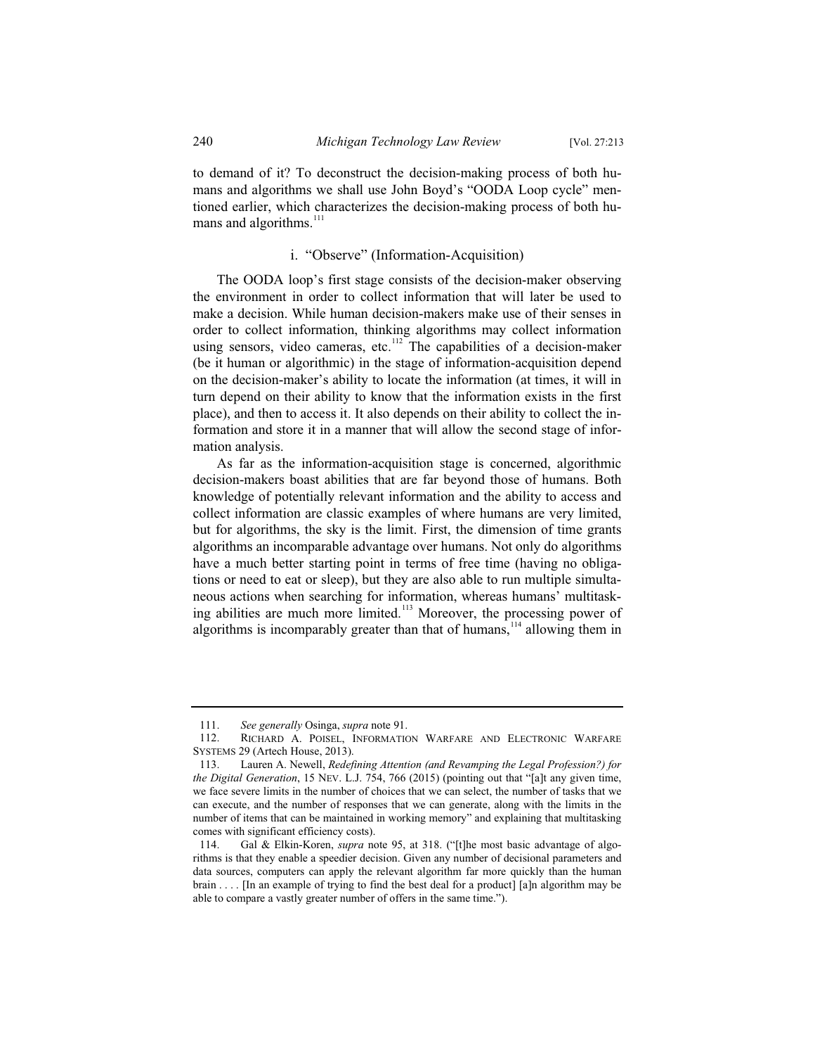to demand of it? To deconstruct the decision-making process of both humans and algorithms we shall use John Boyd's "OODA Loop cycle" mentioned earlier, which characterizes the decision-making process of both humans and algorithms.[111]

### i. "Observe" (Information-Acquisition)

The OODA loop's first stage consists of the decision-maker observing the environment in order to collect information that will later be used to make a decision. While human decision-makers make use of their senses in order to collect information, thinking algorithms may collect information using sensors, video cameras, etc.[112] The capabilities of a decision-maker (be it human or algorithmic) in the stage of information-acquisition depend on the decision-maker's ability to locate the information (at times, it will in turn depend on their ability to know that the information exists in the first place), and then to access it. It also depends on their ability to collect the information and store it in a manner that will allow the second stage of information analysis.

As far as the information-acquisition stage is concerned, algorithmic decision-makers boast abilities that are far beyond those of humans. Both knowledge of potentially relevant information and the ability to access and collect information are classic examples of where humans are very limited, but for algorithms, the sky is the limit. First, the dimension of time grants algorithms an incomparable advantage over humans. Not only do algorithms have a much better starting point in terms of free time (having no obligations or need to eat or sleep), but they are also able to run multiple simultaneous actions when searching for information, whereas humans' multitasking abilities are much more limited.[113] Moreover, the processing power of algorithms is incomparably greater than that of humans,[114] allowing them in

---

111. *See generally* Osinga, *supra* note 91.

112. RICHARD A. POISEL, INFORMATION WARFARE AND ELECTRONIC WARFARE SYSTEMS 29 (Artech House, 2013).

113. Lauren A. Newell, *Redefining Attention (and Revamping the Legal Profession?) for the Digital Generation*, 15 NEV. L.J. 754, 766 (2015) (pointing out that "[a]t any given time, we face severe limits in the number of choices that we can select, the number of tasks that we can execute, and the number of responses that we can generate, along with the limits in the number of items that can be maintained in working memory" and explaining that multitasking comes with significant efficiency costs).

114. Gal & Elkin-Koren, *supra* note 95, at 318. ("[t]he most basic advantage of algorithms is that they enable a speedier decision. Given any number of decisional parameters and data sources, computers can apply the relevant algorithm far more quickly than the human brain . . . . [In an example of trying to find the best deal for a product] [a]n algorithm may be able to compare a vastly greater number of offers in the same time.").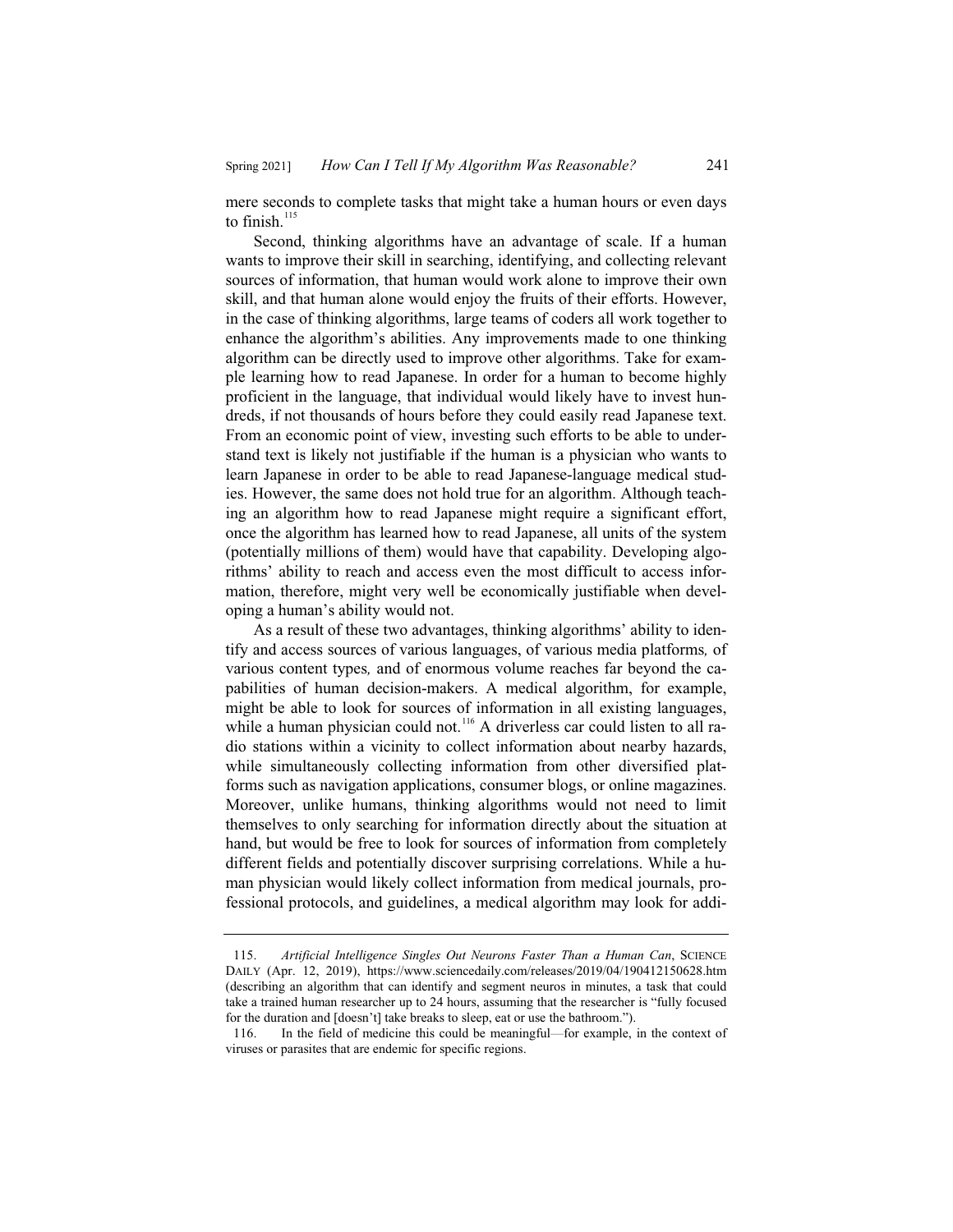mere seconds to complete tasks that might take a human hours or even days to finish.[115]

Second, thinking algorithms have an advantage of scale. If a human wants to improve their skill in searching, identifying, and collecting relevant sources of information, that human would work alone to improve their own skill, and that human alone would enjoy the fruits of their efforts. However, in the case of thinking algorithms, large teams of coders all work together to enhance the algorithm's abilities. Any improvements made to one thinking algorithm can be directly used to improve other algorithms. Take for example learning how to read Japanese. In order for a human to become highly proficient in the language, that individual would likely have to invest hundreds, if not thousands of hours before they could easily read Japanese text. From an economic point of view, investing such efforts to be able to understand text is likely not justifiable if the human is a physician who wants to learn Japanese in order to be able to read Japanese-language medical studies. However, the same does not hold true for an algorithm. Although teaching an algorithm how to read Japanese might require a significant effort, once the algorithm has learned how to read Japanese, all units of the system (potentially millions of them) would have that capability. Developing algorithms' ability to reach and access even the most difficult to access information, therefore, might very well be economically justifiable when developing a human's ability would not.

As a result of these two advantages, thinking algorithms' ability to identify and access sources of various languages, of various media platforms*,* of various content types*,* and of enormous volume reaches far beyond the capabilities of human decision-makers. A medical algorithm, for example, might be able to look for sources of information in all existing languages, while a human physician could not.[116] A driverless car could listen to all radio stations within a vicinity to collect information about nearby hazards, while simultaneously collecting information from other diversified platforms such as navigation applications, consumer blogs, or online magazines. Moreover, unlike humans, thinking algorithms would not need to limit themselves to only searching for information directly about the situation at hand, but would be free to look for sources of information from completely different fields and potentially discover surprising correlations. While a human physician would likely collect information from medical journals, professional protocols, and guidelines, a medical algorithm may look for addi-

---

115. *Artificial Intelligence Singles Out Neurons Faster Than a Human Can*, SCIENCE DAILY (Apr. 12, 2019), https://www.sciencedaily.com/releases/2019/04/190412150628.htm (describing an algorithm that can identify and segment neuros in minutes, a task that could take a trained human researcher up to 24 hours, assuming that the researcher is "fully focused for the duration and [doesn't] take breaks to sleep, eat or use the bathroom.").

116. In the field of medicine this could be meaningful—for example, in the context of viruses or parasites that are endemic for specific regions.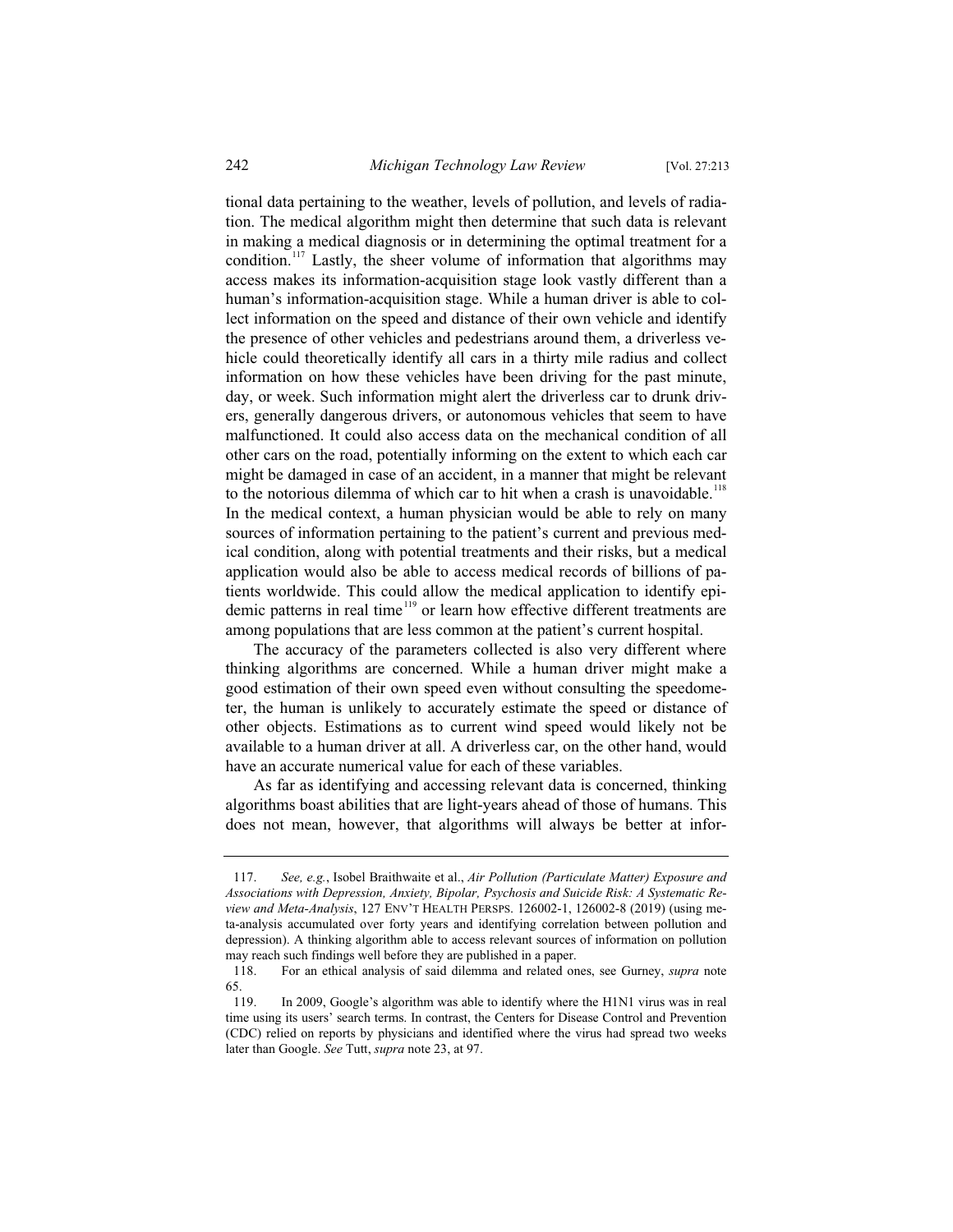tional data pertaining to the weather, levels of pollution, and levels of radiation. The medical algorithm might then determine that such data is relevant in making a medical diagnosis or in determining the optimal treatment for a condition.[117] Lastly, the sheer volume of information that algorithms may access makes its information-acquisition stage look vastly different than a human's information-acquisition stage. While a human driver is able to collect information on the speed and distance of their own vehicle and identify the presence of other vehicles and pedestrians around them, a driverless vehicle could theoretically identify all cars in a thirty mile radius and collect information on how these vehicles have been driving for the past minute, day, or week. Such information might alert the driverless car to drunk drivers, generally dangerous drivers, or autonomous vehicles that seem to have malfunctioned. It could also access data on the mechanical condition of all other cars on the road, potentially informing on the extent to which each car might be damaged in case of an accident, in a manner that might be relevant to the notorious dilemma of which car to hit when a crash is unavoidable.[118] In the medical context, a human physician would be able to rely on many sources of information pertaining to the patient's current and previous medical condition, along with potential treatments and their risks, but a medical application would also be able to access medical records of billions of patients worldwide. This could allow the medical application to identify epidemic patterns in real time[119] or learn how effective different treatments are among populations that are less common at the patient's current hospital.

The accuracy of the parameters collected is also very different where thinking algorithms are concerned. While a human driver might make a good estimation of their own speed even without consulting the speedometer, the human is unlikely to accurately estimate the speed or distance of other objects. Estimations as to current wind speed would likely not be available to a human driver at all. A driverless car, on the other hand, would have an accurate numerical value for each of these variables.

As far as identifying and accessing relevant data is concerned, thinking algorithms boast abilities that are light-years ahead of those of humans. This does not mean, however, that algorithms will always be better at infor-

---

117. *See, e.g.*, Isobel Braithwaite et al., *Air Pollution (Particulate Matter) Exposure and Associations with Depression, Anxiety, Bipolar, Psychosis and Suicide Risk: A Systematic Review and Meta-Analysis*, 127 ENV'T HEALTH PERSPS. 126002-1, 126002-8 (2019) (using meta-analysis accumulated over forty years and identifying correlation between pollution and depression). A thinking algorithm able to access relevant sources of information on pollution may reach such findings well before they are published in a paper.

118. For an ethical analysis of said dilemma and related ones, see Gurney, *supra* note 65.

119. In 2009, Google's algorithm was able to identify where the H1N1 virus was in real time using its users' search terms. In contrast, the Centers for Disease Control and Prevention (CDC) relied on reports by physicians and identified where the virus had spread two weeks later than Google. *See* Tutt, *supra* note 23, at 97.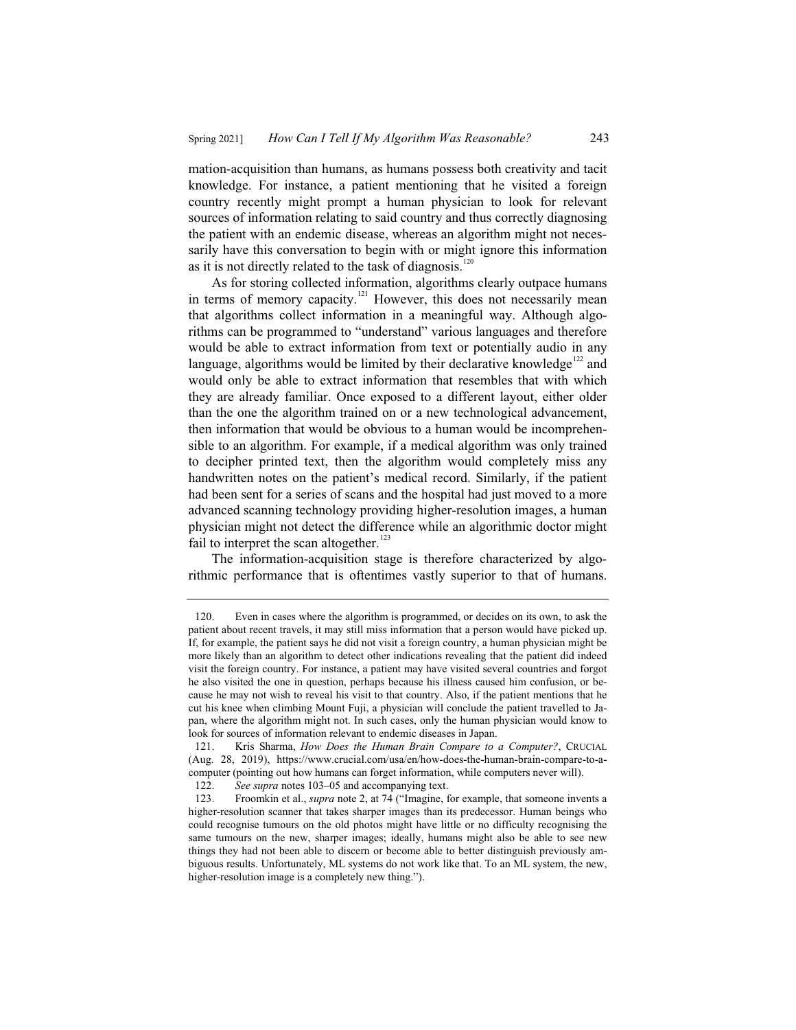mation-acquisition than humans, as humans possess both creativity and tacit knowledge. For instance, a patient mentioning that he visited a foreign country recently might prompt a human physician to look for relevant sources of information relating to said country and thus correctly diagnosing the patient with an endemic disease, whereas an algorithm might not necessarily have this conversation to begin with or might ignore this information as it is not directly related to the task of diagnosis.[120]

As for storing collected information, algorithms clearly outpace humans in terms of memory capacity.[121] However, this does not necessarily mean that algorithms collect information in a meaningful way. Although algorithms can be programmed to "understand" various languages and therefore would be able to extract information from text or potentially audio in any language, algorithms would be limited by their declarative knowledge[122] and would only be able to extract information that resembles that with which they are already familiar. Once exposed to a different layout, either older than the one the algorithm trained on or a new technological advancement, then information that would be obvious to a human would be incomprehensible to an algorithm. For example, if a medical algorithm was only trained to decipher printed text, then the algorithm would completely miss any handwritten notes on the patient's medical record. Similarly, if the patient had been sent for a series of scans and the hospital had just moved to a more advanced scanning technology providing higher-resolution images, a human physician might not detect the difference while an algorithmic doctor might fail to interpret the scan altogether.[123]

The information-acquisition stage is therefore characterized by algorithmic performance that is oftentimes vastly superior to that of humans.

---

120. Even in cases where the algorithm is programmed, or decides on its own, to ask the patient about recent travels, it may still miss information that a person would have picked up. If, for example, the patient says he did not visit a foreign country, a human physician might be more likely than an algorithm to detect other indications revealing that the patient did indeed visit the foreign country. For instance, a patient may have visited several countries and forgot he also visited the one in question, perhaps because his illness caused him confusion, or because he may not wish to reveal his visit to that country. Also, if the patient mentions that he cut his knee when climbing Mount Fuji, a physician will conclude the patient travelled to Japan, where the algorithm might not. In such cases, only the human physician would know to look for sources of information relevant to endemic diseases in Japan.

121. Kris Sharma, *How Does the Human Brain Compare to a Computer?*, CRUCIAL (Aug. 28, 2019), https://www.crucial.com/usa/en/how-does-the-human-brain-compare-to-a-computer (pointing out how humans can forget information, while computers never will).

122. *See supra* notes 103–05 and accompanying text.

123. Froomkin et al., *supra* note 2, at 74 ("Imagine, for example, that someone invents a higher-resolution scanner that takes sharper images than its predecessor. Human beings who could recognise tumours on the old photos might have little or no difficulty recognising the same tumours on the new, sharper images; ideally, humans might also be able to see new things they had not been able to discern or become able to better distinguish previously ambiguous results. Unfortunately, ML systems do not work like that. To an ML system, the new, higher-resolution image is a completely new thing.").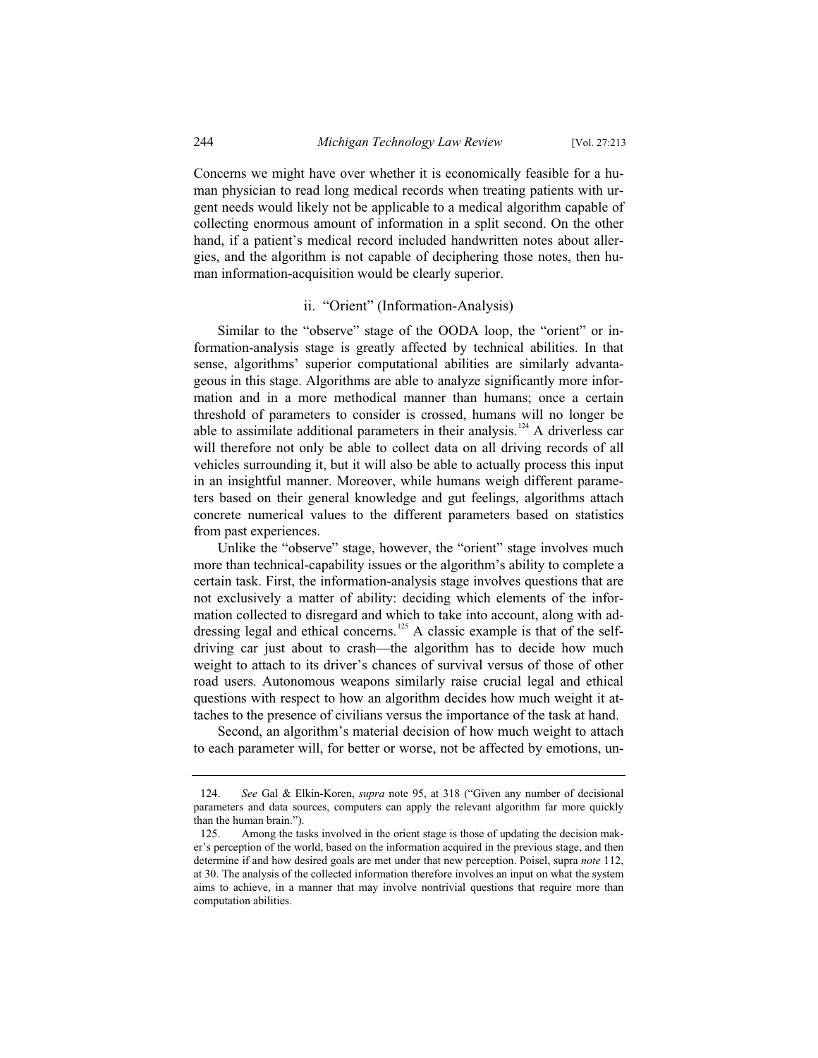Concerns we might have over whether it is economically feasible for a human physician to read long medical records when treating patients with urgent needs would likely not be applicable to a medical algorithm capable of collecting enormous amount of information in a split second. On the other hand, if a patient's medical record included handwritten notes about allergies, and the algorithm is not capable of deciphering those notes, then human information-acquisition would be clearly superior.

### ii. "Orient" (Information-Analysis)

Similar to the "observe" stage of the OODA loop, the "orient" or information-analysis stage is greatly affected by technical abilities. In that sense, algorithms' superior computational abilities are similarly advantageous in this stage. Algorithms are able to analyze significantly more information and in a more methodical manner than humans; once a certain threshold of parameters to consider is crossed, humans will no longer be able to assimilate additional parameters in their analysis.[124] A driverless car will therefore not only be able to collect data on all driving records of all vehicles surrounding it, but it will also be able to actually process this input in an insightful manner. Moreover, while humans weigh different parameters based on their general knowledge and gut feelings, algorithms attach concrete numerical values to the different parameters based on statistics from past experiences.

Unlike the "observe" stage, however, the "orient" stage involves much more than technical-capability issues or the algorithm's ability to complete a certain task. First, the information-analysis stage involves questions that are not exclusively a matter of ability: deciding which elements of the information collected to disregard and which to take into account, along with addressing legal and ethical concerns.[125] A classic example is that of the self-driving car just about to crash—the algorithm has to decide how much weight to attach to its driver's chances of survival versus of those of other road users. Autonomous weapons similarly raise crucial legal and ethical questions with respect to how an algorithm decides how much weight it attaches to the presence of civilians versus the importance of the task at hand.

Second, an algorithm's material decision of how much weight to attach to each parameter will, for better or worse, not be affected by emotions, un-

---

124. *See* Gal & Elkin-Koren, *supra* note 95, at 318 ("Given any number of decisional parameters and data sources, computers can apply the relevant algorithm far more quickly than the human brain.").

125. Among the tasks involved in the orient stage is those of updating the decision maker's perception of the world, based on the information acquired in the previous stage, and then determine if and how desired goals are met under that new perception. Poisel, supra *note* 112, at 30. The analysis of the collected information therefore involves an input on what the system aims to achieve, in a manner that may involve nontrivial questions that require more than computation abilities.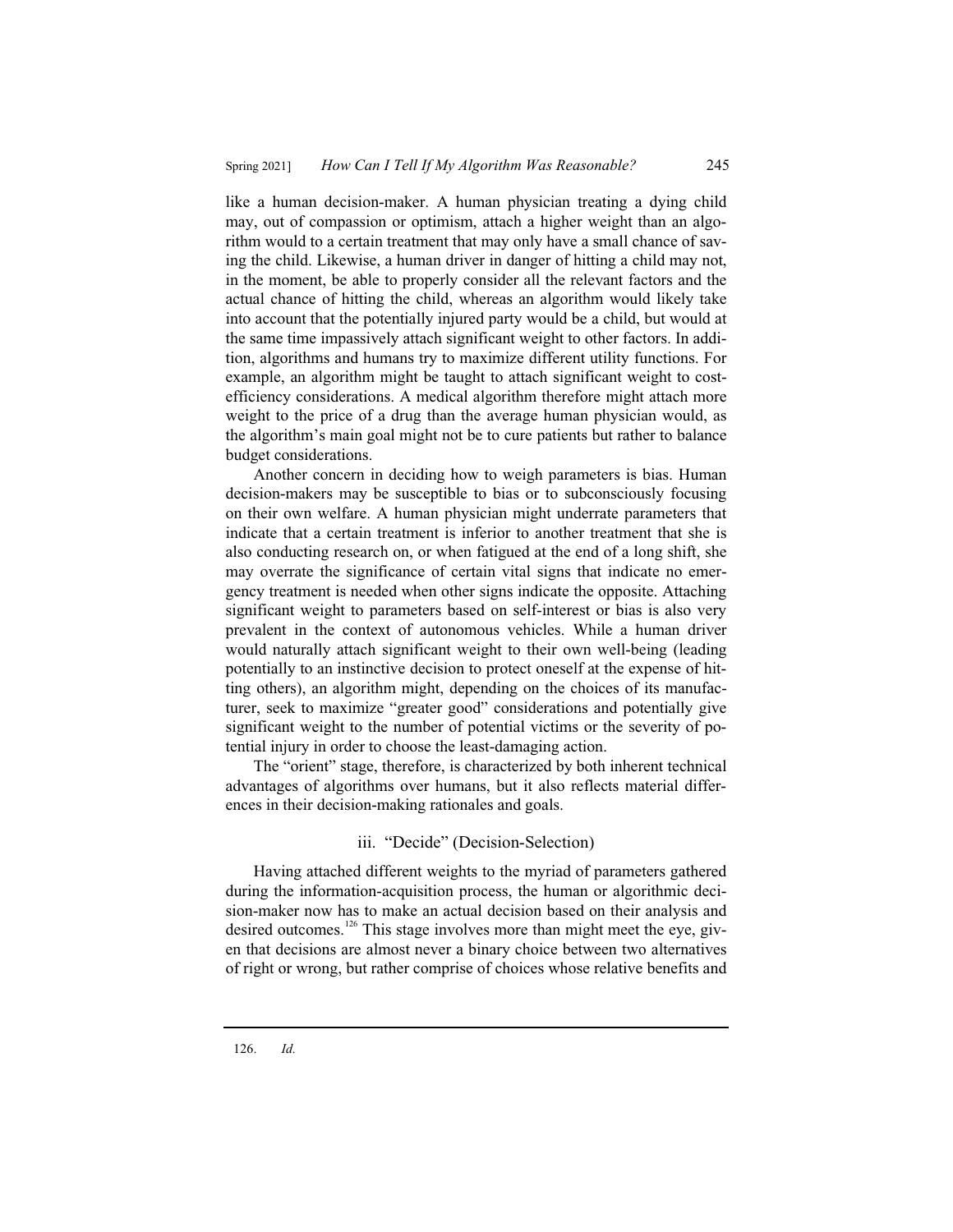like a human decision-maker. A human physician treating a dying child may, out of compassion or optimism, attach a higher weight than an algorithm would to a certain treatment that may only have a small chance of saving the child. Likewise, a human driver in danger of hitting a child may not, in the moment, be able to properly consider all the relevant factors and the actual chance of hitting the child, whereas an algorithm would likely take into account that the potentially injured party would be a child, but would at the same time impassively attach significant weight to other factors. In addition, algorithms and humans try to maximize different utility functions. For example, an algorithm might be taught to attach significant weight to cost-efficiency considerations. A medical algorithm therefore might attach more weight to the price of a drug than the average human physician would, as the algorithm's main goal might not be to cure patients but rather to balance budget considerations.

Another concern in deciding how to weigh parameters is bias. Human decision-makers may be susceptible to bias or to subconsciously focusing on their own welfare. A human physician might underrate parameters that indicate that a certain treatment is inferior to another treatment that she is also conducting research on, or when fatigued at the end of a long shift, she may overrate the significance of certain vital signs that indicate no emergency treatment is needed when other signs indicate the opposite. Attaching significant weight to parameters based on self-interest or bias is also very prevalent in the context of autonomous vehicles. While a human driver would naturally attach significant weight to their own well-being (leading potentially to an instinctive decision to protect oneself at the expense of hitting others), an algorithm might, depending on the choices of its manufacturer, seek to maximize "greater good" considerations and potentially give significant weight to the number of potential victims or the severity of potential injury in order to choose the least-damaging action.

The "orient" stage, therefore, is characterized by both inherent technical advantages of algorithms over humans, but it also reflects material differences in their decision-making rationales and goals.

#### iii. "Decide" (Decision-Selection)

Having attached different weights to the myriad of parameters gathered during the information-acquisition process, the human or algorithmic decision-maker now has to make an actual decision based on their analysis and desired outcomes.[126] This stage involves more than might meet the eye, given that decisions are almost never a binary choice between two alternatives of right or wrong, but rather comprise of choices whose relative benefits and

126. *Id.*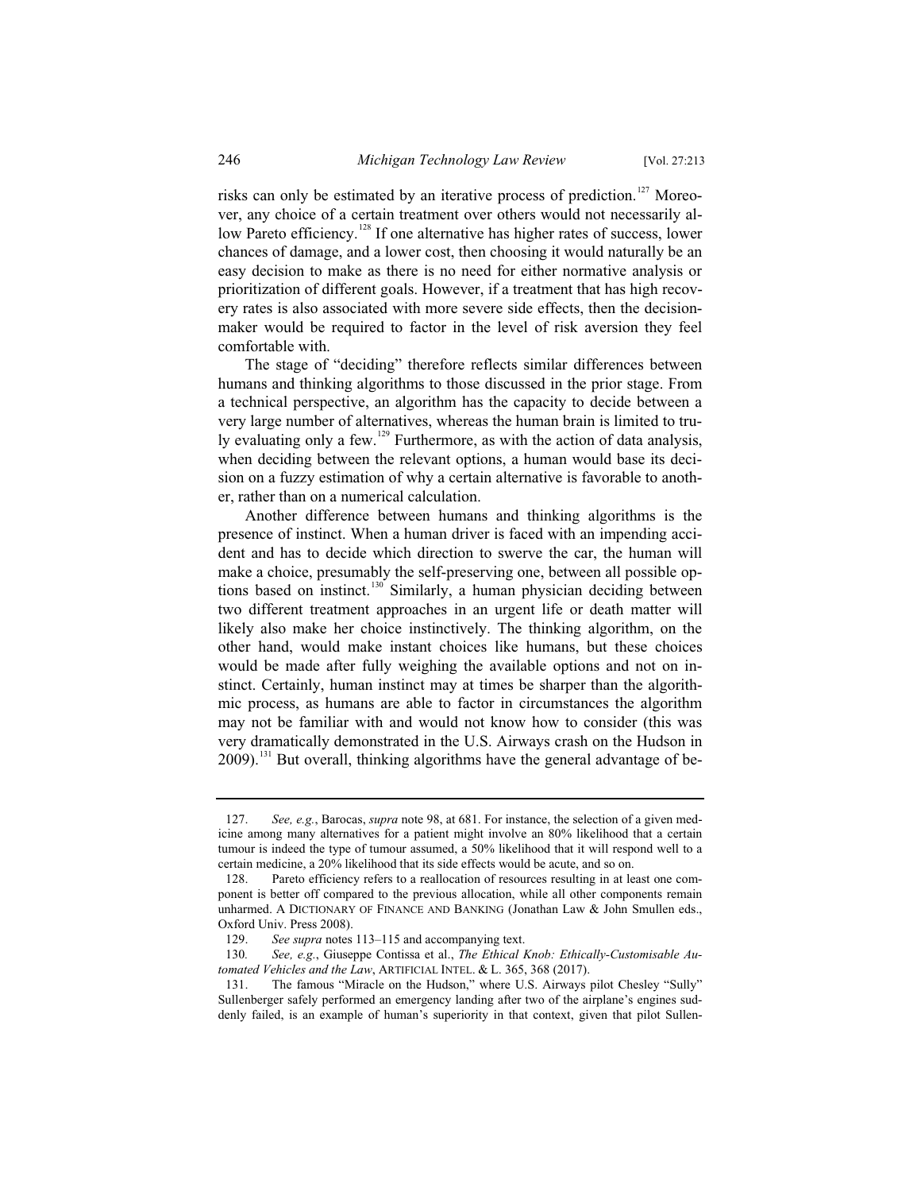risks can only be estimated by an iterative process of prediction.[127] Moreover, any choice of a certain treatment over others would not necessarily allow Pareto efficiency.[128] If one alternative has higher rates of success, lower chances of damage, and a lower cost, then choosing it would naturally be an easy decision to make as there is no need for either normative analysis or prioritization of different goals. However, if a treatment that has high recovery rates is also associated with more severe side effects, then the decision-maker would be required to factor in the level of risk aversion they feel comfortable with.

The stage of "deciding" therefore reflects similar differences between humans and thinking algorithms to those discussed in the prior stage. From a technical perspective, an algorithm has the capacity to decide between a very large number of alternatives, whereas the human brain is limited to truly evaluating only a few.[129] Furthermore, as with the action of data analysis, when deciding between the relevant options, a human would base its decision on a fuzzy estimation of why a certain alternative is favorable to another, rather than on a numerical calculation.

Another difference between humans and thinking algorithms is the presence of instinct. When a human driver is faced with an impending accident and has to decide which direction to swerve the car, the human will make a choice, presumably the self-preserving one, between all possible options based on instinct.[130] Similarly, a human physician deciding between two different treatment approaches in an urgent life or death matter will likely also make her choice instinctively. The thinking algorithm, on the other hand, would make instant choices like humans, but these choices would be made after fully weighing the available options and not on instinct. Certainly, human instinct may at times be sharper than the algorithmic process, as humans are able to factor in circumstances the algorithm may not be familiar with and would not know how to consider (this was very dramatically demonstrated in the U.S. Airways crash on the Hudson in 2009).[131] But overall, thinking algorithms have the general advantage of be-

---

127. *See, e.g.*, Barocas, *supra* note 98, at 681. For instance, the selection of a given medicine among many alternatives for a patient might involve an 80% likelihood that a certain tumour is indeed the type of tumour assumed, a 50% likelihood that it will respond well to a certain medicine, a 20% likelihood that its side effects would be acute, and so on.

128. Pareto efficiency refers to a reallocation of resources resulting in at least one component is better off compared to the previous allocation, while all other components remain unharmed. A DICTIONARY OF FINANCE AND BANKING (Jonathan Law & John Smullen eds., Oxford Univ. Press 2008).

129. *See supra* notes 113–115 and accompanying text.

130. *See, e.g.*, Giuseppe Contissa et al., *The Ethical Knob: Ethically-Customisable Automated Vehicles and the Law*, ARTIFICIAL INTEL. & L. 365, 368 (2017).

131. The famous "Miracle on the Hudson," where U.S. Airways pilot Chesley "Sully" Sullenberger safely performed an emergency landing after two of the airplane's engines suddenly failed, is an example of human's superiority in that context, given that pilot Sullen-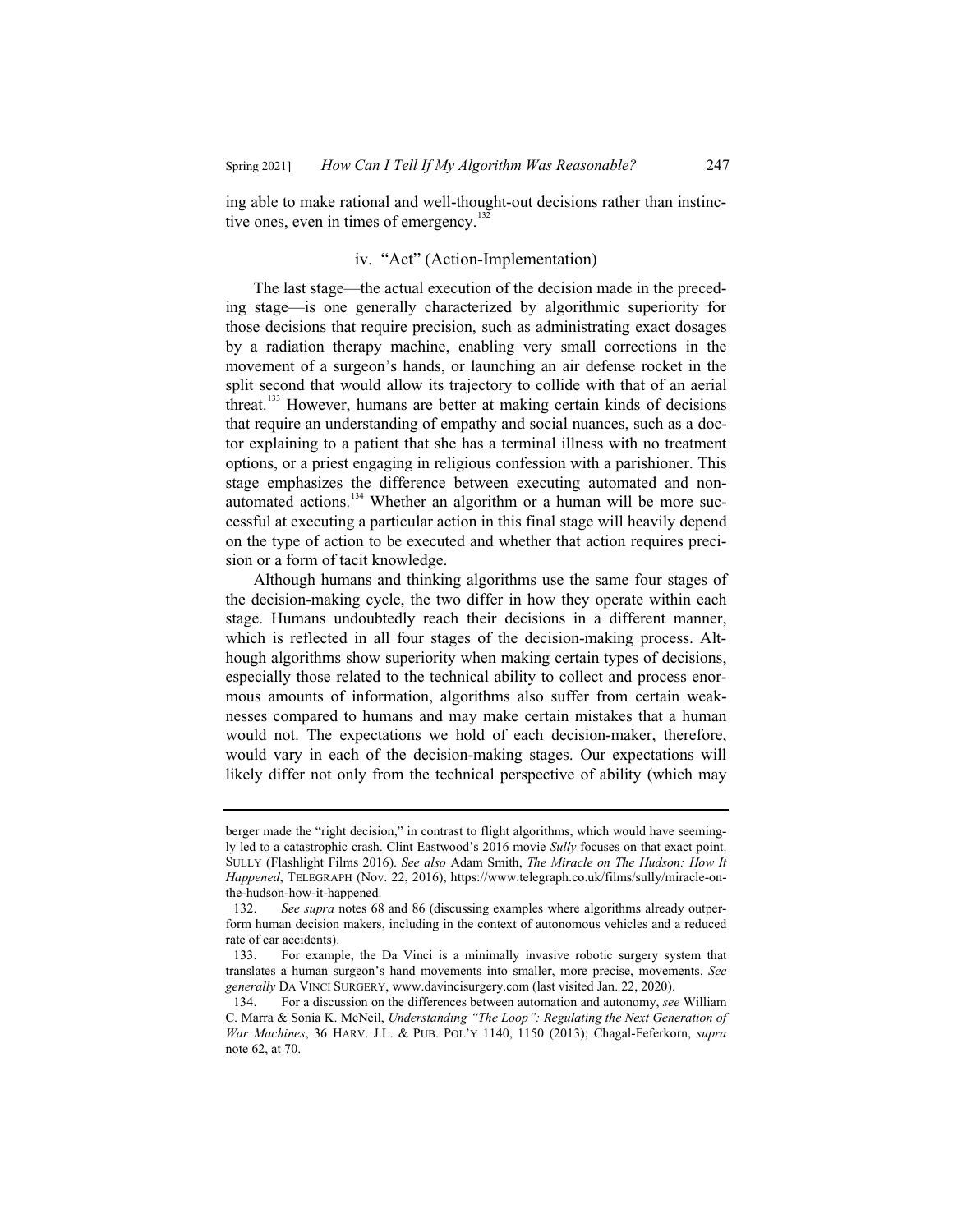ing able to make rational and well-thought-out decisions rather than instinctive ones, even in times of emergency.[132]

### iv. "Act" (Action-Implementation)

The last stage—the actual execution of the decision made in the preceding stage—is one generally characterized by algorithmic superiority for those decisions that require precision, such as administrating exact dosages by a radiation therapy machine, enabling very small corrections in the movement of a surgeon's hands, or launching an air defense rocket in the split second that would allow its trajectory to collide with that of an aerial threat.[133] However, humans are better at making certain kinds of decisions that require an understanding of empathy and social nuances, such as a doctor explaining to a patient that she has a terminal illness with no treatment options, or a priest engaging in religious confession with a parishioner. This stage emphasizes the difference between executing automated and non-automated actions.[134] Whether an algorithm or a human will be more successful at executing a particular action in this final stage will heavily depend on the type of action to be executed and whether that action requires precision or a form of tacit knowledge.

Although humans and thinking algorithms use the same four stages of the decision-making cycle, the two differ in how they operate within each stage. Humans undoubtedly reach their decisions in a different manner, which is reflected in all four stages of the decision-making process. Although algorithms show superiority when making certain types of decisions, especially those related to the technical ability to collect and process enormous amounts of information, algorithms also suffer from certain weaknesses compared to humans and may make certain mistakes that a human would not. The expectations we hold of each decision-maker, therefore, would vary in each of the decision-making stages. Our expectations will likely differ not only from the technical perspective of ability (which may

---

berger made the "right decision," in contrast to flight algorithms, which would have seemingly led to a catastrophic crash. Clint Eastwood's 2016 movie *Sully* focuses on that exact point. SULLY (Flashlight Films 2016). *See also* Adam Smith, *The Miracle on The Hudson: How It Happened*, TELEGRAPH (Nov. 22, 2016), https://www.telegraph.co.uk/films/sully/miracle-on-the-hudson-how-it-happened.

132. *See supra* notes 68 and 86 (discussing examples where algorithms already outperform human decision makers, including in the context of autonomous vehicles and a reduced rate of car accidents).

133. For example, the Da Vinci is a minimally invasive robotic surgery system that translates a human surgeon's hand movements into smaller, more precise, movements. *See generally* DA VINCI SURGERY, www.davincisurgery.com (last visited Jan. 22, 2020).

134. For a discussion on the differences between automation and autonomy, *see* William C. Marra & Sonia K. McNeil, *Understanding "The Loop": Regulating the Next Generation of War Machines*, 36 HARV. J.L. & PUB. POL'Y 1140, 1150 (2013); Chagal-Feferkorn, *supra* note 62, at 70.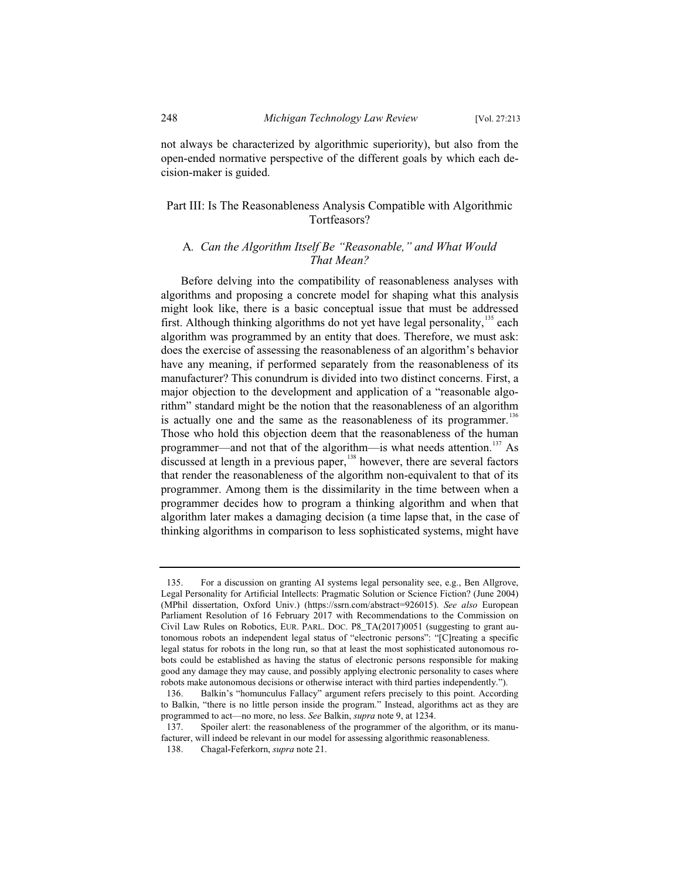not always be characterized by algorithmic superiority), but also from the open-ended normative perspective of the different goals by which each decision-maker is guided.

## Part III: Is The Reasonableness Analysis Compatible with Algorithmic Tortfeasors?

### A. *Can the Algorithm Itself Be "Reasonable," and What Would That Mean?*

Before delving into the compatibility of reasonableness analyses with algorithms and proposing a concrete model for shaping what this analysis might look like, there is a basic conceptual issue that must be addressed first. Although thinking algorithms do not yet have legal personality,[135] each algorithm was programmed by an entity that does. Therefore, we must ask: does the exercise of assessing the reasonableness of an algorithm's behavior have any meaning, if performed separately from the reasonableness of its manufacturer? This conundrum is divided into two distinct concerns. First, a major objection to the development and application of a "reasonable algorithm" standard might be the notion that the reasonableness of an algorithm is actually one and the same as the reasonableness of its programmer.[136] Those who hold this objection deem that the reasonableness of the human programmer—and not that of the algorithm—is what needs attention.[137] As discussed at length in a previous paper,[138] however, there are several factors that render the reasonableness of the algorithm non-equivalent to that of its programmer. Among them is the dissimilarity in the time between when a programmer decides how to program a thinking algorithm and when that algorithm later makes a damaging decision (a time lapse that, in the case of thinking algorithms in comparison to less sophisticated systems, might have

---

135. For a discussion on granting AI systems legal personality see, e.g., Ben Allgrove, Legal Personality for Artificial Intellects: Pragmatic Solution or Science Fiction? (June 2004) (MPhil dissertation, Oxford Univ.) (https://ssrn.com/abstract=926015). *See also* European Parliament Resolution of 16 February 2017 with Recommendations to the Commission on Civil Law Rules on Robotics, EUR. PARL. DOC. P8_TA(2017)0051 (suggesting to grant autonomous robots an independent legal status of "electronic persons": "[C]reating a specific legal status for robots in the long run, so that at least the most sophisticated autonomous robots could be established as having the status of electronic persons responsible for making good any damage they may cause, and possibly applying electronic personality to cases where robots make autonomous decisions or otherwise interact with third parties independently.").

136. Balkin's "homunculus Fallacy" argument refers precisely to this point. According to Balkin, "there is no little person inside the program." Instead, algorithms act as they are programmed to act—no more, no less. *See* Balkin, *supra* note 9, at 1234.

137. Spoiler alert: the reasonableness of the programmer of the algorithm, or its manufacturer, will indeed be relevant in our model for assessing algorithmic reasonableness.

138. Chagal-Feferkorn, *supra* note 21.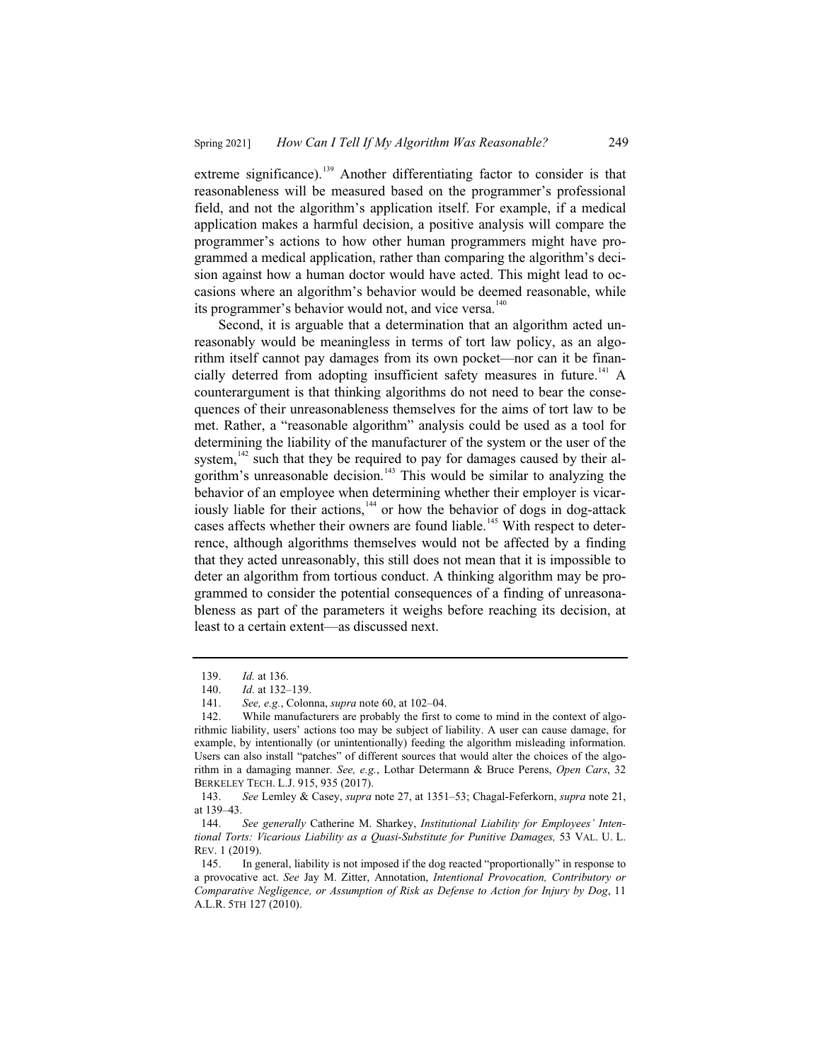extreme significance).[139] Another differentiating factor to consider is that reasonableness will be measured based on the programmer's professional field, and not the algorithm's application itself. For example, if a medical application makes a harmful decision, a positive analysis will compare the programmer's actions to how other human programmers might have programmed a medical application, rather than comparing the algorithm's decision against how a human doctor would have acted. This might lead to occasions where an algorithm's behavior would be deemed reasonable, while its programmer's behavior would not, and vice versa.[140]

Second, it is arguable that a determination that an algorithm acted unreasonably would be meaningless in terms of tort law policy, as an algorithm itself cannot pay damages from its own pocket—nor can it be financially deterred from adopting insufficient safety measures in future.[141] A counterargument is that thinking algorithms do not need to bear the consequences of their unreasonableness themselves for the aims of tort law to be met. Rather, a "reasonable algorithm" analysis could be used as a tool for determining the liability of the manufacturer of the system or the user of the system,[142] such that they be required to pay for damages caused by their algorithm's unreasonable decision.[143] This would be similar to analyzing the behavior of an employee when determining whether their employer is vicariously liable for their actions,[144] or how the behavior of dogs in dog-attack cases affects whether their owners are found liable.[145] With respect to deterrence, although algorithms themselves would not be affected by a finding that they acted unreasonably, this still does not mean that it is impossible to deter an algorithm from tortious conduct. A thinking algorithm may be programmed to consider the potential consequences of a finding of unreasonableness as part of the parameters it weighs before reaching its decision, at least to a certain extent—as discussed next.

---

139. *Id.* at 136.

140. *Id.* at 132–139.

141. *See, e.g.*, Colonna, *supra* note 60, at 102–04.

142. While manufacturers are probably the first to come to mind in the context of algorithmic liability, users' actions too may be subject of liability. A user can cause damage, for example, by intentionally (or unintentionally) feeding the algorithm misleading information. Users can also install "patches" of different sources that would alter the choices of the algorithm in a damaging manner. *See, e.g.*, Lothar Determann & Bruce Perens, *Open Cars*, 32 BERKELEY TECH. L.J. 915, 935 (2017).

143. *See* Lemley & Casey, *supra* note 27, at 1351–53; Chagal-Feferkorn, *supra* note 21, at 139–43.

144. *See generally* Catherine M. Sharkey, *Institutional Liability for Employees' Intentional Torts: Vicarious Liability as a Quasi-Substitute for Punitive Damages,* 53 VAL. U. L. REV. 1 (2019).

145. In general, liability is not imposed if the dog reacted "proportionally" in response to a provocative act. *See* Jay M. Zitter, Annotation, *Intentional Provocation, Contributory or Comparative Negligence, or Assumption of Risk as Defense to Action for Injury by Dog*, 11 A.L.R. 5TH 127 (2010).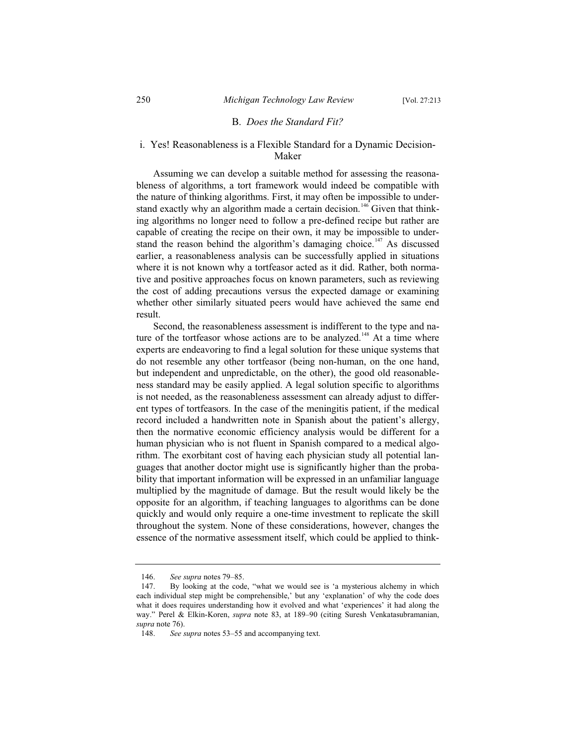## B. *Does the Standard Fit?*

### i. Yes! Reasonableness is a Flexible Standard for a Dynamic Decision-Maker

Assuming we can develop a suitable method for assessing the reasonableness of algorithms, a tort framework would indeed be compatible with the nature of thinking algorithms. First, it may often be impossible to understand exactly why an algorithm made a certain decision.[146] Given that thinking algorithms no longer need to follow a pre-defined recipe but rather are capable of creating the recipe on their own, it may be impossible to understand the reason behind the algorithm's damaging choice.[147] As discussed earlier, a reasonableness analysis can be successfully applied in situations where it is not known why a tortfeasor acted as it did. Rather, both normative and positive approaches focus on known parameters, such as reviewing the cost of adding precautions versus the expected damage or examining whether other similarly situated peers would have achieved the same end result.

Second, the reasonableness assessment is indifferent to the type and nature of the tortfeasor whose actions are to be analyzed.[148] At a time where experts are endeavoring to find a legal solution for these unique systems that do not resemble any other tortfeasor (being non-human, on the one hand, but independent and unpredictable, on the other), the good old reasonableness standard may be easily applied. A legal solution specific to algorithms is not needed, as the reasonableness assessment can already adjust to different types of tortfeasors. In the case of the meningitis patient, if the medical record included a handwritten note in Spanish about the patient's allergy, then the normative economic efficiency analysis would be different for a human physician who is not fluent in Spanish compared to a medical algorithm. The exorbitant cost of having each physician study all potential languages that another doctor might use is significantly higher than the probability that important information will be expressed in an unfamiliar language multiplied by the magnitude of damage. But the result would likely be the opposite for an algorithm, if teaching languages to algorithms can be done quickly and would only require a one-time investment to replicate the skill throughout the system. None of these considerations, however, changes the essence of the normative assessment itself, which could be applied to think-

---

146. *See supra* notes 79–85.

147. By looking at the code, "what we would see is 'a mysterious alchemy in which each individual step might be comprehensible,' but any 'explanation' of why the code does what it does requires understanding how it evolved and what 'experiences' it had along the way." Perel & Elkin-Koren, *supra* note 83, at 189–90 (citing Suresh Venkatasubramanian, *supra* note 76).

148. *See supra* notes 53–55 and accompanying text.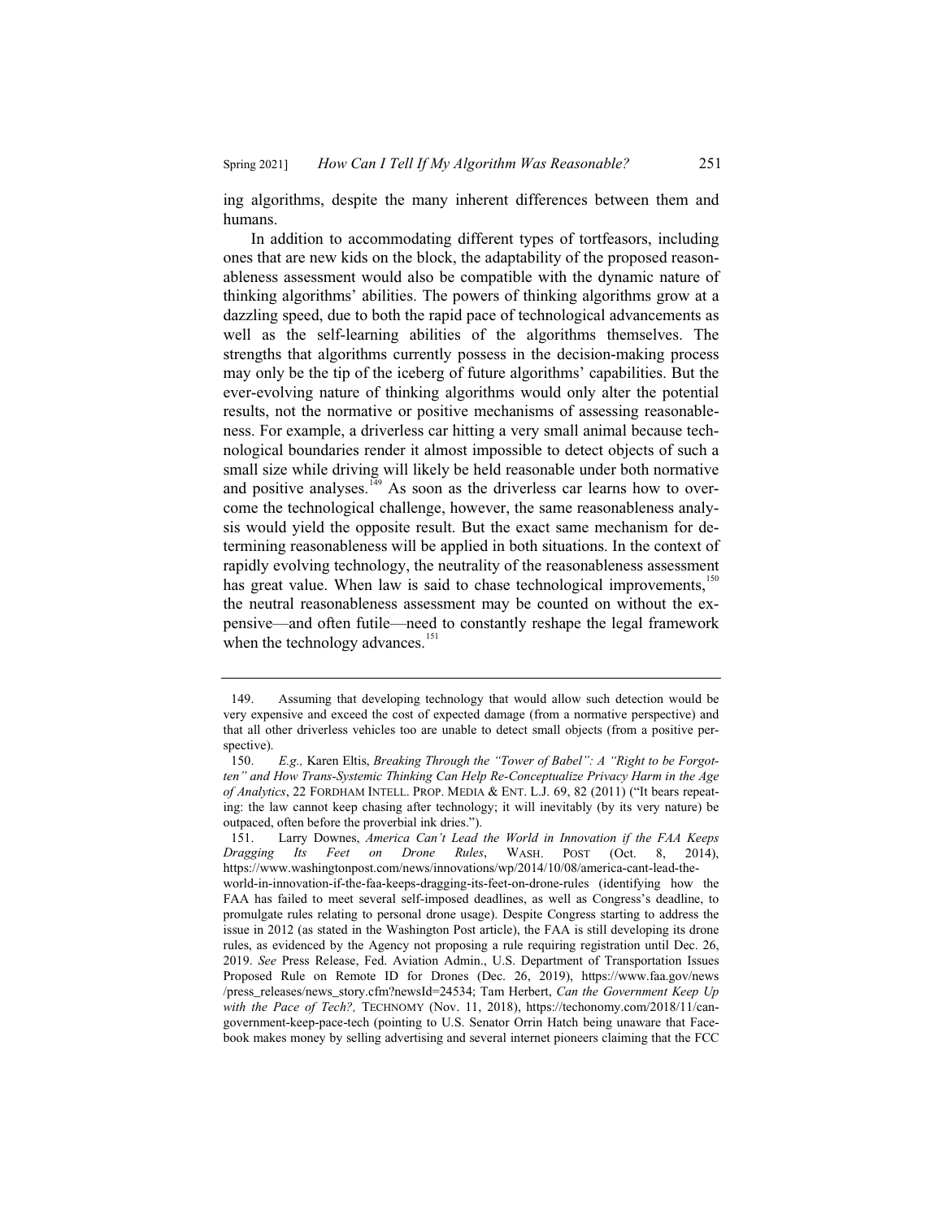ing algorithms, despite the many inherent differences between them and humans.

In addition to accommodating different types of tortfeasors, including ones that are new kids on the block, the adaptability of the proposed reasonableness assessment would also be compatible with the dynamic nature of thinking algorithms' abilities. The powers of thinking algorithms grow at a dazzling speed, due to both the rapid pace of technological advancements as well as the self-learning abilities of the algorithms themselves. The strengths that algorithms currently possess in the decision-making process may only be the tip of the iceberg of future algorithms' capabilities. But the ever-evolving nature of thinking algorithms would only alter the potential results, not the normative or positive mechanisms of assessing reasonableness. For example, a driverless car hitting a very small animal because technological boundaries render it almost impossible to detect objects of such a small size while driving will likely be held reasonable under both normative and positive analyses.[149] As soon as the driverless car learns how to overcome the technological challenge, however, the same reasonableness analysis would yield the opposite result. But the exact same mechanism for determining reasonableness will be applied in both situations. In the context of rapidly evolving technology, the neutrality of the reasonableness assessment has great value. When law is said to chase technological improvements,[150] the neutral reasonableness assessment may be counted on without the expensive—and often futile—need to constantly reshape the legal framework when the technology advances.[151]

---

149. Assuming that developing technology that would allow such detection would be very expensive and exceed the cost of expected damage (from a normative perspective) and that all other driverless vehicles too are unable to detect small objects (from a positive perspective).

150. *E.g.,* Karen Eltis, *Breaking Through the "Tower of Babel": A "Right to be Forgotten" and How Trans-Systemic Thinking Can Help Re-Conceptualize Privacy Harm in the Age of Analytics*, 22 FORDHAM INTELL. PROP. MEDIA & ENT. L.J. 69, 82 (2011) ("It bears repeating: the law cannot keep chasing after technology; it will inevitably (by its very nature) be outpaced, often before the proverbial ink dries.").

151. Larry Downes, *America Can't Lead the World in Innovation if the FAA Keeps Dragging Its Feet on Drone Rules*, WASH. POST (Oct. 8, 2014), https://www.washingtonpost.com/news/innovations/wp/2014/10/08/america-cant-lead-the-world-in-innovation-if-the-faa-keeps-dragging-its-feet-on-drone-rules (identifying how the FAA has failed to meet several self-imposed deadlines, as well as Congress's deadline, to promulgate rules relating to personal drone usage). Despite Congress starting to address the issue in 2012 (as stated in the Washington Post article), the FAA is still developing its drone rules, as evidenced by the Agency not proposing a rule requiring registration until Dec. 26, 2019. *See* Press Release, Fed. Aviation Admin., U.S. Department of Transportation Issues Proposed Rule on Remote ID for Drones (Dec. 26, 2019), https://www.faa.gov/news/press_releases/news_story.cfm?newsId=24534; Tam Herbert, *Can the Government Keep Up with the Pace of Tech?,* TECHNOMY (Nov. 11, 2018), https://techonomy.com/2018/11/can-government-keep-pace-tech (pointing to U.S. Senator Orrin Hatch being unaware that Facebook makes money by selling advertising and several internet pioneers claiming that the FCC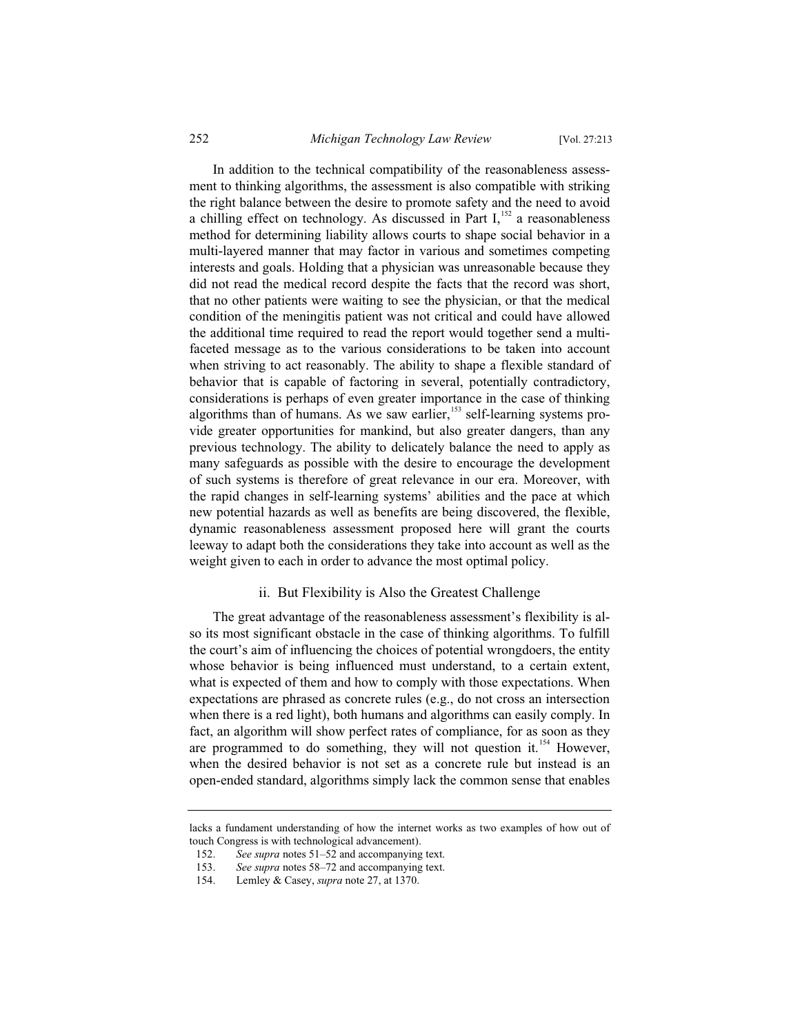In addition to the technical compatibility of the reasonableness assessment to thinking algorithms, the assessment is also compatible with striking the right balance between the desire to promote safety and the need to avoid a chilling effect on technology. As discussed in Part I,[152] a reasonableness method for determining liability allows courts to shape social behavior in a multi-layered manner that may factor in various and sometimes competing interests and goals. Holding that a physician was unreasonable because they did not read the medical record despite the facts that the record was short, that no other patients were waiting to see the physician, or that the medical condition of the meningitis patient was not critical and could have allowed the additional time required to read the report would together send a multi-faceted message as to the various considerations to be taken into account when striving to act reasonably. The ability to shape a flexible standard of behavior that is capable of factoring in several, potentially contradictory, considerations is perhaps of even greater importance in the case of thinking algorithms than of humans. As we saw earlier,[153] self-learning systems provide greater opportunities for mankind, but also greater dangers, than any previous technology. The ability to delicately balance the need to apply as many safeguards as possible with the desire to encourage the development of such systems is therefore of great relevance in our era. Moreover, with the rapid changes in self-learning systems' abilities and the pace at which new potential hazards as well as benefits are being discovered, the flexible, dynamic reasonableness assessment proposed here will grant the courts leeway to adapt both the considerations they take into account as well as the weight given to each in order to advance the most optimal policy.

### ii. But Flexibility is Also the Greatest Challenge

The great advantage of the reasonableness assessment's flexibility is also its most significant obstacle in the case of thinking algorithms. To fulfill the court's aim of influencing the choices of potential wrongdoers, the entity whose behavior is being influenced must understand, to a certain extent, what is expected of them and how to comply with those expectations. When expectations are phrased as concrete rules (e.g., do not cross an intersection when there is a red light), both humans and algorithms can easily comply. In fact, an algorithm will show perfect rates of compliance, for as soon as they are programmed to do something, they will not question it.[154] However, when the desired behavior is not set as a concrete rule but instead is an open-ended standard, algorithms simply lack the common sense that enables

---

lacks a fundament understanding of how the internet works as two examples of how out of touch Congress is with technological advancement).

152. *See supra* notes 51–52 and accompanying text.

153. *See supra* notes 58–72 and accompanying text.

154. Lemley & Casey, *supra* note 27, at 1370.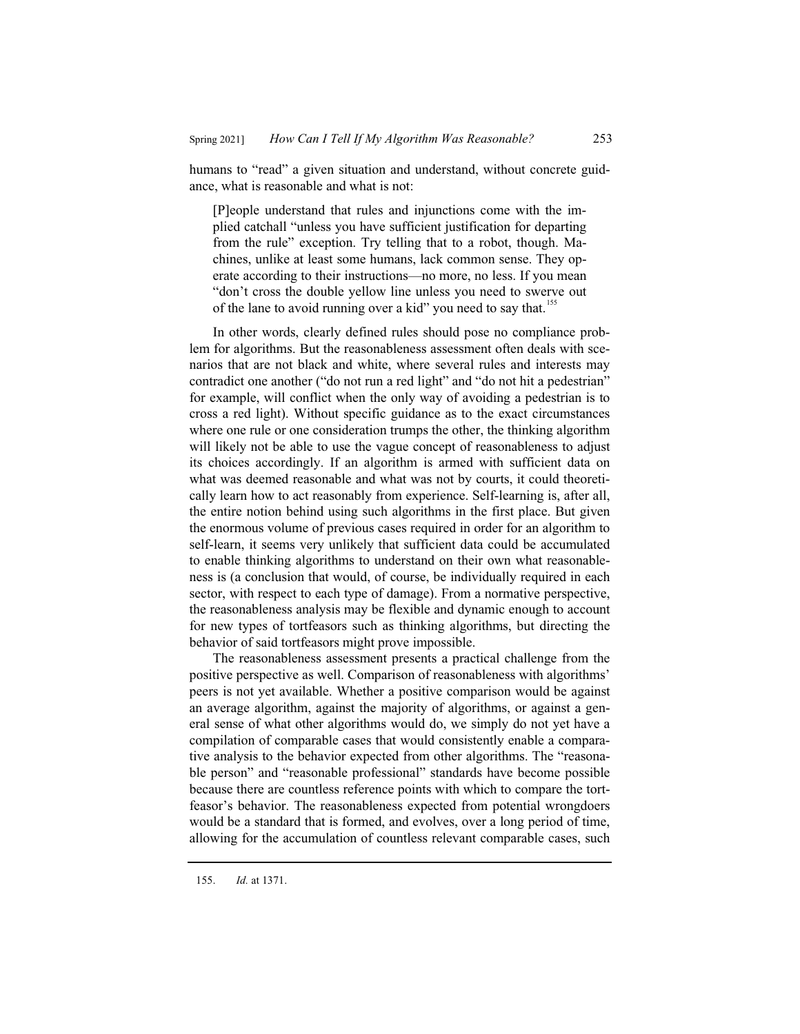humans to "read" a given situation and understand, without concrete guidance, what is reasonable and what is not:

> [P]eople understand that rules and injunctions come with the implied catchall "unless you have sufficient justification for departing from the rule" exception. Try telling that to a robot, though. Machines, unlike at least some humans, lack common sense. They operate according to their instructions—no more, no less. If you mean "don't cross the double yellow line unless you need to swerve out of the lane to avoid running over a kid" you need to say that.[155]

In other words, clearly defined rules should pose no compliance problem for algorithms. But the reasonableness assessment often deals with scenarios that are not black and white, where several rules and interests may contradict one another ("do not run a red light" and "do not hit a pedestrian" for example, will conflict when the only way of avoiding a pedestrian is to cross a red light). Without specific guidance as to the exact circumstances where one rule or one consideration trumps the other, the thinking algorithm will likely not be able to use the vague concept of reasonableness to adjust its choices accordingly. If an algorithm is armed with sufficient data on what was deemed reasonable and what was not by courts, it could theoretically learn how to act reasonably from experience. Self-learning is, after all, the entire notion behind using such algorithms in the first place. But given the enormous volume of previous cases required in order for an algorithm to self-learn, it seems very unlikely that sufficient data could be accumulated to enable thinking algorithms to understand on their own what reasonableness is (a conclusion that would, of course, be individually required in each sector, with respect to each type of damage). From a normative perspective, the reasonableness analysis may be flexible and dynamic enough to account for new types of tortfeasors such as thinking algorithms, but directing the behavior of said tortfeasors might prove impossible.

The reasonableness assessment presents a practical challenge from the positive perspective as well. Comparison of reasonableness with algorithms' peers is not yet available. Whether a positive comparison would be against an average algorithm, against the majority of algorithms, or against a general sense of what other algorithms would do, we simply do not yet have a compilation of comparable cases that would consistently enable a comparative analysis to the behavior expected from other algorithms. The "reasonable person" and "reasonable professional" standards have become possible because there are countless reference points with which to compare the tortfeasor's behavior. The reasonableness expected from potential wrongdoers would be a standard that is formed, and evolves, over a long period of time, allowing for the accumulation of countless relevant comparable cases, such

---

155. *Id.* at 1371.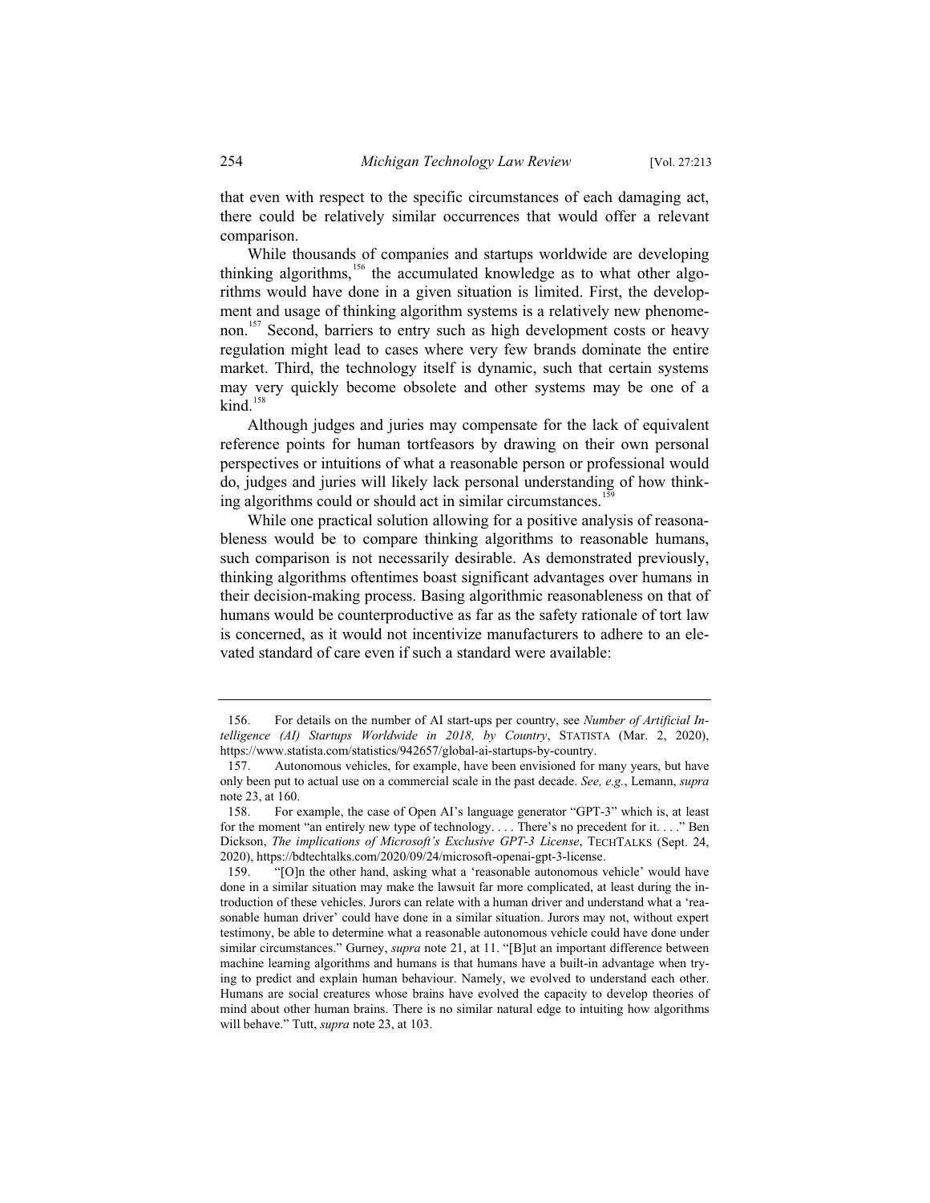that even with respect to the specific circumstances of each damaging act, there could be relatively similar occurrences that would offer a relevant comparison.

While thousands of companies and startups worldwide are developing thinking algorithms,[156] the accumulated knowledge as to what other algorithms would have done in a given situation is limited. First, the development and usage of thinking algorithm systems is a relatively new phenomenon.[157] Second, barriers to entry such as high development costs or heavy regulation might lead to cases where very few brands dominate the entire market. Third, the technology itself is dynamic, such that certain systems may very quickly become obsolete and other systems may be one of a kind.[158]

Although judges and juries may compensate for the lack of equivalent reference points for human tortfeasors by drawing on their own personal perspectives or intuitions of what a reasonable person or professional would do, judges and juries will likely lack personal understanding of how thinking algorithms could or should act in similar circumstances.[159]

While one practical solution allowing for a positive analysis of reasonableness would be to compare thinking algorithms to reasonable humans, such comparison is not necessarily desirable. As demonstrated previously, thinking algorithms oftentimes boast significant advantages over humans in their decision-making process. Basing algorithmic reasonableness on that of humans would be counterproductive as far as the safety rationale of tort law is concerned, as it would not incentivize manufacturers to adhere to an elevated standard of care even if such a standard were available:

---

156. For details on the number of AI start-ups per country, see *Number of Artificial Intelligence (AI) Startups Worldwide in 2018, by Country*, STATISTA (Mar. 2, 2020), https://www.statista.com/statistics/942657/global-ai-startups-by-country.

157. Autonomous vehicles, for example, have been envisioned for many years, but have only been put to actual use on a commercial scale in the past decade. *See, e.g.*, Lemann, *supra* note 23, at 160.

158. For example, the case of Open AI's language generator "GPT-3" which is, at least for the moment "an entirely new type of technology. . . . There's no precedent for it. . . ." Ben Dickson, *The implications of Microsoft's Exclusive GPT-3 License*, TECHTALKS (Sept. 24, 2020), https://bdtechtalks.com/2020/09/24/microsoft-openai-gpt-3-license.

159. "[O]n the other hand, asking what a 'reasonable autonomous vehicle' would have done in a similar situation may make the lawsuit far more complicated, at least during the introduction of these vehicles. Jurors can relate with a human driver and understand what a 'reasonable human driver' could have done in a similar situation. Jurors may not, without expert testimony, be able to determine what a reasonable autonomous vehicle could have done under similar circumstances." Gurney, *supra* note 21, at 11. "[B]ut an important difference between machine learning algorithms and humans is that humans have a built-in advantage when trying to predict and explain human behaviour. Namely, we evolved to understand each other. Humans are social creatures whose brains have evolved the capacity to develop theories of mind about other human brains. There is no similar natural edge to intuiting how algorithms will behave." Tutt, *supra* note 23, at 103.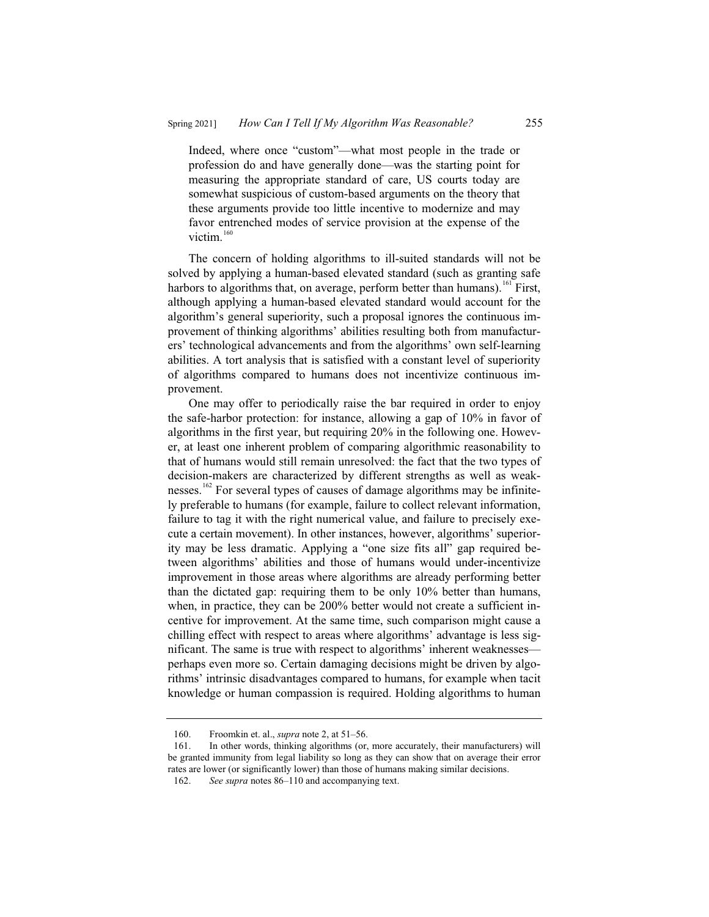> Indeed, where once "custom"—what most people in the trade or profession do and have generally done—was the starting point for measuring the appropriate standard of care, US courts today are somewhat suspicious of custom-based arguments on the theory that these arguments provide too little incentive to modernize and may favor entrenched modes of service provision at the expense of the victim.[160]

The concern of holding algorithms to ill-suited standards will not be solved by applying a human-based elevated standard (such as granting safe harbors to algorithms that, on average, perform better than humans).[161] First, although applying a human-based elevated standard would account for the algorithm's general superiority, such a proposal ignores the continuous improvement of thinking algorithms' abilities resulting both from manufacturers' technological advancements and from the algorithms' own self-learning abilities. A tort analysis that is satisfied with a constant level of superiority of algorithms compared to humans does not incentivize continuous improvement.

One may offer to periodically raise the bar required in order to enjoy the safe-harbor protection: for instance, allowing a gap of 10% in favor of algorithms in the first year, but requiring 20% in the following one. However, at least one inherent problem of comparing algorithmic reasonability to that of humans would still remain unresolved: the fact that the two types of decision-makers are characterized by different strengths as well as weaknesses.[162] For several types of causes of damage algorithms may be infinitely preferable to humans (for example, failure to collect relevant information, failure to tag it with the right numerical value, and failure to precisely execute a certain movement). In other instances, however, algorithms' superiority may be less dramatic. Applying a "one size fits all" gap required between algorithms' abilities and those of humans would under-incentivize improvement in those areas where algorithms are already performing better than the dictated gap: requiring them to be only 10% better than humans, when, in practice, they can be 200% better would not create a sufficient incentive for improvement. At the same time, such comparison might cause a chilling effect with respect to areas where algorithms' advantage is less significant. The same is true with respect to algorithms' inherent weaknesses—perhaps even more so. Certain damaging decisions might be driven by algorithms' intrinsic disadvantages compared to humans, for example when tacit knowledge or human compassion is required. Holding algorithms to human

---

160. Froomkin et. al., *supra* note 2, at 51–56.

161. In other words, thinking algorithms (or, more accurately, their manufacturers) will be granted immunity from legal liability so long as they can show that on average their error rates are lower (or significantly lower) than those of humans making similar decisions.

162. *See supra* notes 86–110 and accompanying text.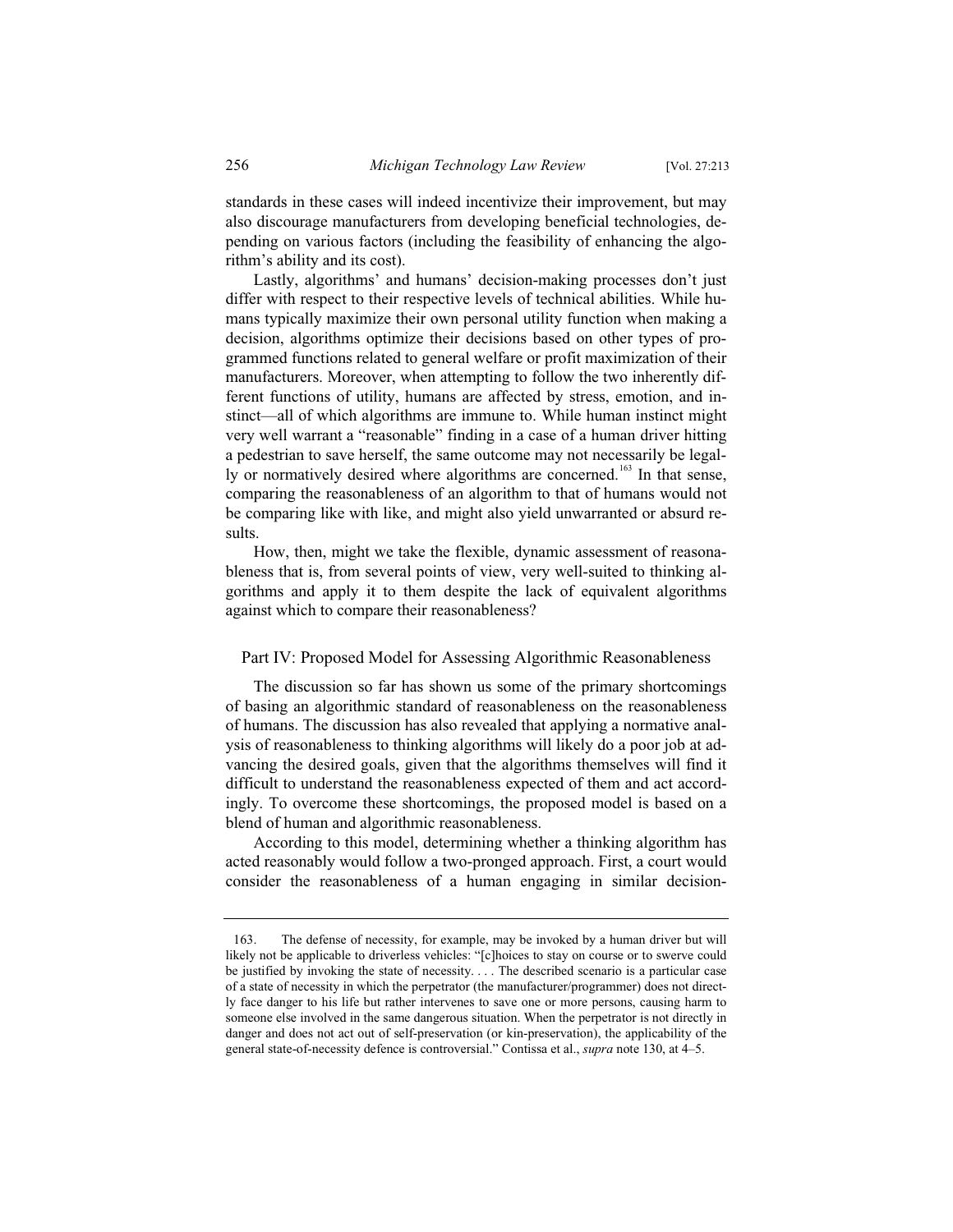standards in these cases will indeed incentivize their improvement, but may also discourage manufacturers from developing beneficial technologies, depending on various factors (including the feasibility of enhancing the algorithm's ability and its cost).

Lastly, algorithms' and humans' decision-making processes don't just differ with respect to their respective levels of technical abilities. While humans typically maximize their own personal utility function when making a decision, algorithms optimize their decisions based on other types of programmed functions related to general welfare or profit maximization of their manufacturers. Moreover, when attempting to follow the two inherently different functions of utility, humans are affected by stress, emotion, and instinct—all of which algorithms are immune to. While human instinct might very well warrant a "reasonable" finding in a case of a human driver hitting a pedestrian to save herself, the same outcome may not necessarily be legally or normatively desired where algorithms are concerned.[163] In that sense, comparing the reasonableness of an algorithm to that of humans would not be comparing like with like, and might also yield unwarranted or absurd results.

How, then, might we take the flexible, dynamic assessment of reasonableness that is, from several points of view, very well-suited to thinking algorithms and apply it to them despite the lack of equivalent algorithms against which to compare their reasonableness?

## Part IV: Proposed Model for Assessing Algorithmic Reasonableness

The discussion so far has shown us some of the primary shortcomings of basing an algorithmic standard of reasonableness on the reasonableness of humans. The discussion has also revealed that applying a normative analysis of reasonableness to thinking algorithms will likely do a poor job at advancing the desired goals, given that the algorithms themselves will find it difficult to understand the reasonableness expected of them and act accordingly. To overcome these shortcomings, the proposed model is based on a blend of human and algorithmic reasonableness.

According to this model, determining whether a thinking algorithm has acted reasonably would follow a two-pronged approach. First, a court would consider the reasonableness of a human engaging in similar decision-

---

163. The defense of necessity, for example, may be invoked by a human driver but will likely not be applicable to driverless vehicles: "[c]hoices to stay on course or to swerve could be justified by invoking the state of necessity. . . . The described scenario is a particular case of a state of necessity in which the perpetrator (the manufacturer/programmer) does not directly face danger to his life but rather intervenes to save one or more persons, causing harm to someone else involved in the same dangerous situation. When the perpetrator is not directly in danger and does not act out of self-preservation (or kin-preservation), the applicability of the general state-of-necessity defence is controversial." Contissa et al., *supra* note 130, at 4–5.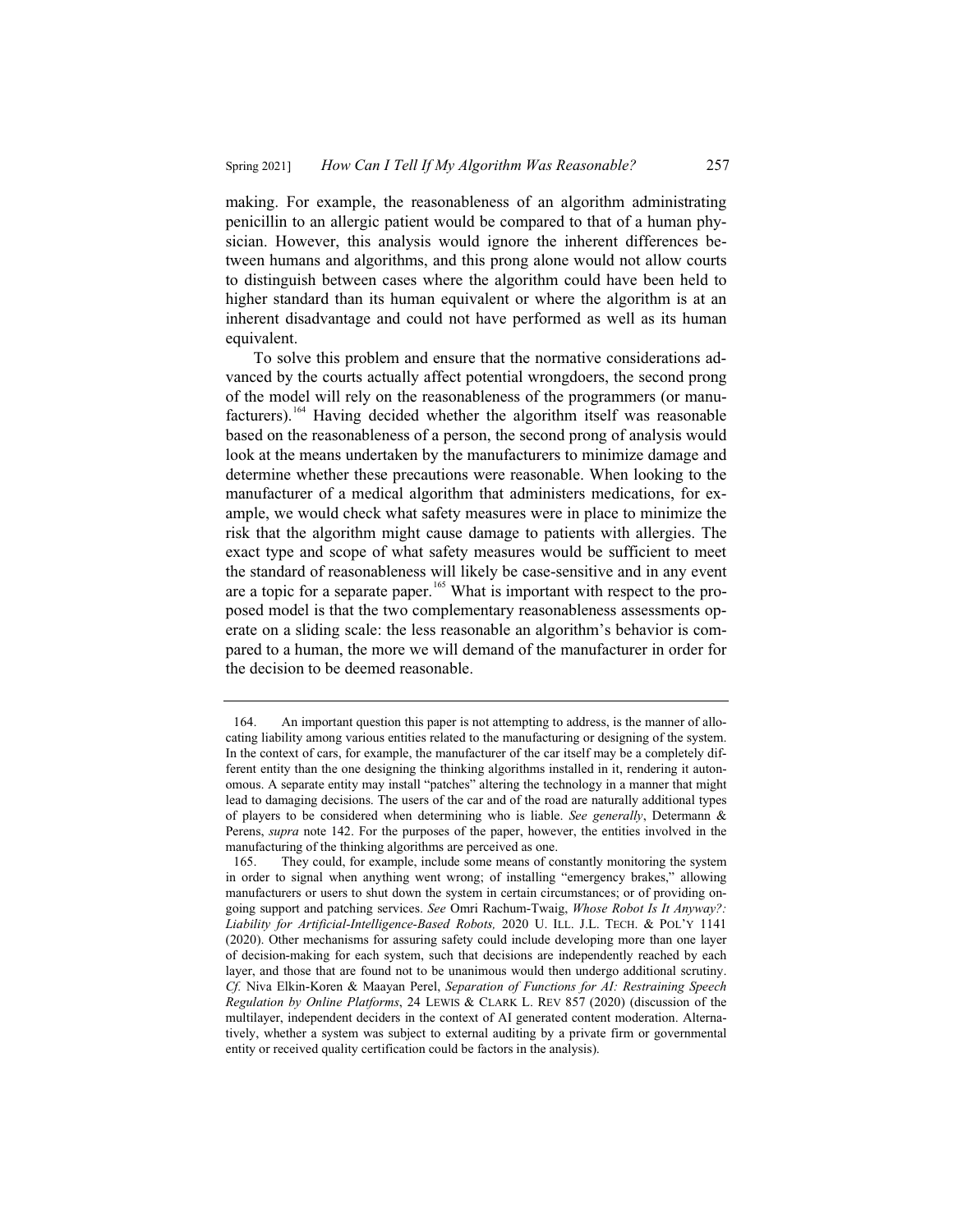making. For example, the reasonableness of an algorithm administrating penicillin to an allergic patient would be compared to that of a human physician. However, this analysis would ignore the inherent differences between humans and algorithms, and this prong alone would not allow courts to distinguish between cases where the algorithm could have been held to higher standard than its human equivalent or where the algorithm is at an inherent disadvantage and could not have performed as well as its human equivalent.

To solve this problem and ensure that the normative considerations advanced by the courts actually affect potential wrongdoers, the second prong of the model will rely on the reasonableness of the programmers (or manufacturers).[164] Having decided whether the algorithm itself was reasonable based on the reasonableness of a person, the second prong of analysis would look at the means undertaken by the manufacturers to minimize damage and determine whether these precautions were reasonable. When looking to the manufacturer of a medical algorithm that administers medications, for example, we would check what safety measures were in place to minimize the risk that the algorithm might cause damage to patients with allergies. The exact type and scope of what safety measures would be sufficient to meet the standard of reasonableness will likely be case-sensitive and in any event are a topic for a separate paper.[165] What is important with respect to the proposed model is that the two complementary reasonableness assessments operate on a sliding scale: the less reasonable an algorithm's behavior is compared to a human, the more we will demand of the manufacturer in order for the decision to be deemed reasonable.

---

164. An important question this paper is not attempting to address, is the manner of allocating liability among various entities related to the manufacturing or designing of the system. In the context of cars, for example, the manufacturer of the car itself may be a completely different entity than the one designing the thinking algorithms installed in it, rendering it autonomous. A separate entity may install "patches" altering the technology in a manner that might lead to damaging decisions. The users of the car and of the road are naturally additional types of players to be considered when determining who is liable. *See generally*, Determann & Perens, *supra* note 142. For the purposes of the paper, however, the entities involved in the manufacturing of the thinking algorithms are perceived as one.

165. They could, for example, include some means of constantly monitoring the system in order to signal when anything went wrong; of installing "emergency brakes," allowing manufacturers or users to shut down the system in certain circumstances; or of providing ongoing support and patching services. *See* Omri Rachum-Twaig, *Whose Robot Is It Anyway?: Liability for Artificial-Intelligence-Based Robots,* 2020 U. ILL. J.L. TECH. & POL'Y 1141 (2020). Other mechanisms for assuring safety could include developing more than one layer of decision-making for each system, such that decisions are independently reached by each layer, and those that are found not to be unanimous would then undergo additional scrutiny. *Cf.* Niva Elkin-Koren & Maayan Perel, *Separation of Functions for AI: Restraining Speech Regulation by Online Platforms*, 24 LEWIS & CLARK L. REV 857 (2020) (discussion of the multilayer, independent deciders in the context of AI generated content moderation. Alternatively, whether a system was subject to external auditing by a private firm or governmental entity or received quality certification could be factors in the analysis).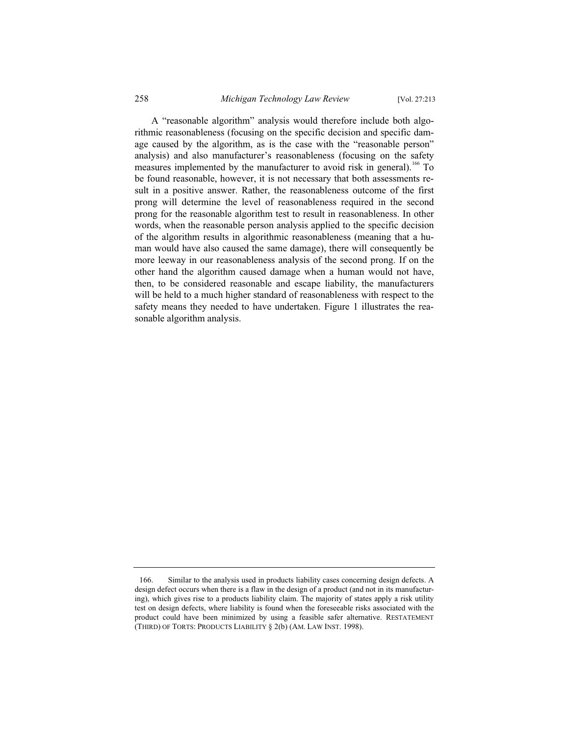A "reasonable algorithm" analysis would therefore include both algorithmic reasonableness (focusing on the specific decision and specific damage caused by the algorithm, as is the case with the "reasonable person" analysis) and also manufacturer's reasonableness (focusing on the safety measures implemented by the manufacturer to avoid risk in general).[166] To be found reasonable, however, it is not necessary that both assessments result in a positive answer. Rather, the reasonableness outcome of the first prong will determine the level of reasonableness required in the second prong for the reasonable algorithm test to result in reasonableness. In other words, when the reasonable person analysis applied to the specific decision of the algorithm results in algorithmic reasonableness (meaning that a human would have also caused the same damage), there will consequently be more leeway in our reasonableness analysis of the second prong. If on the other hand the algorithm caused damage when a human would not have, then, to be considered reasonable and escape liability, the manufacturers will be held to a much higher standard of reasonableness with respect to the safety means they needed to have undertaken. Figure 1 illustrates the reasonable algorithm analysis.

---

166. Similar to the analysis used in products liability cases concerning design defects. A design defect occurs when there is a flaw in the design of a product (and not in its manufacturing), which gives rise to a products liability claim. The majority of states apply a risk utility test on design defects, where liability is found when the foreseeable risks associated with the product could have been minimized by using a feasible safer alternative. RESTATEMENT (THIRD) OF TORTS: PRODUCTS LIABILITY § 2(b) (AM. LAW INST. 1998).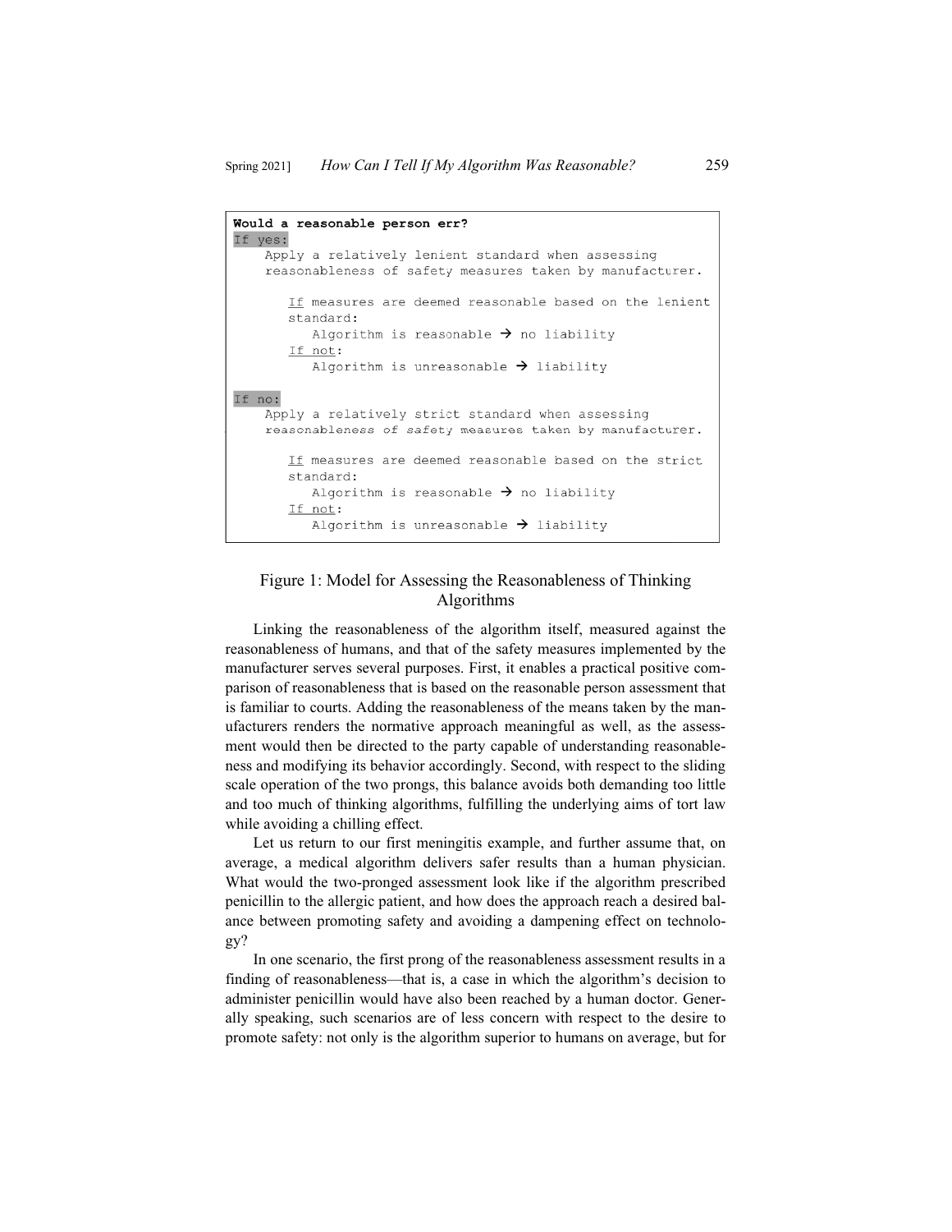```
Would a reasonable person err?
If yes:
    Apply a relatively lenient standard when assessing
    reasonableness of safety measures taken by manufacturer.

       If measures are deemed reasonable based on the lenient
       standard:
          Algorithm is reasonable → no liability
       If not:
          Algorithm is unreasonable → liability

If no:
    Apply a relatively strict standard when assessing
    reasonableness of safety measures taken by manufacturer.

       If measures are deemed reasonable based on the strict
       standard:
          Algorithm is reasonable → no liability
       If not:
          Algorithm is unreasonable → liability
```

Figure 1: Model for Assessing the Reasonableness of Thinking Algorithms

Linking the reasonableness of the algorithm itself, measured against the reasonableness of humans, and that of the safety measures implemented by the manufacturer serves several purposes. First, it enables a practical positive comparison of reasonableness that is based on the reasonable person assessment that is familiar to courts. Adding the reasonableness of the means taken by the manufacturers renders the normative approach meaningful as well, as the assessment would then be directed to the party capable of understanding reasonableness and modifying its behavior accordingly. Second, with respect to the sliding scale operation of the two prongs, this balance avoids both demanding too little and too much of thinking algorithms, fulfilling the underlying aims of tort law while avoiding a chilling effect.

Let us return to our first meningitis example, and further assume that, on average, a medical algorithm delivers safer results than a human physician. What would the two-pronged assessment look like if the algorithm prescribed penicillin to the allergic patient, and how does the approach reach a desired balance between promoting safety and avoiding a dampening effect on technology?

In one scenario, the first prong of the reasonableness assessment results in a finding of reasonableness—that is, a case in which the algorithm's decision to administer penicillin would have also been reached by a human doctor. Generally speaking, such scenarios are of less concern with respect to the desire to promote safety: not only is the algorithm superior to humans on average, but for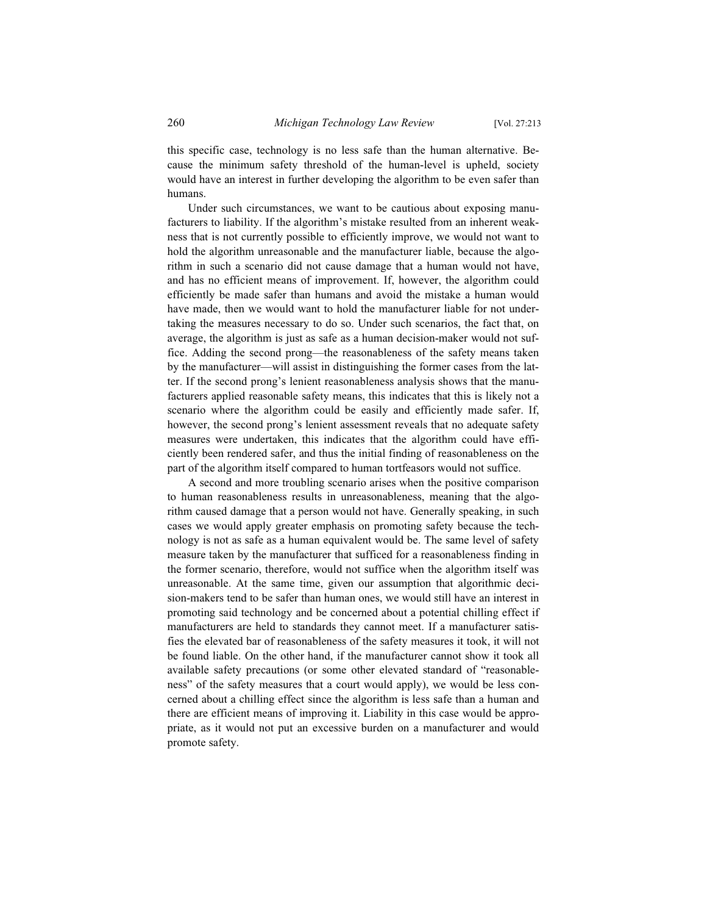this specific case, technology is no less safe than the human alternative. Because the minimum safety threshold of the human-level is upheld, society would have an interest in further developing the algorithm to be even safer than humans.

Under such circumstances, we want to be cautious about exposing manufacturers to liability. If the algorithm's mistake resulted from an inherent weakness that is not currently possible to efficiently improve, we would not want to hold the algorithm unreasonable and the manufacturer liable, because the algorithm in such a scenario did not cause damage that a human would not have, and has no efficient means of improvement. If, however, the algorithm could efficiently be made safer than humans and avoid the mistake a human would have made, then we would want to hold the manufacturer liable for not undertaking the measures necessary to do so. Under such scenarios, the fact that, on average, the algorithm is just as safe as a human decision-maker would not suffice. Adding the second prong—the reasonableness of the safety means taken by the manufacturer—will assist in distinguishing the former cases from the latter. If the second prong's lenient reasonableness analysis shows that the manufacturers applied reasonable safety means, this indicates that this is likely not a scenario where the algorithm could be easily and efficiently made safer. If, however, the second prong's lenient assessment reveals that no adequate safety measures were undertaken, this indicates that the algorithm could have efficiently been rendered safer, and thus the initial finding of reasonableness on the part of the algorithm itself compared to human tortfeasors would not suffice.

A second and more troubling scenario arises when the positive comparison to human reasonableness results in unreasonableness, meaning that the algorithm caused damage that a person would not have. Generally speaking, in such cases we would apply greater emphasis on promoting safety because the technology is not as safe as a human equivalent would be. The same level of safety measure taken by the manufacturer that sufficed for a reasonableness finding in the former scenario, therefore, would not suffice when the algorithm itself was unreasonable. At the same time, given our assumption that algorithmic decision-makers tend to be safer than human ones, we would still have an interest in promoting said technology and be concerned about a potential chilling effect if manufacturers are held to standards they cannot meet. If a manufacturer satisfies the elevated bar of reasonableness of the safety measures it took, it will not be found liable. On the other hand, if the manufacturer cannot show it took all available safety precautions (or some other elevated standard of "reasonableness" of the safety measures that a court would apply), we would be less concerned about a chilling effect since the algorithm is less safe than a human and there are efficient means of improving it. Liability in this case would be appropriate, as it would not put an excessive burden on a manufacturer and would promote safety.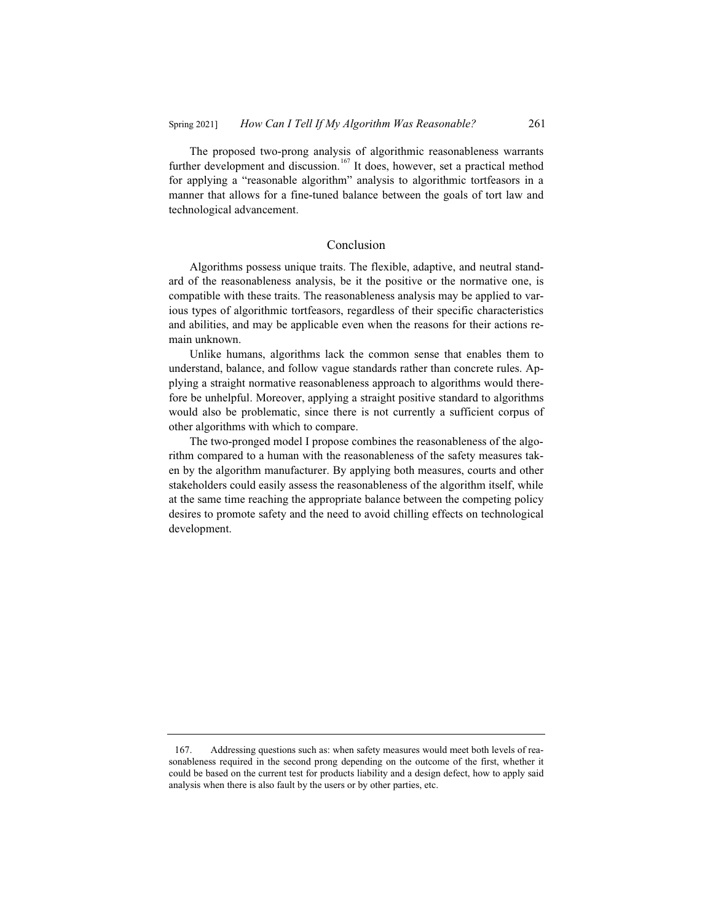The proposed two-prong analysis of algorithmic reasonableness warrants further development and discussion.[167] It does, however, set a practical method for applying a "reasonable algorithm" analysis to algorithmic tortfeasors in a manner that allows for a fine-tuned balance between the goals of tort law and technological advancement.

## Conclusion

Algorithms possess unique traits. The flexible, adaptive, and neutral standard of the reasonableness analysis, be it the positive or the normative one, is compatible with these traits. The reasonableness analysis may be applied to various types of algorithmic tortfeasors, regardless of their specific characteristics and abilities, and may be applicable even when the reasons for their actions remain unknown.

Unlike humans, algorithms lack the common sense that enables them to understand, balance, and follow vague standards rather than concrete rules. Applying a straight normative reasonableness approach to algorithms would therefore be unhelpful. Moreover, applying a straight positive standard to algorithms would also be problematic, since there is not currently a sufficient corpus of other algorithms with which to compare.

The two-pronged model I propose combines the reasonableness of the algorithm compared to a human with the reasonableness of the safety measures taken by the algorithm manufacturer. By applying both measures, courts and other stakeholders could easily assess the reasonableness of the algorithm itself, while at the same time reaching the appropriate balance between the competing policy desires to promote safety and the need to avoid chilling effects on technological development.

---

167. Addressing questions such as: when safety measures would meet both levels of reasonableness required in the second prong depending on the outcome of the first, whether it could be based on the current test for products liability and a design defect, how to apply said analysis when there is also fault by the users or by other parties, etc.